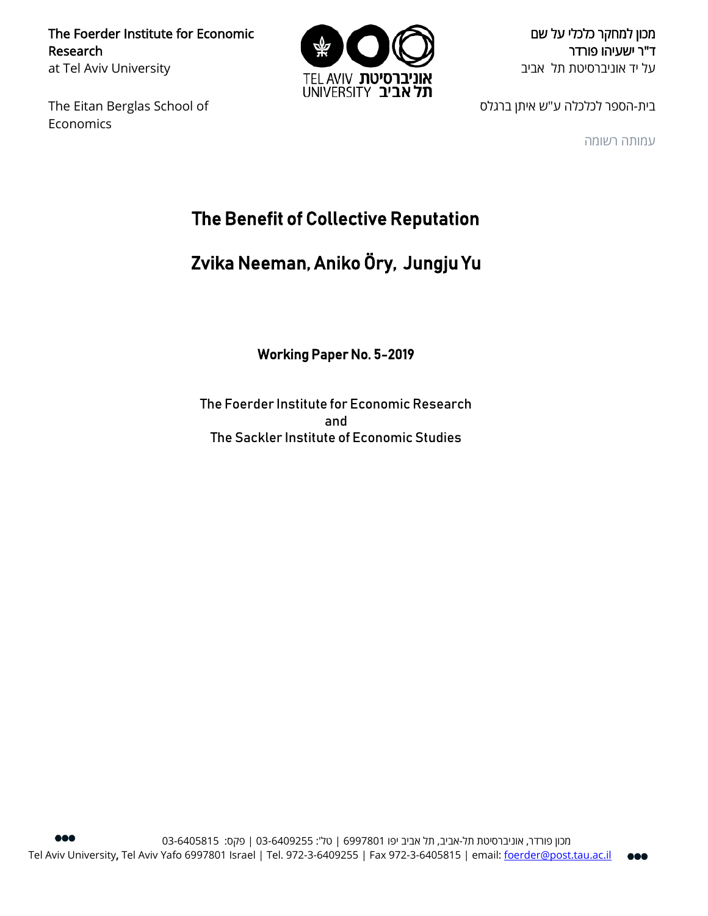The Foerder Institute for Economic Research
at Tel Aviv University

מכון למחקר כלכלי על שם
ד"ר ישעיהו פורדר
על יד אוניברסיטת תל אביב

TEL AVIV UNIVERSITY אוניברסיטת תל אביב

The Eitan Berglas School of Economics

בית-הספר לכלכלה ע"ש איתן ברגלס

עמותה רשומה

# The Benefit of Collective Reputation

## Zvika Neeman, Aniko Öry, Jungju Yu

**Working Paper No. 5-2019**

The Foerder Institute for Economic Research
and
The Sackler Institute of Economic Studies

מכון פורדר, אוניברסיטת תל-אביב, תל אביב יפו 6997801 | טל': 03-6409255 | פקס: 03-6405815
Tel Aviv University, Tel Aviv Yafo 6997801 Israel | Tel. 972-3-6409255 | Fax 972-3-6405815 | email: foerder@post.tau.ac.il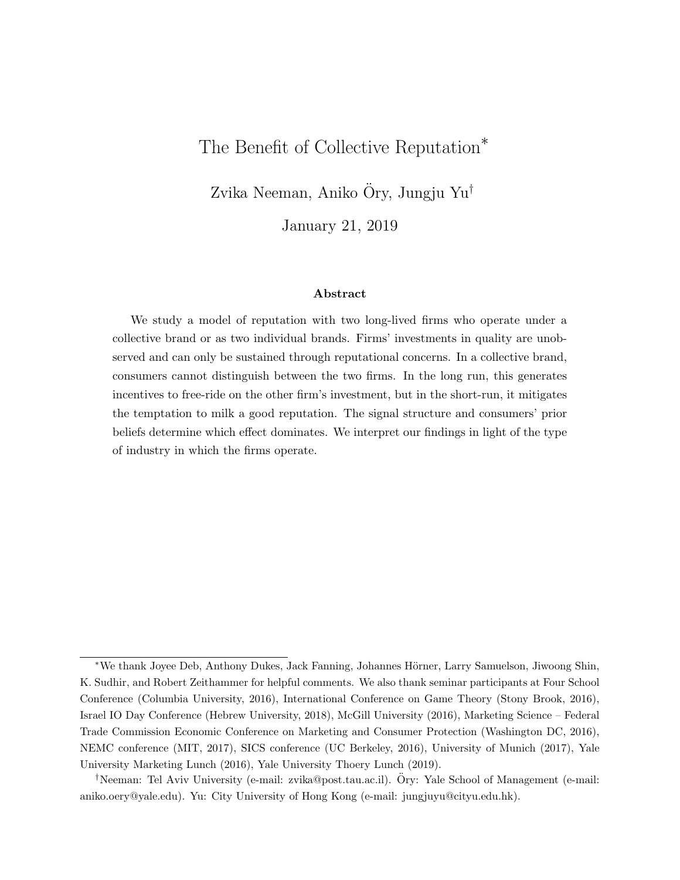# The Benefit of Collective Reputation*

Zvika Neeman, Aniko Öry, Jungju Yu†

January 21, 2019

### Abstract

We study a model of reputation with two long-lived firms who operate under a collective brand or as two individual brands. Firms' investments in quality are unobserved and can only be sustained through reputational concerns. In a collective brand, consumers cannot distinguish between the two firms. In the long run, this generates incentives to free-ride on the other firm's investment, but in the short-run, it mitigates the temptation to milk a good reputation. The signal structure and consumers' prior beliefs determine which effect dominates. We interpret our findings in light of the type of industry in which the firms operate.

---

*We thank Joyee Deb, Anthony Dukes, Jack Fanning, Johannes Hörner, Larry Samuelson, Jiwoong Shin, K. Sudhir, and Robert Zeithammer for helpful comments. We also thank seminar participants at Four School Conference (Columbia University, 2016), International Conference on Game Theory (Stony Brook, 2016), Israel IO Day Conference (Hebrew University, 2018), McGill University (2016), Marketing Science – Federal Trade Commission Economic Conference on Marketing and Consumer Protection (Washington DC, 2016), NEMC conference (MIT, 2017), SICS conference (UC Berkeley, 2016), University of Munich (2017), Yale University Marketing Lunch (2016), Yale University Thoery Lunch (2019).

†Neeman: Tel Aviv University (e-mail: zvika@post.tau.ac.il). Öry: Yale School of Management (e-mail: aniko.oery@yale.edu). Yu: City University of Hong Kong (e-mail: jungjuyu@cityu.edu.hk).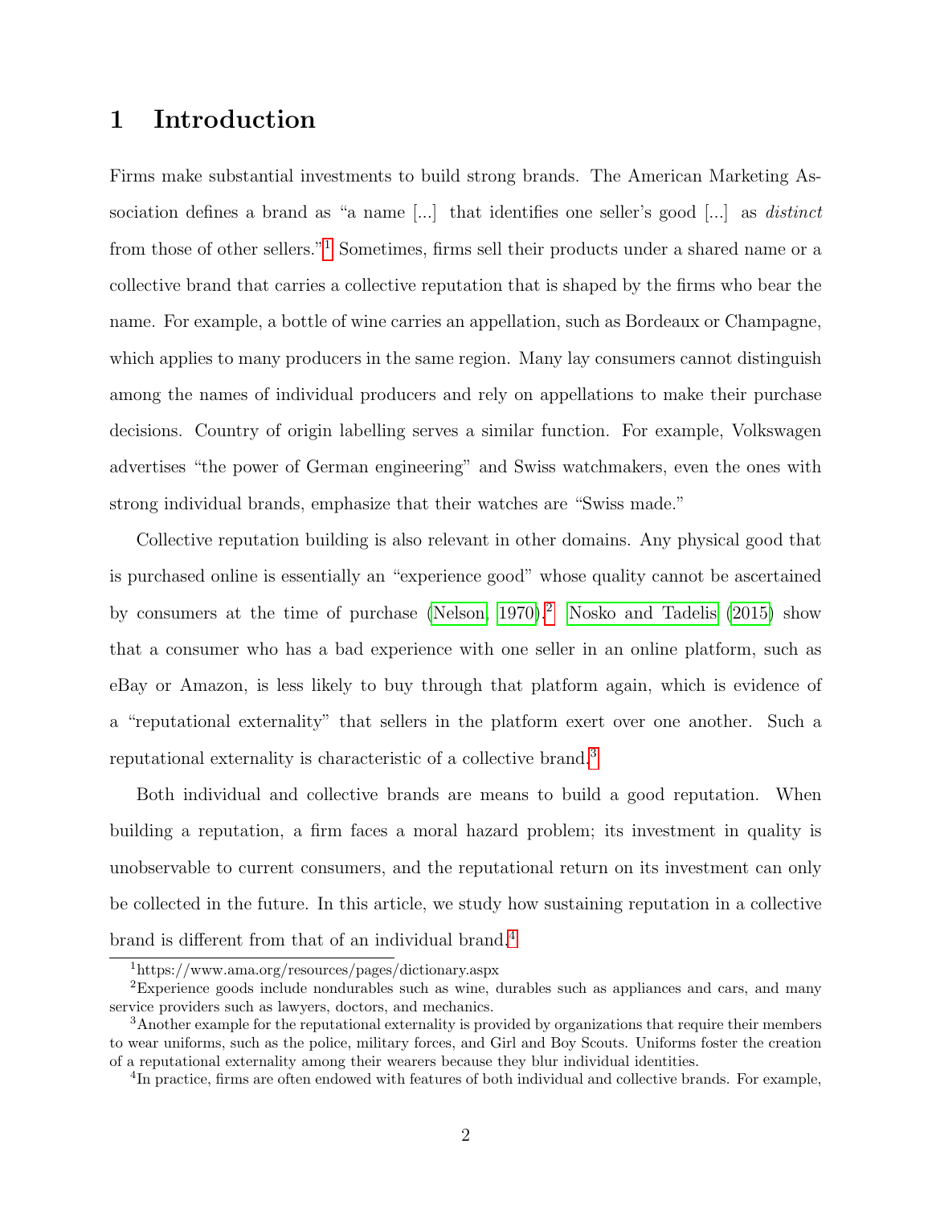# 1 Introduction

Firms make substantial investments to build strong brands. The American Marketing Association defines a brand as "a name [...] that identifies one seller's good [...] as *distinct* from those of other sellers."[1] Sometimes, firms sell their products under a shared name or a collective brand that carries a collective reputation that is shaped by the firms who bear the name. For example, a bottle of wine carries an appellation, such as Bordeaux or Champagne, which applies to many producers in the same region. Many lay consumers cannot distinguish among the names of individual producers and rely on appellations to make their purchase decisions. Country of origin labelling serves a similar function. For example, Volkswagen advertises "the power of German engineering" and Swiss watchmakers, even the ones with strong individual brands, emphasize that their watches are "Swiss made."

Collective reputation building is also relevant in other domains. Any physical good that is purchased online is essentially an "experience good" whose quality cannot be ascertained by consumers at the time of purchase (Nelson, 1970).[2] Nosko and Tadelis (2015) show that a consumer who has a bad experience with one seller in an online platform, such as eBay or Amazon, is less likely to buy through that platform again, which is evidence of a "reputational externality" that sellers in the platform exert over one another. Such a reputational externality is characteristic of a collective brand.[3]

Both individual and collective brands are means to build a good reputation. When building a reputation, a firm faces a moral hazard problem; its investment in quality is unobservable to current consumers, and the reputational return on its investment can only be collected in the future. In this article, we study how sustaining reputation in a collective brand is different from that of an individual brand.[4]

[1] https://www.ama.org/resources/pages/dictionary.aspx

[2] Experience goods include nondurables such as wine, durables such as appliances and cars, and many service providers such as lawyers, doctors, and mechanics.

[3] Another example for the reputational externality is provided by organizations that require their members to wear uniforms, such as the police, military forces, and Girl and Boy Scouts. Uniforms foster the creation of a reputational externality among their wearers because they blur individual identities.

[4] In practice, firms are often endowed with features of both individual and collective brands. For example,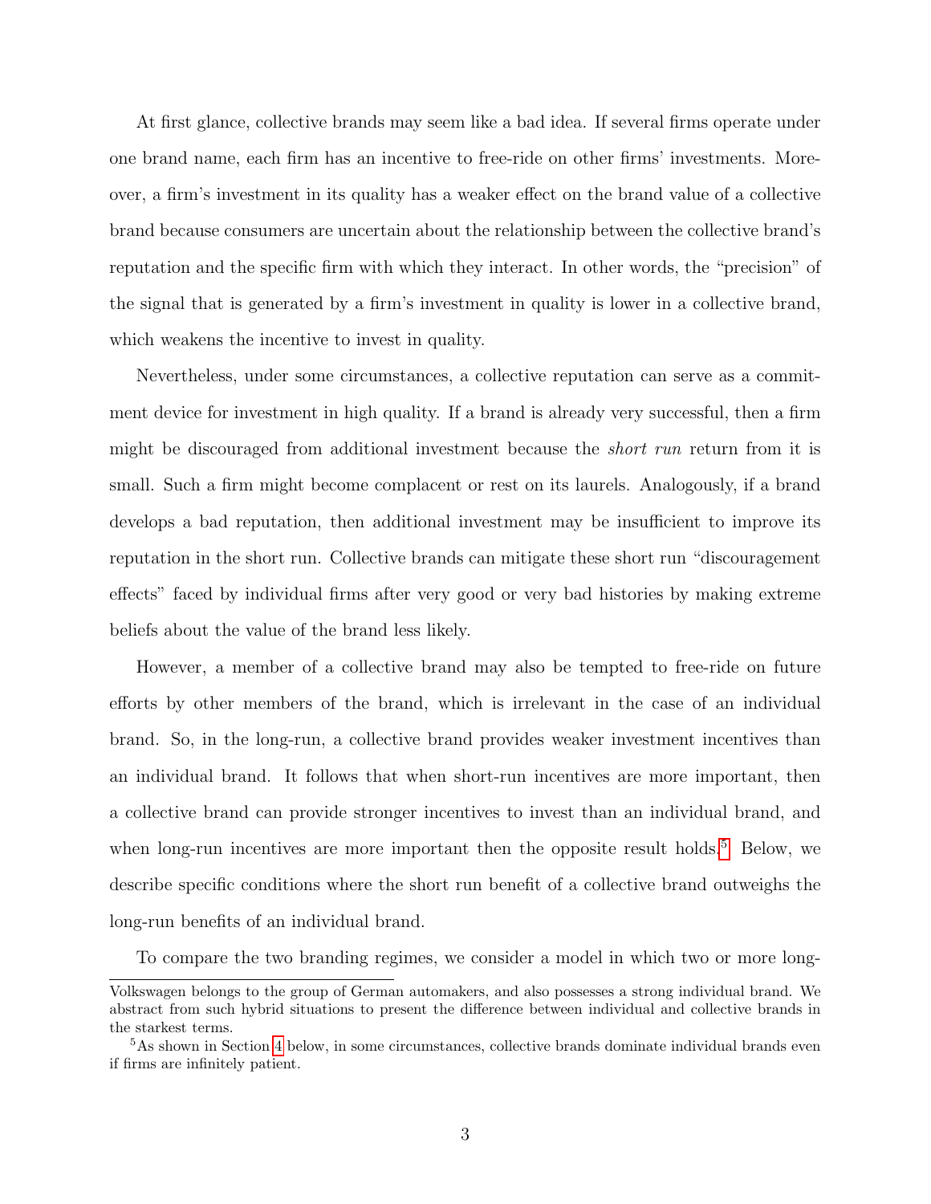At first glance, collective brands may seem like a bad idea. If several firms operate under one brand name, each firm has an incentive to free-ride on other firms' investments. Moreover, a firm's investment in its quality has a weaker effect on the brand value of a collective brand because consumers are uncertain about the relationship between the collective brand's reputation and the specific firm with which they interact. In other words, the "precision" of the signal that is generated by a firm's investment in quality is lower in a collective brand, which weakens the incentive to invest in quality.

Nevertheless, under some circumstances, a collective reputation can serve as a commitment device for investment in high quality. If a brand is already very successful, then a firm might be discouraged from additional investment because the *short run* return from it is small. Such a firm might become complacent or rest on its laurels. Analogously, if a brand develops a bad reputation, then additional investment may be insufficient to improve its reputation in the short run. Collective brands can mitigate these short run "discouragement effects" faced by individual firms after very good or very bad histories by making extreme beliefs about the value of the brand less likely.

However, a member of a collective brand may also be tempted to free-ride on future efforts by other members of the brand, which is irrelevant in the case of an individual brand. So, in the long-run, a collective brand provides weaker investment incentives than an individual brand. It follows that when short-run incentives are more important, then a collective brand can provide stronger incentives to invest than an individual brand, and when long-run incentives are more important then the opposite result holds.[5] Below, we describe specific conditions where the short run benefit of a collective brand outweighs the long-run benefits of an individual brand.

To compare the two branding regimes, we consider a model in which two or more long-

Volkswagen belongs to the group of German automakers, and also possesses a strong individual brand. We abstract from such hybrid situations to present the difference between individual and collective brands in the starkest terms.

[5] As shown in Section 4 below, in some circumstances, collective brands dominate individual brands even if firms are infinitely patient.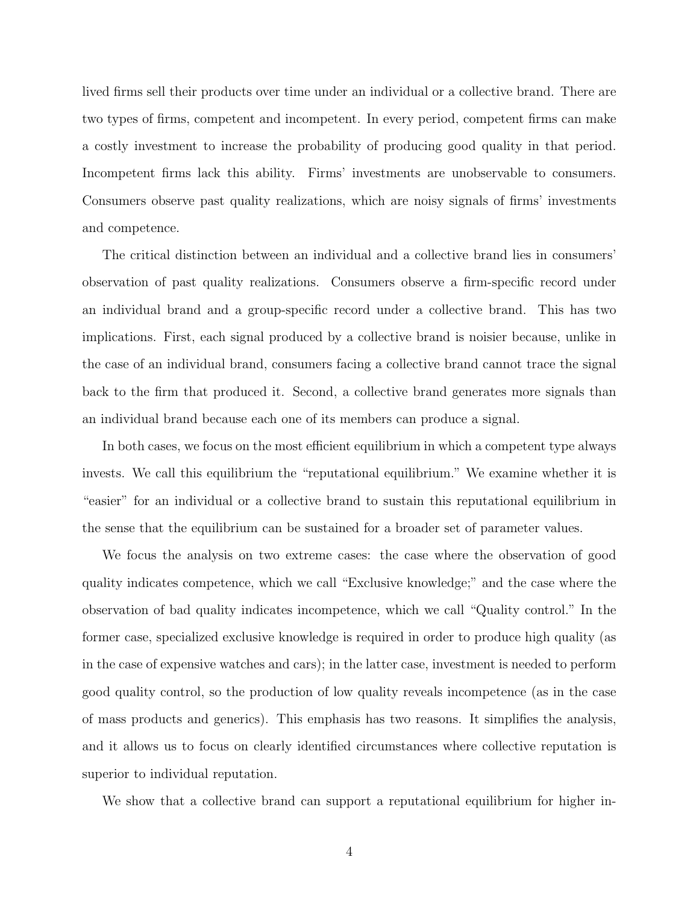lived firms sell their products over time under an individual or a collective brand. There are two types of firms, competent and incompetent. In every period, competent firms can make a costly investment to increase the probability of producing good quality in that period. Incompetent firms lack this ability. Firms' investments are unobservable to consumers. Consumers observe past quality realizations, which are noisy signals of firms' investments and competence.

The critical distinction between an individual and a collective brand lies in consumers' observation of past quality realizations. Consumers observe a firm-specific record under an individual brand and a group-specific record under a collective brand. This has two implications. First, each signal produced by a collective brand is noisier because, unlike in the case of an individual brand, consumers facing a collective brand cannot trace the signal back to the firm that produced it. Second, a collective brand generates more signals than an individual brand because each one of its members can produce a signal.

In both cases, we focus on the most efficient equilibrium in which a competent type always invests. We call this equilibrium the "reputational equilibrium." We examine whether it is "easier" for an individual or a collective brand to sustain this reputational equilibrium in the sense that the equilibrium can be sustained for a broader set of parameter values.

We focus the analysis on two extreme cases: the case where the observation of good quality indicates competence, which we call "Exclusive knowledge;" and the case where the observation of bad quality indicates incompetence, which we call "Quality control." In the former case, specialized exclusive knowledge is required in order to produce high quality (as in the case of expensive watches and cars); in the latter case, investment is needed to perform good quality control, so the production of low quality reveals incompetence (as in the case of mass products and generics). This emphasis has two reasons. It simplifies the analysis, and it allows us to focus on clearly identified circumstances where collective reputation is superior to individual reputation.

We show that a collective brand can support a reputational equilibrium for higher in-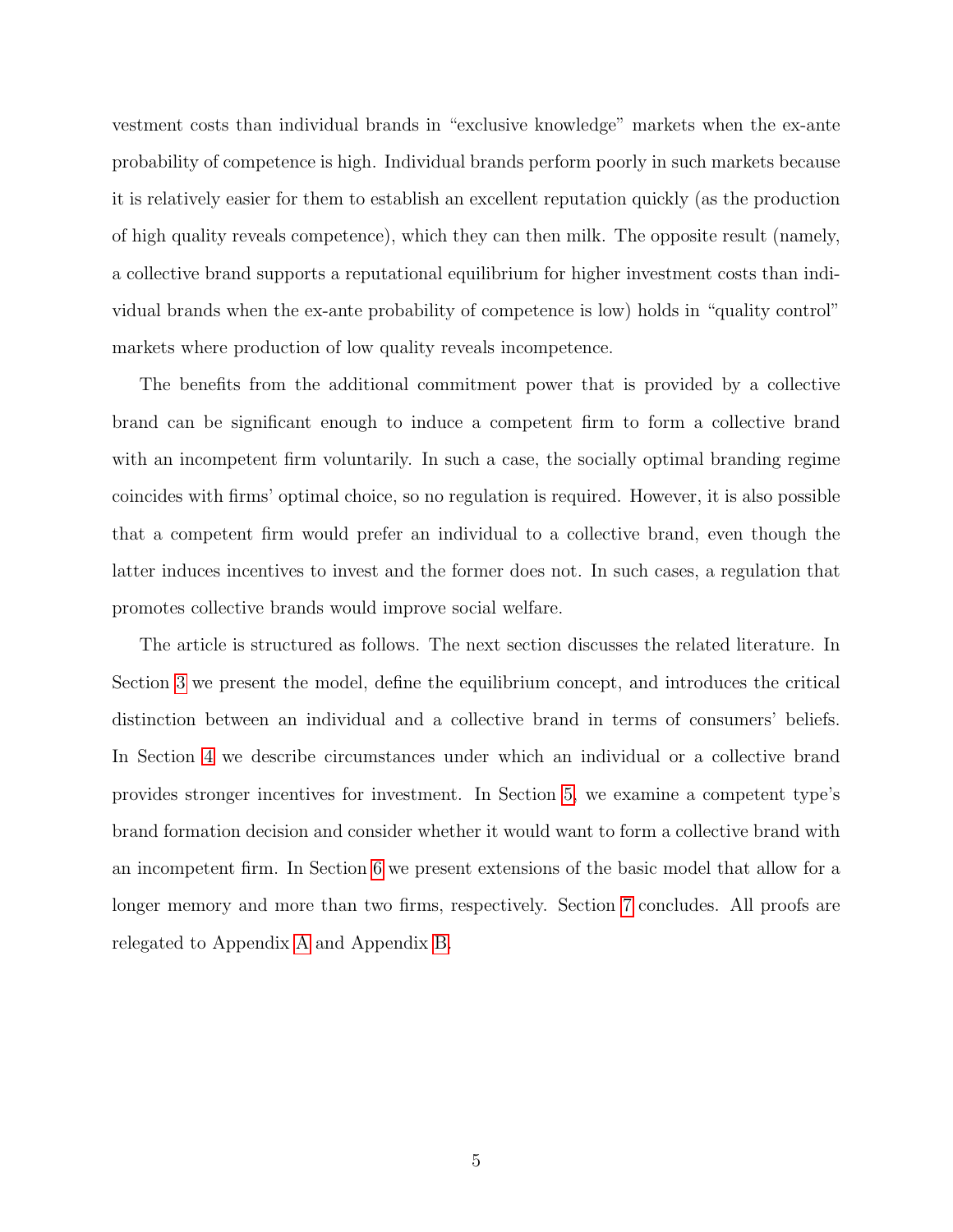vestment costs than individual brands in “exclusive knowledge” markets when the ex-ante probability of competence is high. Individual brands perform poorly in such markets because it is relatively easier for them to establish an excellent reputation quickly (as the production of high quality reveals competence), which they can then milk. The opposite result (namely, a collective brand supports a reputational equilibrium for higher investment costs than individual brands when the ex-ante probability of competence is low) holds in “quality control” markets where production of low quality reveals incompetence.

The benefits from the additional commitment power that is provided by a collective brand can be significant enough to induce a competent firm to form a collective brand with an incompetent firm voluntarily. In such a case, the socially optimal branding regime coincides with firms' optimal choice, so no regulation is required. However, it is also possible that a competent firm would prefer an individual to a collective brand, even though the latter induces incentives to invest and the former does not. In such cases, a regulation that promotes collective brands would improve social welfare.

The article is structured as follows. The next section discusses the related literature. In Section 3 we present the model, define the equilibrium concept, and introduces the critical distinction between an individual and a collective brand in terms of consumers' beliefs. In Section 4 we describe circumstances under which an individual or a collective brand provides stronger incentives for investment. In Section 5, we examine a competent type's brand formation decision and consider whether it would want to form a collective brand with an incompetent firm. In Section 6 we present extensions of the basic model that allow for a longer memory and more than two firms, respectively. Section 7 concludes. All proofs are relegated to Appendix A and Appendix B.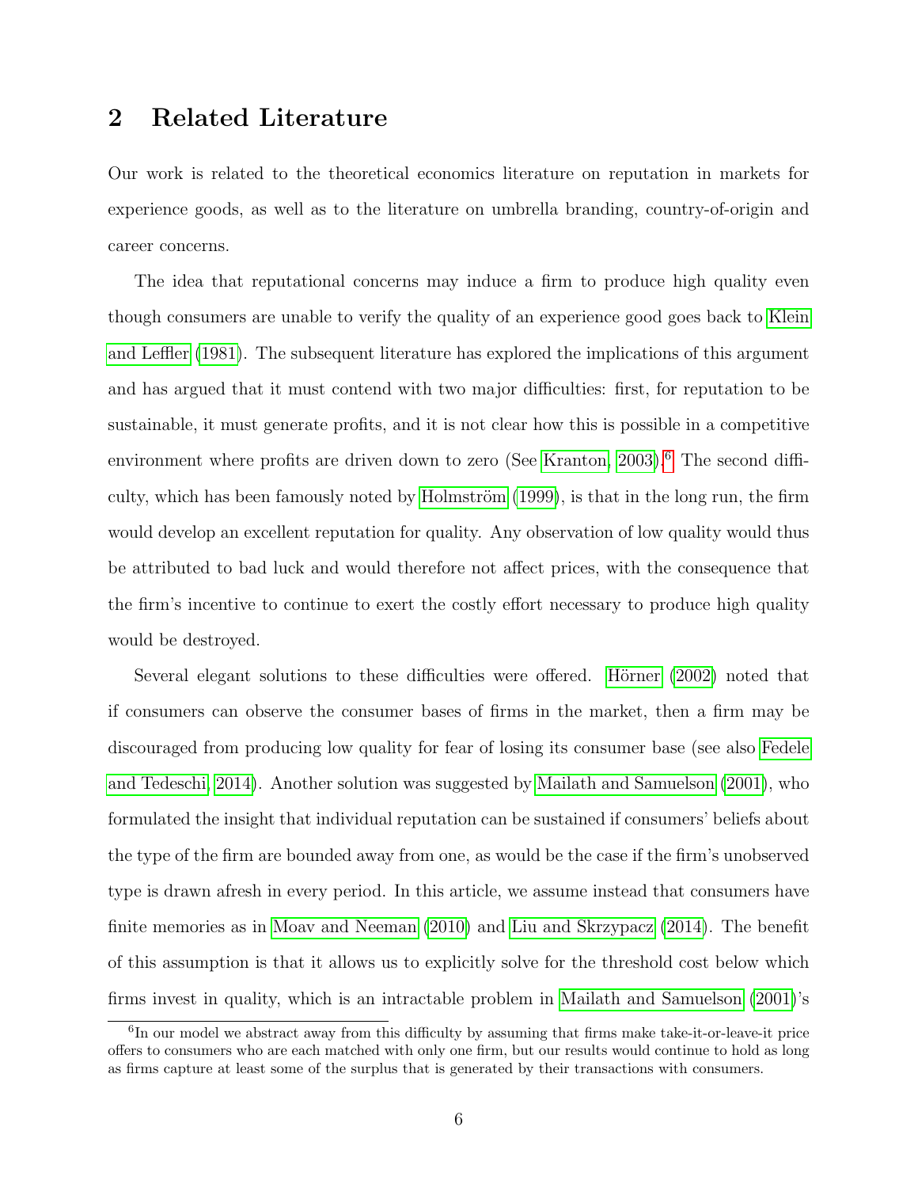## 2 Related Literature

Our work is related to the theoretical economics literature on reputation in markets for experience goods, as well as to the literature on umbrella branding, country-of-origin and career concerns.

The idea that reputational concerns may induce a firm to produce high quality even though consumers are unable to verify the quality of an experience good goes back to Klein and Leffler (1981). The subsequent literature has explored the implications of this argument and has argued that it must contend with two major difficulties: first, for reputation to be sustainable, it must generate profits, and it is not clear how this is possible in a competitive environment where profits are driven down to zero (See Kranton, 2003).[6] The second difficulty, which has been famously noted by Holmström (1999), is that in the long run, the firm would develop an excellent reputation for quality. Any observation of low quality would thus be attributed to bad luck and would therefore not affect prices, with the consequence that the firm's incentive to continue to exert the costly effort necessary to produce high quality would be destroyed.

Several elegant solutions to these difficulties were offered. Hörner (2002) noted that if consumers can observe the consumer bases of firms in the market, then a firm may be discouraged from producing low quality for fear of losing its consumer base (see also Fedele and Tedeschi, 2014). Another solution was suggested by Mailath and Samuelson (2001), who formulated the insight that individual reputation can be sustained if consumers' beliefs about the type of the firm are bounded away from one, as would be the case if the firm's unobserved type is drawn afresh in every period. In this article, we assume instead that consumers have finite memories as in Moav and Neeman (2010) and Liu and Skrzypacz (2014). The benefit of this assumption is that it allows us to explicitly solve for the threshold cost below which firms invest in quality, which is an intractable problem in Mailath and Samuelson (2001)'s

[6] In our model we abstract away from this difficulty by assuming that firms make take-it-or-leave-it price offers to consumers who are each matched with only one firm, but our results would continue to hold as long as firms capture at least some of the surplus that is generated by their transactions with consumers.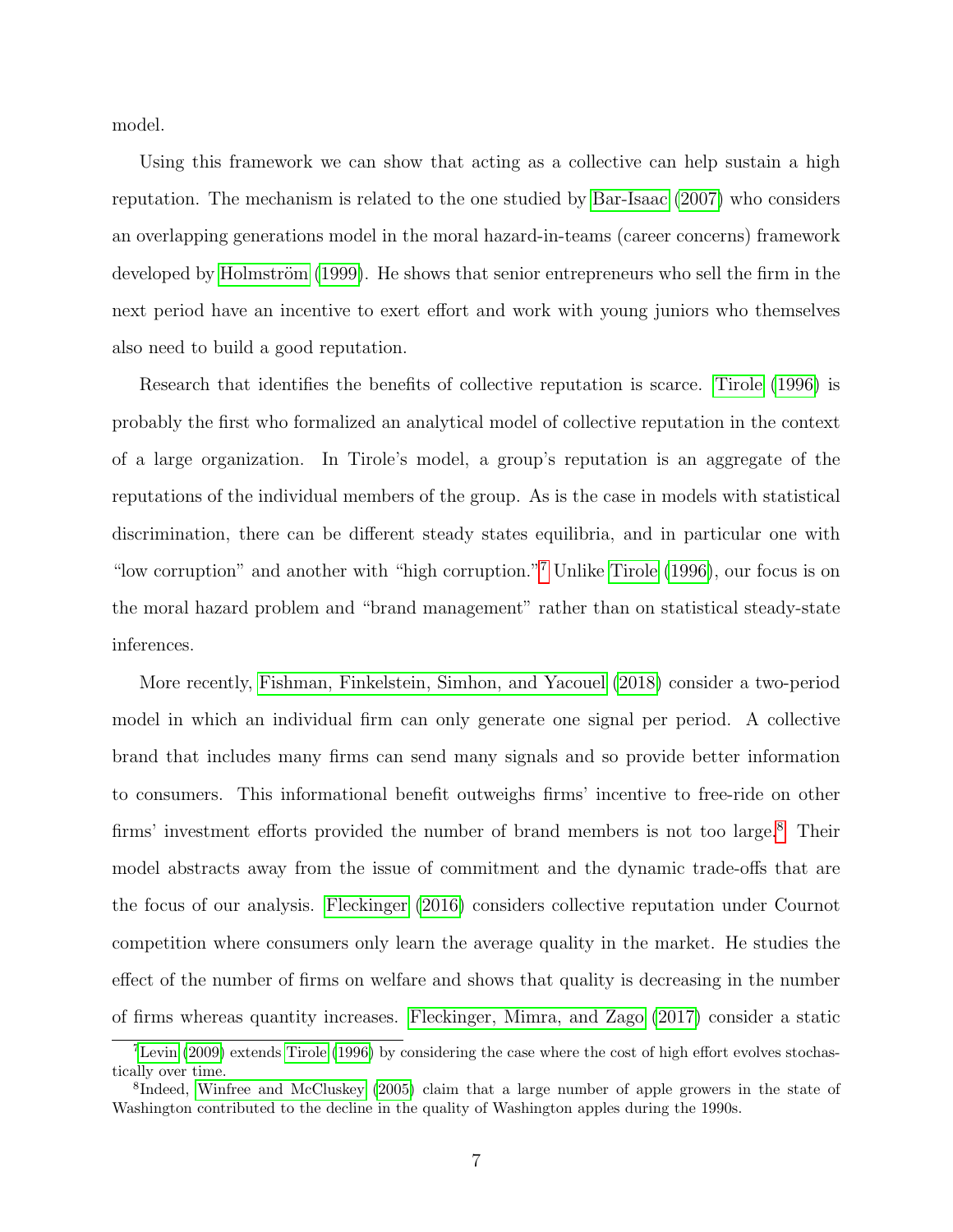model.

Using this framework we can show that acting as a collective can help sustain a high reputation. The mechanism is related to the one studied by Bar-Isaac (2007) who considers an overlapping generations model in the moral hazard-in-teams (career concerns) framework developed by Holmström (1999). He shows that senior entrepreneurs who sell the firm in the next period have an incentive to exert effort and work with young juniors who themselves also need to build a good reputation.

Research that identifies the benefits of collective reputation is scarce. Tirole (1996) is probably the first who formalized an analytical model of collective reputation in the context of a large organization. In Tirole's model, a group's reputation is an aggregate of the reputations of the individual members of the group. As is the case in models with statistical discrimination, there can be different steady states equilibria, and in particular one with "low corruption" and another with "high corruption."[7] Unlike Tirole (1996), our focus is on the moral hazard problem and "brand management" rather than on statistical steady-state inferences.

More recently, Fishman, Finkelstein, Simhon, and Yacouel (2018) consider a two-period model in which an individual firm can only generate one signal per period. A collective brand that includes many firms can send many signals and so provide better information to consumers. This informational benefit outweighs firms' incentive to free-ride on other firms' investment efforts provided the number of brand members is not too large.[8] Their model abstracts away from the issue of commitment and the dynamic trade-offs that are the focus of our analysis. Fleckinger (2016) considers collective reputation under Cournot competition where consumers only learn the average quality in the market. He studies the effect of the number of firms on welfare and shows that quality is decreasing in the number of firms whereas quantity increases. Fleckinger, Mimra, and Zago (2017) consider a static

[7] Levin (2009) extends Tirole (1996) by considering the case where the cost of high effort evolves stochastically over time.

[8] Indeed, Winfree and McCluskey (2005) claim that a large number of apple growers in the state of Washington contributed to the decline in the quality of Washington apples during the 1990s.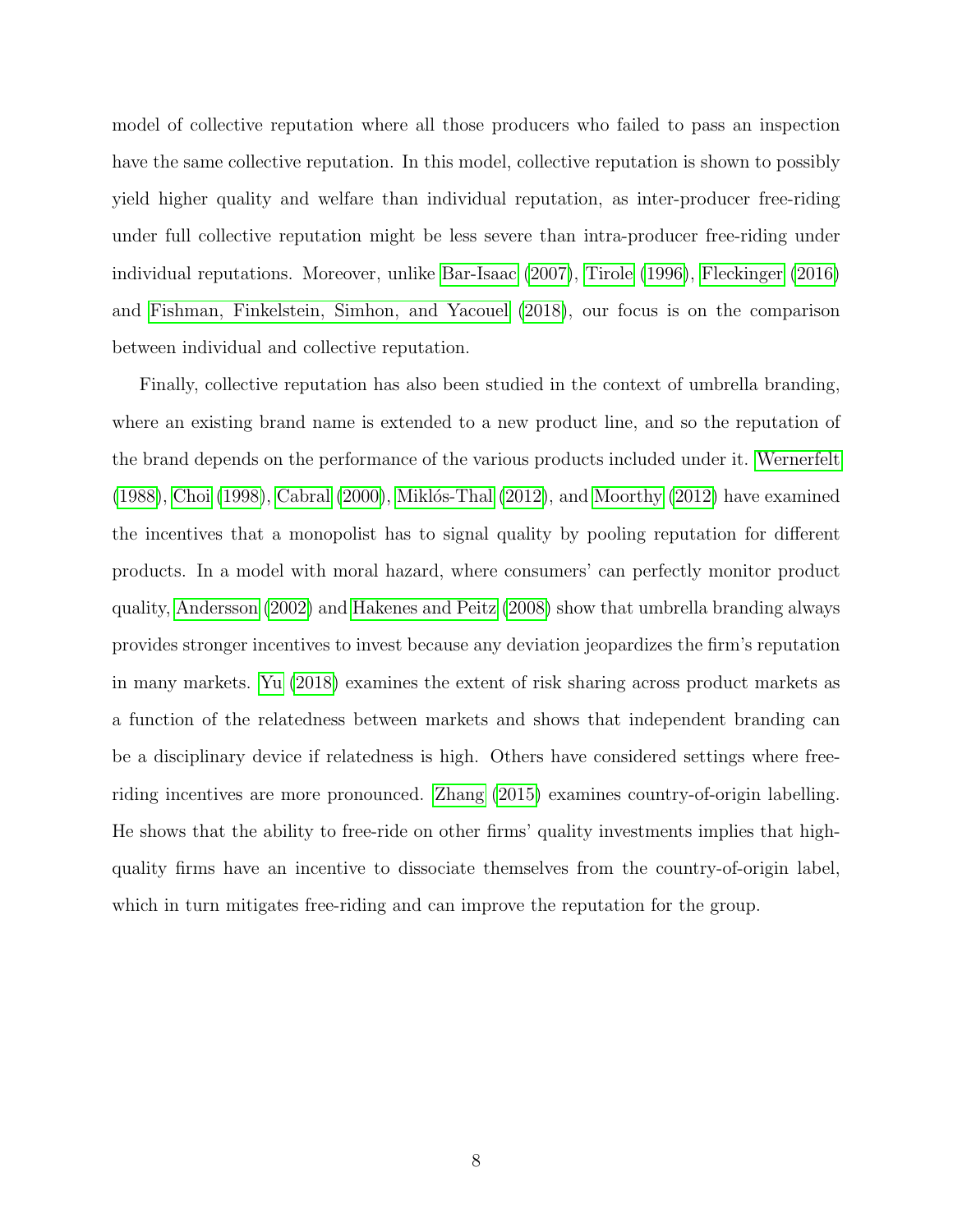model of collective reputation where all those producers who failed to pass an inspection have the same collective reputation. In this model, collective reputation is shown to possibly yield higher quality and welfare than individual reputation, as inter-producer free-riding under full collective reputation might be less severe than intra-producer free-riding under individual reputations. Moreover, unlike Bar-Isaac (2007), Tirole (1996), Fleckinger (2016) and Fishman, Finkelstein, Simhon, and Yacouel (2018), our focus is on the comparison between individual and collective reputation.

Finally, collective reputation has also been studied in the context of umbrella branding, where an existing brand name is extended to a new product line, and so the reputation of the brand depends on the performance of the various products included under it. Wernerfelt (1988), Choi (1998), Cabral (2000), Miklós-Thal (2012), and Moorthy (2012) have examined the incentives that a monopolist has to signal quality by pooling reputation for different products. In a model with moral hazard, where consumers' can perfectly monitor product quality, Andersson (2002) and Hakenes and Peitz (2008) show that umbrella branding always provides stronger incentives to invest because any deviation jeopardizes the firm's reputation in many markets. Yu (2018) examines the extent of risk sharing across product markets as a function of the relatedness between markets and shows that independent branding can be a disciplinary device if relatedness is high. Others have considered settings where free-riding incentives are more pronounced. Zhang (2015) examines country-of-origin labelling. He shows that the ability to free-ride on other firms' quality investments implies that high-quality firms have an incentive to dissociate themselves from the country-of-origin label, which in turn mitigates free-riding and can improve the reputation for the group.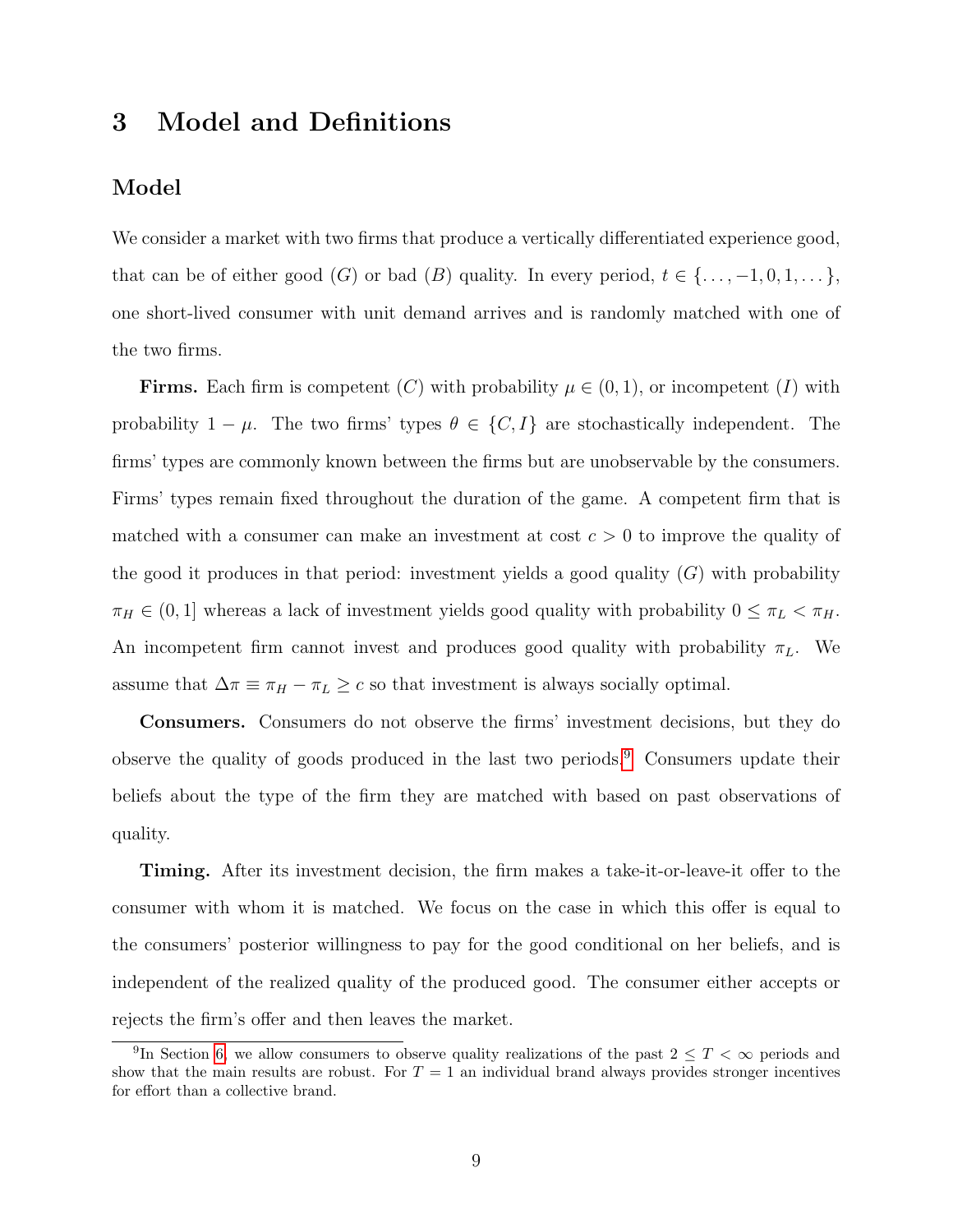# 3 Model and Definitions

## Model

We consider a market with two firms that produce a vertically differentiated experience good, that can be of either good ($G$) or bad ($B$) quality. In every period, $t \in \{\dots, -1, 0, 1, \dots\}$, one short-lived consumer with unit demand arrives and is randomly matched with one of the two firms.

**Firms.** Each firm is competent ($C$) with probability $\mu \in (0, 1)$, or incompetent ($I$) with probability $1 - \mu$. The two firms' types $\theta \in \{C, I\}$ are stochastically independent. The firms' types are commonly known between the firms but are unobservable by the consumers. Firms' types remain fixed throughout the duration of the game. A competent firm that is matched with a consumer can make an investment at cost $c > 0$ to improve the quality of the good it produces in that period: investment yields a good quality ($G$) with probability $\pi_H \in (0, 1]$ whereas a lack of investment yields good quality with probability $0 \leq \pi_L < \pi_H$. An incompetent firm cannot invest and produces good quality with probability $\pi_L$. We assume that $\Delta\pi \equiv \pi_H - \pi_L \geq c$ so that investment is always socially optimal.

**Consumers.** Consumers do not observe the firms' investment decisions, but they do observe the quality of goods produced in the last two periods.[9] Consumers update their beliefs about the type of the firm they are matched with based on past observations of quality.

**Timing.** After its investment decision, the firm makes a take-it-or-leave-it offer to the consumer with whom it is matched. We focus on the case in which this offer is equal to the consumers' posterior willingness to pay for the good conditional on her beliefs, and is independent of the realized quality of the produced good. The consumer either accepts or rejects the firm's offer and then leaves the market.

[9] In Section 6, we allow consumers to observe quality realizations of the past $2 \leq T < \infty$ periods and show that the main results are robust. For $T = 1$ an individual brand always provides stronger incentives for effort than a collective brand.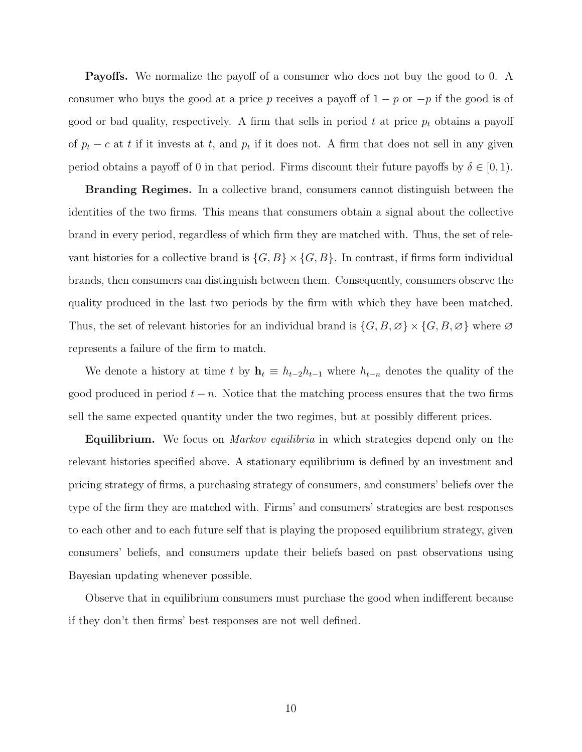**Payoffs.** We normalize the payoff of a consumer who does not buy the good to 0. A consumer who buys the good at a price $p$ receives a payoff of $1 - p$ or $-p$ if the good is of good or bad quality, respectively. A firm that sells in period $t$ at price $p_t$ obtains a payoff of $p_t - c$ at $t$ if it invests at $t$, and $p_t$ if it does not. A firm that does not sell in any given period obtains a payoff of 0 in that period. Firms discount their future payoffs by $\delta \in [0, 1)$.

**Branding Regimes.** In a collective brand, consumers cannot distinguish between the identities of the two firms. This means that consumers obtain a signal about the collective brand in every period, regardless of which firm they are matched with. Thus, the set of relevant histories for a collective brand is $\{G, B\} \times \{G, B\}$. In contrast, if firms form individual brands, then consumers can distinguish between them. Consequently, consumers observe the quality produced in the last two periods by the firm with which they have been matched. Thus, the set of relevant histories for an individual brand is $\{G, B, \varnothing\} \times \{G, B, \varnothing\}$ where $\varnothing$ represents a failure of the firm to match.

We denote a history at time $t$ by $\mathbf{h}_t \equiv h_{t-2}h_{t-1}$ where $h_{t-n}$ denotes the quality of the good produced in period $t - n$. Notice that the matching process ensures that the two firms sell the same expected quantity under the two regimes, but at possibly different prices.

**Equilibrium.** We focus on *Markov equilibria* in which strategies depend only on the relevant histories specified above. A stationary equilibrium is defined by an investment and pricing strategy of firms, a purchasing strategy of consumers, and consumers' beliefs over the type of the firm they are matched with. Firms' and consumers' strategies are best responses to each other and to each future self that is playing the proposed equilibrium strategy, given consumers' beliefs, and consumers update their beliefs based on past observations using Bayesian updating whenever possible.

Observe that in equilibrium consumers must purchase the good when indifferent because if they don't then firms' best responses are not well defined.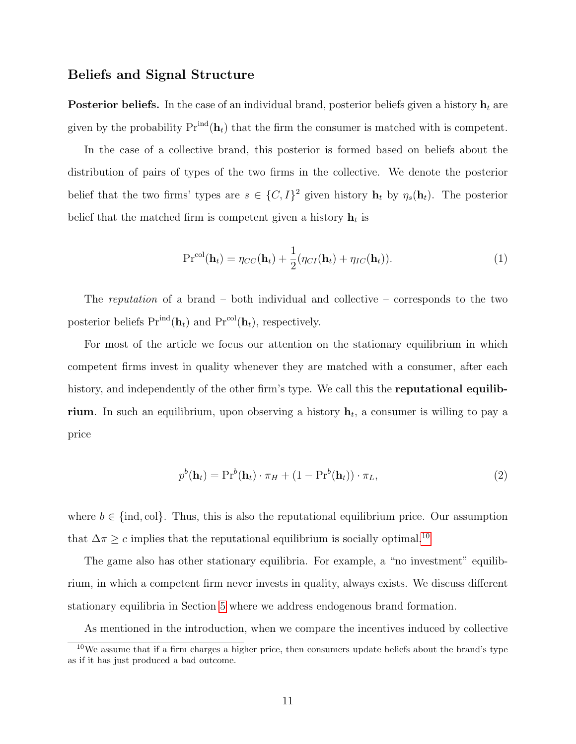### Beliefs and Signal Structure

**Posterior beliefs.** In the case of an individual brand, posterior beliefs given a history $\mathbf{h}_t$ are given by the probability $\Pr^{\text{ind}}(\mathbf{h}_t)$ that the firm the consumer is matched with is competent.

In the case of a collective brand, this posterior is formed based on beliefs about the distribution of pairs of types of the two firms in the collective. We denote the posterior belief that the two firms' types are $s \in \{C, I\}^2$ given history $\mathbf{h}_t$ by $\eta_s(\mathbf{h}_t)$. The posterior belief that the matched firm is competent given a history $\mathbf{h}_t$ is

$$\Pr^{\text{col}}(\mathbf{h}_t) = \eta_{CC}(\mathbf{h}_t) + \frac{1}{2}(\eta_{CI}(\mathbf{h}_t) + \eta_{IC}(\mathbf{h}_t)). \tag{1}$$

The *reputation* of a brand – both individual and collective – corresponds to the two posterior beliefs $\Pr^{\text{ind}}(\mathbf{h}_t)$ and $\Pr^{\text{col}}(\mathbf{h}_t)$, respectively.

For most of the article we focus our attention on the stationary equilibrium in which competent firms invest in quality whenever they are matched with a consumer, after each history, and independently of the other firm's type. We call this the **reputational equilibrium**. In such an equilibrium, upon observing a history $\mathbf{h}_t$, a consumer is willing to pay a price

$$p^b(\mathbf{h}_t) = \Pr^b(\mathbf{h}_t) \cdot \pi_H + (1 - \Pr^b(\mathbf{h}_t)) \cdot \pi_L, \tag{2}$$

where $b \in \{\text{ind}, \text{col}\}$. Thus, this is also the reputational equilibrium price. Our assumption that $\Delta\pi \geq c$ implies that the reputational equilibrium is socially optimal.[10]

The game also has other stationary equilibria. For example, a "no investment" equilibrium, in which a competent firm never invests in quality, always exists. We discuss different stationary equilibria in Section 5 where we address endogenous brand formation.

As mentioned in the introduction, when we compare the incentives induced by collective

[10] We assume that if a firm charges a higher price, then consumers update beliefs about the brand's type as if it has just produced a bad outcome.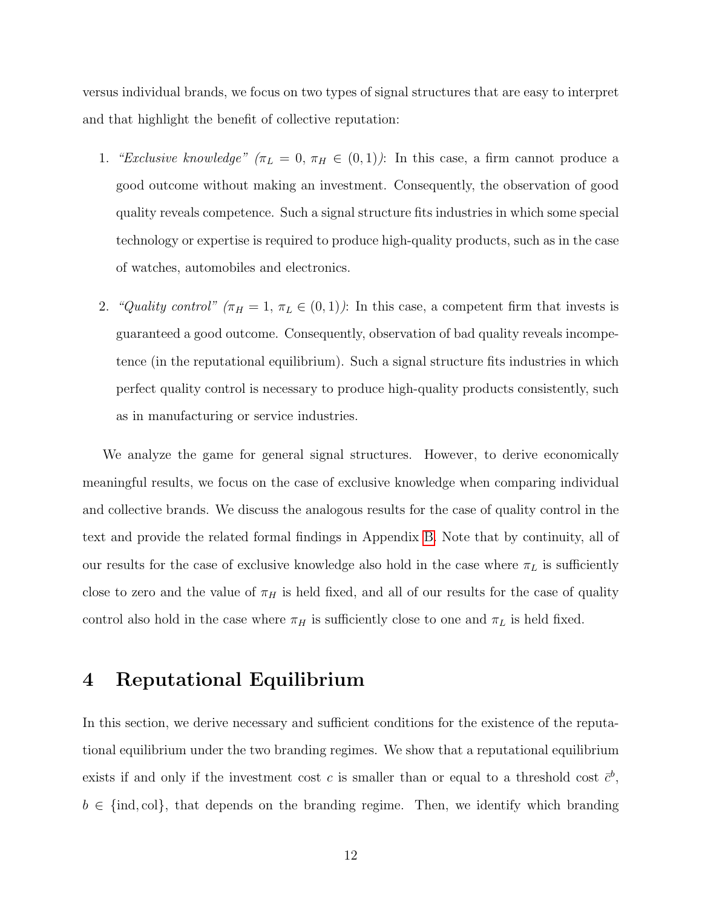versus individual brands, we focus on two types of signal structures that are easy to interpret and that highlight the benefit of collective reputation:

1. *"Exclusive knowledge"* ($\pi_L = 0$, $\pi_H \in (0, 1)$): In this case, a firm cannot produce a good outcome without making an investment. Consequently, the observation of good quality reveals competence. Such a signal structure fits industries in which some special technology or expertise is required to produce high-quality products, such as in the case of watches, automobiles and electronics.

2. *"Quality control"* ($\pi_H = 1$, $\pi_L \in (0, 1)$): In this case, a competent firm that invests is guaranteed a good outcome. Consequently, observation of bad quality reveals incompetence (in the reputational equilibrium). Such a signal structure fits industries in which perfect quality control is necessary to produce high-quality products consistently, such as in manufacturing or service industries.

We analyze the game for general signal structures. However, to derive economically meaningful results, we focus on the case of exclusive knowledge when comparing individual and collective brands. We discuss the analogous results for the case of quality control in the text and provide the related formal findings in Appendix B. Note that by continuity, all of our results for the case of exclusive knowledge also hold in the case where $\pi_L$ is sufficiently close to zero and the value of $\pi_H$ is held fixed, and all of our results for the case of quality control also hold in the case where $\pi_H$ is sufficiently close to one and $\pi_L$ is held fixed.

# 4 Reputational Equilibrium

In this section, we derive necessary and sufficient conditions for the existence of the reputational equilibrium under the two branding regimes. We show that a reputational equilibrium exists if and only if the investment cost $c$ is smaller than or equal to a threshold cost $\bar{c}^b$, $b \in \{\text{ind}, \text{col}\}$, that depends on the branding regime. Then, we identify which branding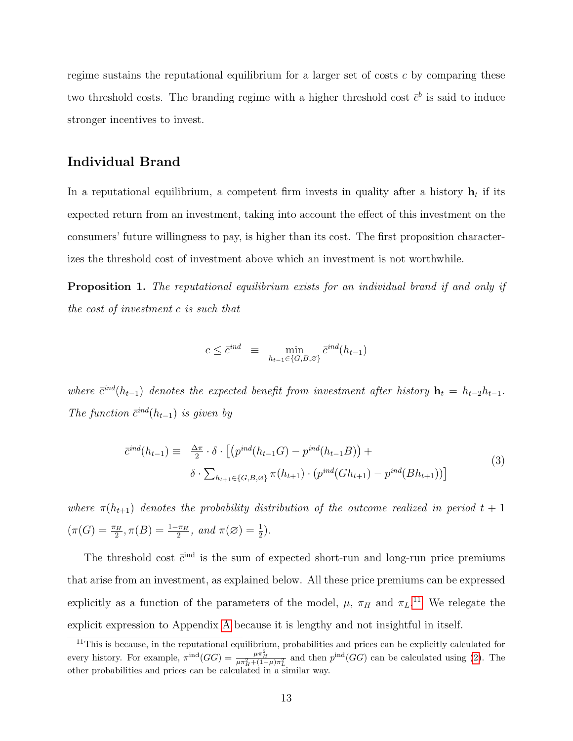regime sustains the reputational equilibrium for a larger set of costs $c$ by comparing these two threshold costs. The branding regime with a higher threshold cost $\bar{c}^b$ is said to induce stronger incentives to invest.

## Individual Brand

In a reputational equilibrium, a competent firm invests in quality after a history $\mathbf{h}_t$ if its expected return from an investment, taking into account the effect of this investment on the consumers' future willingness to pay, is higher than its cost. The first proposition characterizes the threshold cost of investment above which an investment is not worthwhile.

**Proposition 1.** *The reputational equilibrium exists for an individual brand if and only if the cost of investment $c$ is such that*

$$c \leq \bar{c}^{ind} \;\; \equiv \min_{h_{t-1} \in \{G,B,\varnothing\}} \bar{c}^{ind}(h_{t-1})$$

*where $\bar{c}^{ind}(h_{t-1})$ denotes the expected benefit from investment after history $\mathbf{h}_t = h_{t-2}h_{t-1}$. The function $\bar{c}^{ind}(h_{t-1})$ is given by*

$$\bar{c}^{ind}(h_{t-1}) \equiv \;\; \tfrac{\Delta\pi}{2} \cdot \delta \cdot \big[ \big( p^{ind}(h_{t-1}G) - p^{ind}(h_{t-1}B) \big) + \delta \cdot \textstyle\sum_{h_{t+1} \in \{G,B,\varnothing\}} \pi(h_{t+1}) \cdot \big( p^{ind}(Gh_{t+1}) - p^{ind}(Bh_{t+1}) \big) \big] \tag{3}$$

*where $\pi(h_{t+1})$ denotes the probability distribution of the outcome realized in period $t+1$ ($\pi(G) = \frac{\pi_H}{2}, \pi(B) = \frac{1-\pi_H}{2}$, and $\pi(\varnothing) = \frac{1}{2}$).*

The threshold cost $\bar{c}^{\text{ind}}$ is the sum of expected short-run and long-run price premiums that arise from an investment, as explained below. All these price premiums can be expressed explicitly as a function of the parameters of the model, $\mu$, $\pi_H$ and $\pi_L$.[11] We relegate the explicit expression to Appendix A because it is lengthy and not insightful in itself.

[11] This is because, in the reputational equilibrium, probabilities and prices can be explicitly calculated for every history. For example, $\pi^{\text{ind}}(GG) = \frac{\mu\pi_H^2}{\mu\pi_H^2 + (1-\mu)\pi_L^2}$ and then $p^{\text{ind}}(GG)$ can be calculated using (2). The other probabilities and prices can be calculated in a similar way.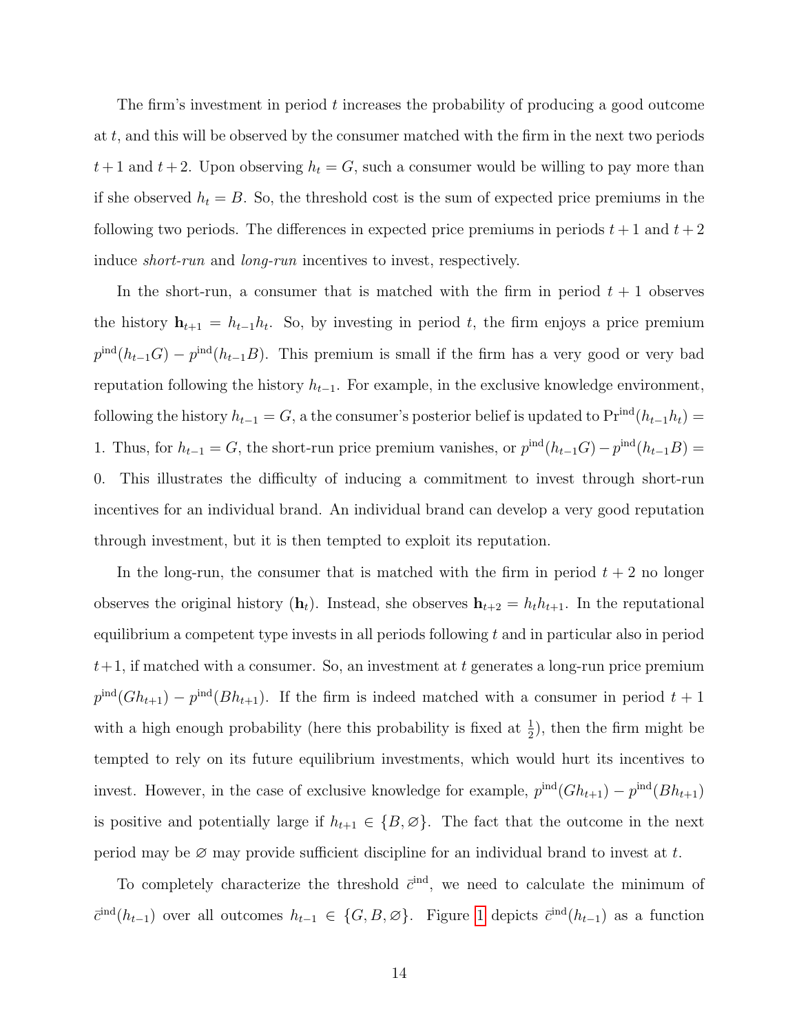The firm's investment in period $t$ increases the probability of producing a good outcome at $t$, and this will be observed by the consumer matched with the firm in the next two periods $t+1$ and $t+2$. Upon observing $h_t = G$, such a consumer would be willing to pay more than if she observed $h_t = B$. So, the threshold cost is the sum of expected price premiums in the following two periods. The differences in expected price premiums in periods $t+1$ and $t+2$ induce *short-run* and *long-run* incentives to invest, respectively.

In the short-run, a consumer that is matched with the firm in period $t+1$ observes the history $\mathbf{h}_{t+1} = h_{t-1}h_t$. So, by investing in period $t$, the firm enjoys a price premium $p^{\text{ind}}(h_{t-1}G) - p^{\text{ind}}(h_{t-1}B)$. This premium is small if the firm has a very good or very bad reputation following the history $h_{t-1}$. For example, in the exclusive knowledge environment, following the history $h_{t-1} = G$, a the consumer's posterior belief is updated to $\Pr^{\text{ind}}(h_{t-1}h_t) = 1$. Thus, for $h_{t-1} = G$, the short-run price premium vanishes, or $p^{\text{ind}}(h_{t-1}G) - p^{\text{ind}}(h_{t-1}B) = 0$. This illustrates the difficulty of inducing a commitment to invest through short-run incentives for an individual brand. An individual brand can develop a very good reputation through investment, but it is then tempted to exploit its reputation.

In the long-run, the consumer that is matched with the firm in period $t+2$ no longer observes the original history ($\mathbf{h}_t$). Instead, she observes $\mathbf{h}_{t+2} = h_t h_{t+1}$. In the reputational equilibrium a competent type invests in all periods following $t$ and in particular also in period $t+1$, if matched with a consumer. So, an investment at $t$ generates a long-run price premium $p^{\text{ind}}(Gh_{t+1}) - p^{\text{ind}}(Bh_{t+1})$. If the firm is indeed matched with a consumer in period $t+1$ with a high enough probability (here this probability is fixed at $\frac{1}{2}$), then the firm might be tempted to rely on its future equilibrium investments, which would hurt its incentives to invest. However, in the case of exclusive knowledge for example, $p^{\text{ind}}(Gh_{t+1}) - p^{\text{ind}}(Bh_{t+1})$ is positive and potentially large if $h_{t+1} \in \{B, \varnothing\}$. The fact that the outcome in the next period may be $\varnothing$ may provide sufficient discipline for an individual brand to invest at $t$.

To completely characterize the threshold $\bar{c}^{\text{ind}}$, we need to calculate the minimum of $\bar{c}^{\text{ind}}(h_{t-1})$ over all outcomes $h_{t-1} \in \{G, B, \varnothing\}$. Figure 1 depicts $\bar{c}^{\text{ind}}(h_{t-1})$ as a function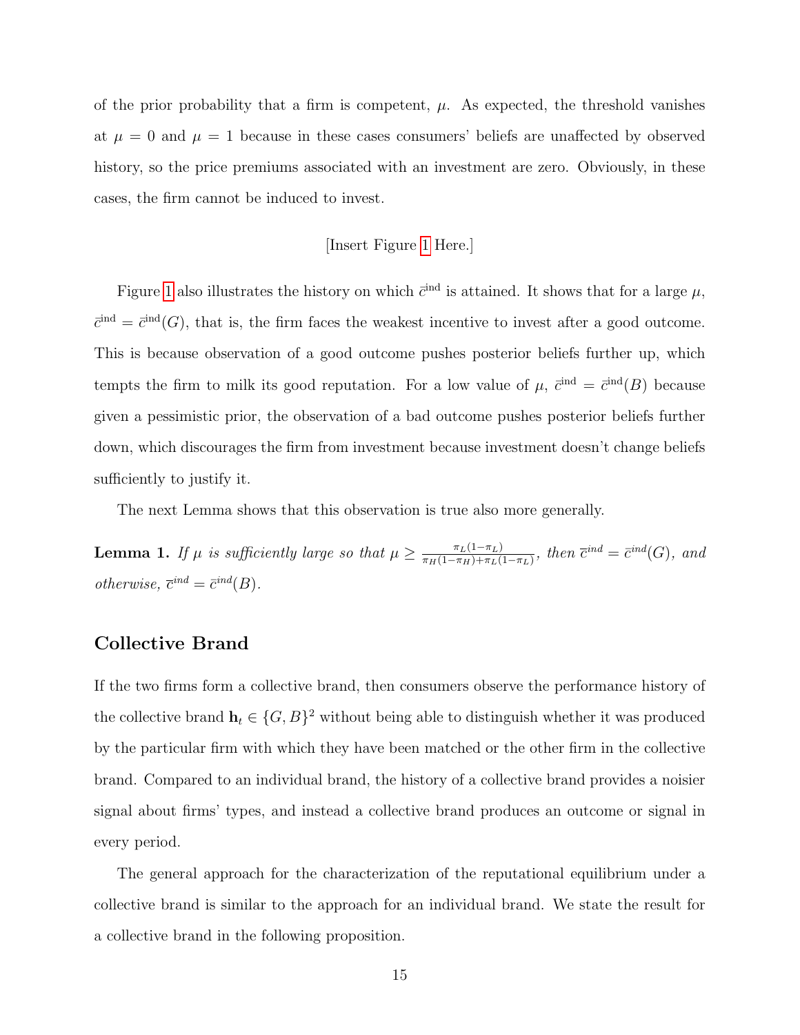of the prior probability that a firm is competent, $\mu$. As expected, the threshold vanishes at $\mu = 0$ and $\mu = 1$ because in these cases consumers' beliefs are unaffected by observed history, so the price premiums associated with an investment are zero. Obviously, in these cases, the firm cannot be induced to invest.

[Insert Figure 1 Here.]

Figure 1 also illustrates the history on which $\bar{c}^{\text{ind}}$ is attained. It shows that for a large $\mu$, $\bar{c}^{\text{ind}} = \bar{c}^{\text{ind}}(G)$, that is, the firm faces the weakest incentive to invest after a good outcome. This is because observation of a good outcome pushes posterior beliefs further up, which tempts the firm to milk its good reputation. For a low value of $\mu$, $\bar{c}^{\text{ind}} = \bar{c}^{\text{ind}}(B)$ because given a pessimistic prior, the observation of a bad outcome pushes posterior beliefs further down, which discourages the firm from investment because investment doesn't change beliefs sufficiently to justify it.

The next Lemma shows that this observation is true also more generally.

**Lemma 1.** *If $\mu$ is sufficiently large so that $\mu \geq \frac{\pi_L(1-\pi_L)}{\pi_H(1-\pi_H)+\pi_L(1-\pi_L)}$, then $\overline{c}^{ind} = \overline{c}^{ind}(G)$, and otherwise, $\overline{c}^{ind} = \overline{c}^{ind}(B)$.*

## Collective Brand

If the two firms form a collective brand, then consumers observe the performance history of the collective brand $\mathbf{h}_t \in \{G, B\}^2$ without being able to distinguish whether it was produced by the particular firm with which they have been matched or the other firm in the collective brand. Compared to an individual brand, the history of a collective brand provides a noisier signal about firms' types, and instead a collective brand produces an outcome or signal in every period.

The general approach for the characterization of the reputational equilibrium under a collective brand is similar to the approach for an individual brand. We state the result for a collective brand in the following proposition.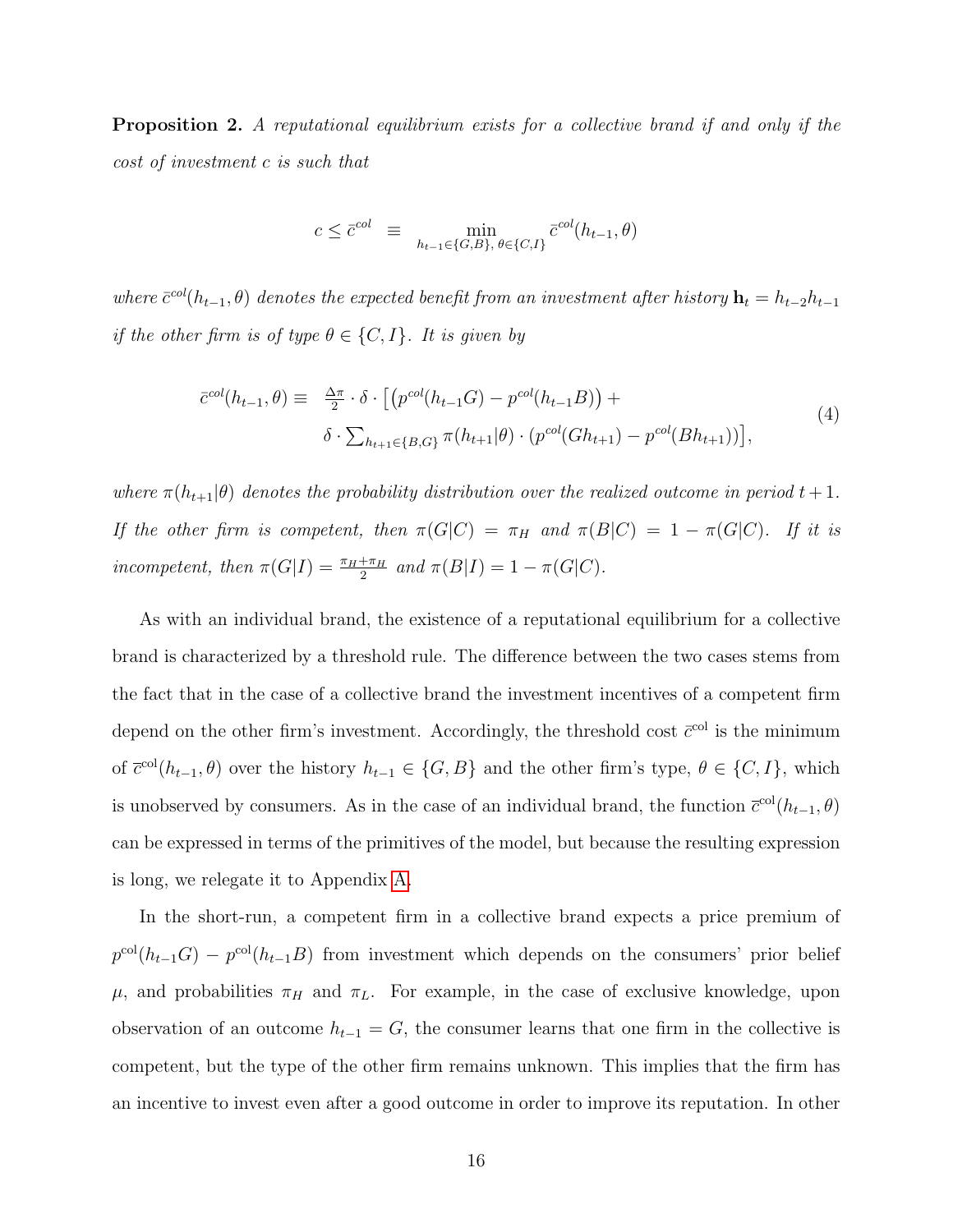**Proposition 2.** *A reputational equilibrium exists for a collective brand if and only if the cost of investment $c$ is such that*

$$c \leq \bar{c}^{col} \equiv \min_{h_{t-1} \in \{G,B\},\, \theta \in \{C,I\}} \bar{c}^{col}(h_{t-1}, \theta)$$

*where $\bar{c}^{col}(h_{t-1}, \theta)$ denotes the expected benefit from an investment after history $\mathbf{h}_t = h_{t-2}h_{t-1}$ if the other firm is of type $\theta \in \{C, I\}$. It is given by*

$$\begin{aligned}\bar{c}^{col}(h_{t-1}, \theta) \equiv \; & \tfrac{\Delta\pi}{2} \cdot \delta \cdot \big[ \big(p^{col}(h_{t-1}G) - p^{col}(h_{t-1}B)\big) + \\ & \delta \cdot \textstyle\sum_{h_{t+1} \in \{B,G\}} \pi(h_{t+1}|\theta) \cdot \big(p^{col}(Gh_{t+1}) - p^{col}(Bh_{t+1})\big)\big],\end{aligned} \tag{4}$$

*where $\pi(h_{t+1}|\theta)$ denotes the probability distribution over the realized outcome in period $t+1$. If the other firm is competent, then $\pi(G|C) = \pi_H$ and $\pi(B|C) = 1 - \pi(G|C)$. If it is incompetent, then $\pi(G|I) = \frac{\pi_H + \pi_H}{2}$ and $\pi(B|I) = 1 - \pi(G|C)$.*

As with an individual brand, the existence of a reputational equilibrium for a collective brand is characterized by a threshold rule. The difference between the two cases stems from the fact that in the case of a collective brand the investment incentives of a competent firm depend on the other firm's investment. Accordingly, the threshold cost $\bar{c}^{\text{col}}$ is the minimum of $\bar{c}^{\text{col}}(h_{t-1}, \theta)$ over the history $h_{t-1} \in \{G, B\}$ and the other firm's type, $\theta \in \{C, I\}$, which is unobserved by consumers. As in the case of an individual brand, the function $\bar{c}^{\text{col}}(h_{t-1}, \theta)$ can be expressed in terms of the primitives of the model, but because the resulting expression is long, we relegate it to Appendix A.

In the short-run, a competent firm in a collective brand expects a price premium of $p^{\text{col}}(h_{t-1}G) - p^{\text{col}}(h_{t-1}B)$ from investment which depends on the consumers' prior belief $\mu$, and probabilities $\pi_H$ and $\pi_L$. For example, in the case of exclusive knowledge, upon observation of an outcome $h_{t-1} = G$, the consumer learns that one firm in the collective is competent, but the type of the other firm remains unknown. This implies that the firm has an incentive to invest even after a good outcome in order to improve its reputation. In other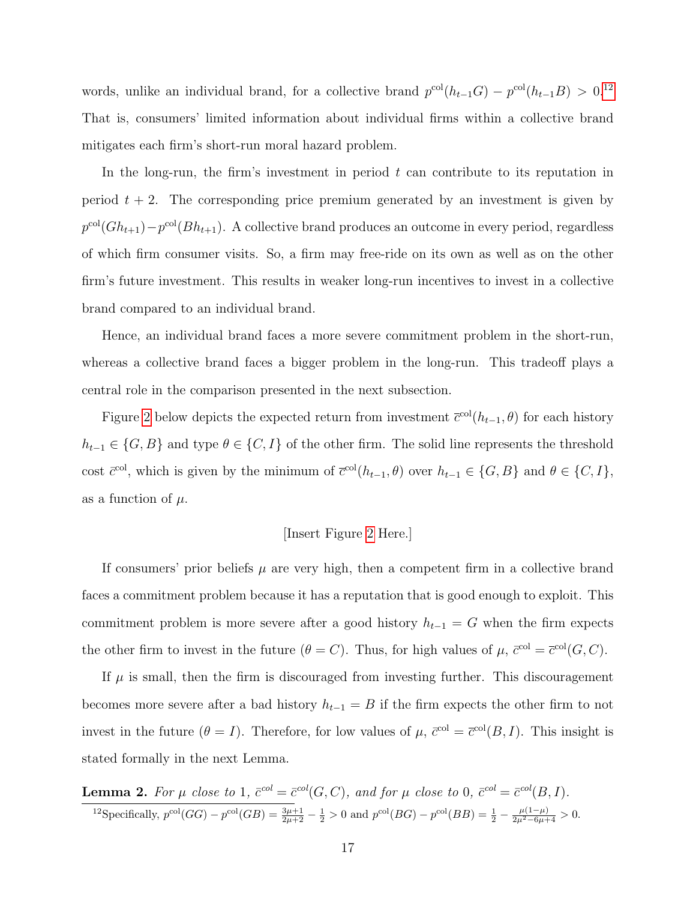words, unlike an individual brand, for a collective brand $p^{\text{col}}(h_{t-1}G) - p^{\text{col}}(h_{t-1}B) > 0$.[12] That is, consumers' limited information about individual firms within a collective brand mitigates each firm's short-run moral hazard problem.

In the long-run, the firm's investment in period $t$ can contribute to its reputation in period $t+2$. The corresponding price premium generated by an investment is given by $p^{\text{col}}(Gh_{t+1}) - p^{\text{col}}(Bh_{t+1})$. A collective brand produces an outcome in every period, regardless of which firm consumer visits. So, a firm may free-ride on its own as well as on the other firm's future investment. This results in weaker long-run incentives to invest in a collective brand compared to an individual brand.

Hence, an individual brand faces a more severe commitment problem in the short-run, whereas a collective brand faces a bigger problem in the long-run. This tradeoff plays a central role in the comparison presented in the next subsection.

Figure 2 below depicts the expected return from investment $\bar{c}^{\text{col}}(h_{t-1}, \theta)$ for each history $h_{t-1} \in \{G, B\}$ and type $\theta \in \{C, I\}$ of the other firm. The solid line represents the threshold cost $\bar{c}^{\text{col}}$, which is given by the minimum of $\bar{c}^{\text{col}}(h_{t-1}, \theta)$ over $h_{t-1} \in \{G, B\}$ and $\theta \in \{C, I\}$, as a function of $\mu$.

[Insert Figure 2 Here.]

If consumers' prior beliefs $\mu$ are very high, then a competent firm in a collective brand faces a commitment problem because it has a reputation that is good enough to exploit. This commitment problem is more severe after a good history $h_{t-1} = G$ when the firm expects the other firm to invest in the future ($\theta = C$). Thus, for high values of $\mu$, $\bar{c}^{\text{col}} = \bar{c}^{\text{col}}(G, C)$.

If $\mu$ is small, then the firm is discouraged from investing further. This discouragement becomes more severe after a bad history $h_{t-1} = B$ if the firm expects the other firm to not invest in the future ($\theta = I$). Therefore, for low values of $\mu$, $\bar{c}^{\text{col}} = \bar{c}^{\text{col}}(B, I)$. This insight is stated formally in the next Lemma.

**Lemma 2.** *For $\mu$ close to 1, $\bar{c}^{col} = \bar{c}^{col}(G, C)$, and for $\mu$ close to 0, $\bar{c}^{col} = \bar{c}^{col}(B, I)$.*

[12] Specifically, $p^{\text{col}}(GG) - p^{\text{col}}(GB) = \frac{3\mu+1}{2\mu+2} - \frac{1}{2} > 0$ and $p^{\text{col}}(BG) - p^{\text{col}}(BB) = \frac{1}{2} - \frac{\mu(1-\mu)}{2\mu^2 - 6\mu + 4} > 0$.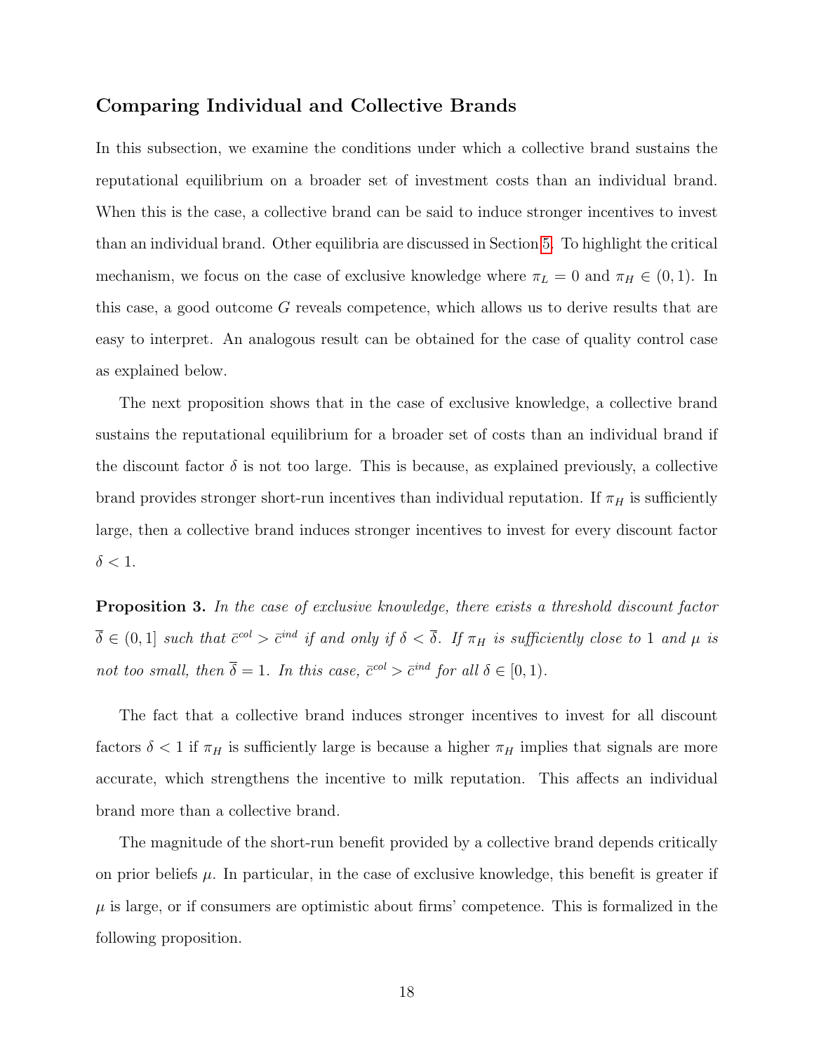### Comparing Individual and Collective Brands

In this subsection, we examine the conditions under which a collective brand sustains the reputational equilibrium on a broader set of investment costs than an individual brand. When this is the case, a collective brand can be said to induce stronger incentives to invest than an individual brand. Other equilibria are discussed in Section 5. To highlight the critical mechanism, we focus on the case of exclusive knowledge where $\pi_L = 0$ and $\pi_H \in (0, 1)$. In this case, a good outcome $G$ reveals competence, which allows us to derive results that are easy to interpret. An analogous result can be obtained for the case of quality control case as explained below.

The next proposition shows that in the case of exclusive knowledge, a collective brand sustains the reputational equilibrium for a broader set of costs than an individual brand if the discount factor $\delta$ is not too large. This is because, as explained previously, a collective brand provides stronger short-run incentives than individual reputation. If $\pi_H$ is sufficiently large, then a collective brand induces stronger incentives to invest for every discount factor $\delta < 1$.

**Proposition 3.** *In the case of exclusive knowledge, there exists a threshold discount factor $\overline{\delta} \in (0, 1]$ such that $\bar{c}^{col} > \bar{c}^{ind}$ if and only if $\delta < \overline{\delta}$. If $\pi_H$ is sufficiently close to 1 and $\mu$ is not too small, then $\overline{\delta} = 1$. In this case, $\bar{c}^{col} > \bar{c}^{ind}$ for all $\delta \in [0, 1)$.*

The fact that a collective brand induces stronger incentives to invest for all discount factors $\delta < 1$ if $\pi_H$ is sufficiently large is because a higher $\pi_H$ implies that signals are more accurate, which strengthens the incentive to milk reputation. This affects an individual brand more than a collective brand.

The magnitude of the short-run benefit provided by a collective brand depends critically on prior beliefs $\mu$. In particular, in the case of exclusive knowledge, this benefit is greater if $\mu$ is large, or if consumers are optimistic about firms' competence. This is formalized in the following proposition.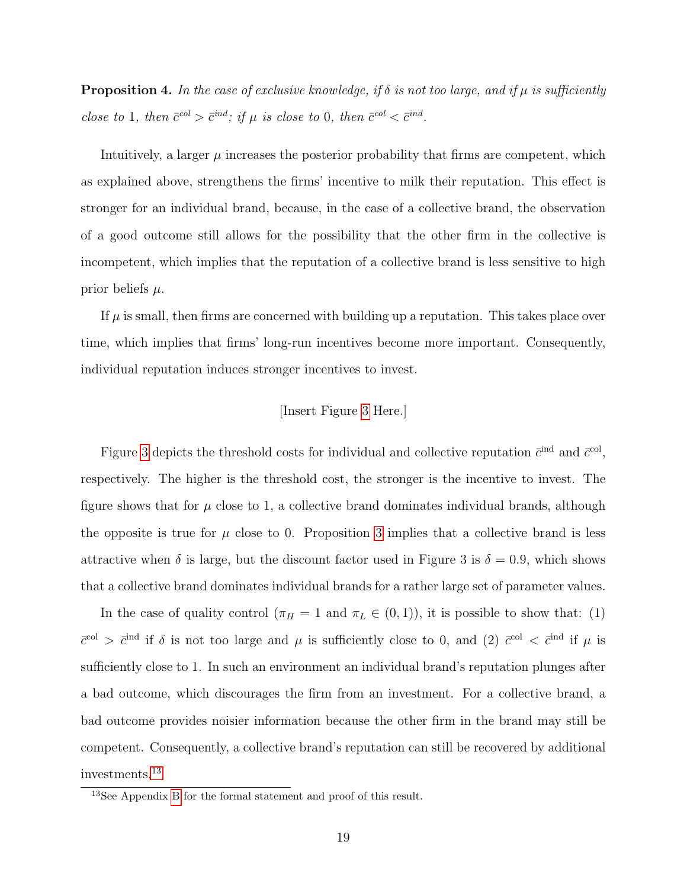**Proposition 4.** *In the case of exclusive knowledge, if $\delta$ is not too large, and if $\mu$ is sufficiently close to 1, then $\bar{c}^{col} > \bar{c}^{ind}$; if $\mu$ is close to 0, then $\bar{c}^{col} < \bar{c}^{ind}$.*

Intuitively, a larger $\mu$ increases the posterior probability that firms are competent, which as explained above, strengthens the firms' incentive to milk their reputation. This effect is stronger for an individual brand, because, in the case of a collective brand, the observation of a good outcome still allows for the possibility that the other firm in the collective is incompetent, which implies that the reputation of a collective brand is less sensitive to high prior beliefs $\mu$.

If $\mu$ is small, then firms are concerned with building up a reputation. This takes place over time, which implies that firms' long-run incentives become more important. Consequently, individual reputation induces stronger incentives to invest.

[Insert Figure 3 Here.]

Figure 3 depicts the threshold costs for individual and collective reputation $\bar{c}^{\text{ind}}$ and $\bar{c}^{\text{col}}$, respectively. The higher is the threshold cost, the stronger is the incentive to invest. The figure shows that for $\mu$ close to 1, a collective brand dominates individual brands, although the opposite is true for $\mu$ close to 0. Proposition 3 implies that a collective brand is less attractive when $\delta$ is large, but the discount factor used in Figure 3 is $\delta = 0.9$, which shows that a collective brand dominates individual brands for a rather large set of parameter values.

In the case of quality control ($\pi_H = 1$ and $\pi_L \in (0, 1)$), it is possible to show that: (1) $\bar{c}^{\text{col}} > \bar{c}^{\text{ind}}$ if $\delta$ is not too large and $\mu$ is sufficiently close to 0, and (2) $\bar{c}^{\text{col}} < \bar{c}^{\text{ind}}$ if $\mu$ is sufficiently close to 1. In such an environment an individual brand's reputation plunges after a bad outcome, which discourages the firm from an investment. For a collective brand, a bad outcome provides noisier information because the other firm in the brand may still be competent. Consequently, a collective brand's reputation can still be recovered by additional investments.[13]

[13] See Appendix B for the formal statement and proof of this result.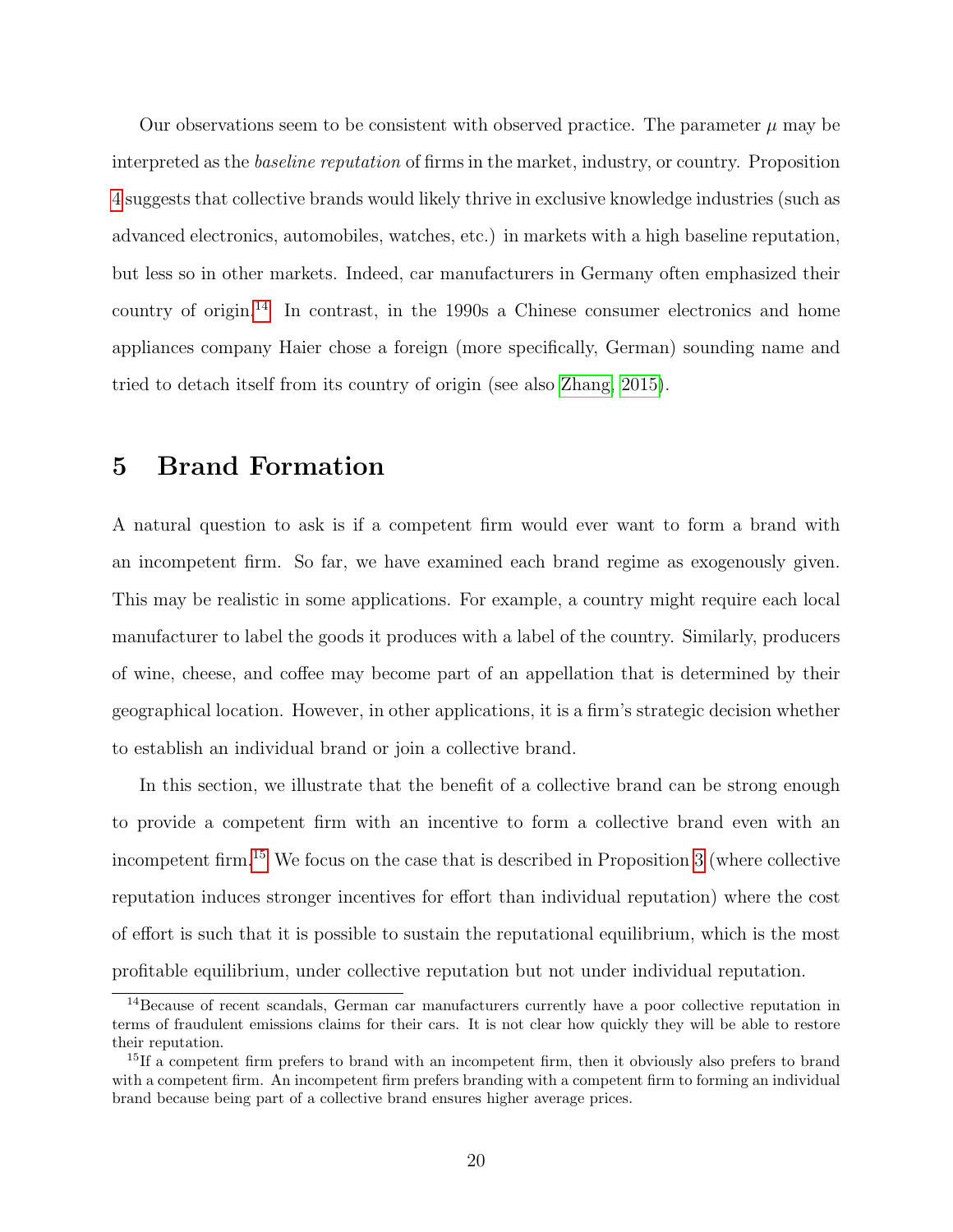Our observations seem to be consistent with observed practice. The parameter $\mu$ may be interpreted as the *baseline reputation* of firms in the market, industry, or country. Proposition 4 suggests that collective brands would likely thrive in exclusive knowledge industries (such as advanced electronics, automobiles, watches, etc.) in markets with a high baseline reputation, but less so in other markets. Indeed, car manufacturers in Germany often emphasized their country of origin.[14] In contrast, in the 1990s a Chinese consumer electronics and home appliances company Haier chose a foreign (more specifically, German) sounding name and tried to detach itself from its country of origin (see also Zhang, 2015).

# 5 Brand Formation

A natural question to ask is if a competent firm would ever want to form a brand with an incompetent firm. So far, we have examined each brand regime as exogenously given. This may be realistic in some applications. For example, a country might require each local manufacturer to label the goods it produces with a label of the country. Similarly, producers of wine, cheese, and coffee may become part of an appellation that is determined by their geographical location. However, in other applications, it is a firm's strategic decision whether to establish an individual brand or join a collective brand.

In this section, we illustrate that the benefit of a collective brand can be strong enough to provide a competent firm with an incentive to form a collective brand even with an incompetent firm.[15] We focus on the case that is described in Proposition 3 (where collective reputation induces stronger incentives for effort than individual reputation) where the cost of effort is such that it is possible to sustain the reputational equilibrium, which is the most profitable equilibrium, under collective reputation but not under individual reputation.

[14] Because of recent scandals, German car manufacturers currently have a poor collective reputation in terms of fraudulent emissions claims for their cars. It is not clear how quickly they will be able to restore their reputation.

[15] If a competent firm prefers to brand with an incompetent firm, then it obviously also prefers to brand with a competent firm. An incompetent firm prefers branding with a competent firm to forming an individual brand because being part of a collective brand ensures higher average prices.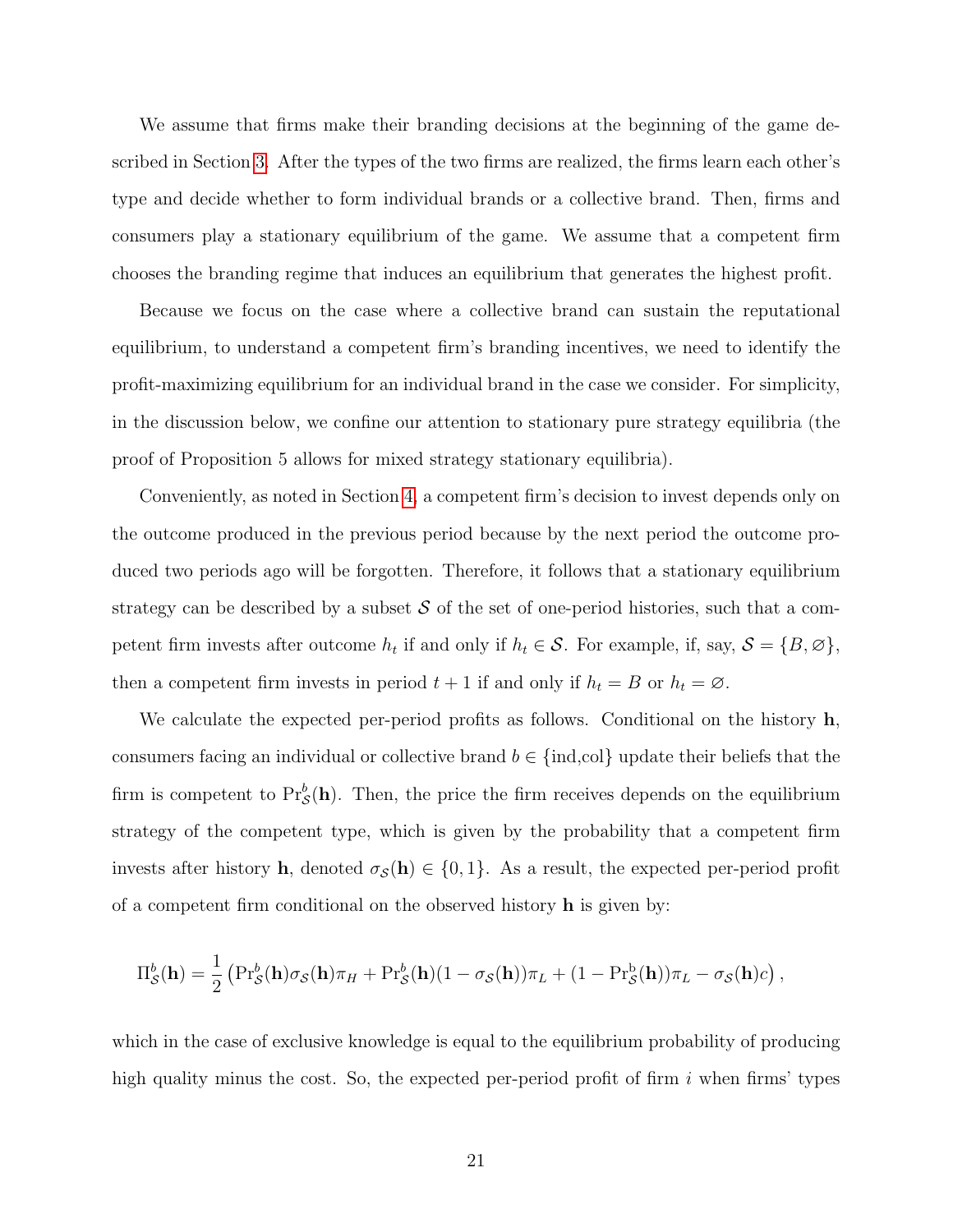We assume that firms make their branding decisions at the beginning of the game described in Section 3. After the types of the two firms are realized, the firms learn each other's type and decide whether to form individual brands or a collective brand. Then, firms and consumers play a stationary equilibrium of the game. We assume that a competent firm chooses the branding regime that induces an equilibrium that generates the highest profit.

Because we focus on the case where a collective brand can sustain the reputational equilibrium, to understand a competent firm's branding incentives, we need to identify the profit-maximizing equilibrium for an individual brand in the case we consider. For simplicity, in the discussion below, we confine our attention to stationary pure strategy equilibria (the proof of Proposition 5 allows for mixed strategy stationary equilibria).

Conveniently, as noted in Section 4, a competent firm's decision to invest depends only on the outcome produced in the previous period because by the next period the outcome produced two periods ago will be forgotten. Therefore, it follows that a stationary equilibrium strategy can be described by a subset $\mathcal{S}$ of the set of one-period histories, such that a competent firm invests after outcome $h_t$ if and only if $h_t \in \mathcal{S}$. For example, if, say, $\mathcal{S} = \{B, \varnothing\}$, then a competent firm invests in period $t+1$ if and only if $h_t = B$ or $h_t = \varnothing$.

We calculate the expected per-period profits as follows. Conditional on the history $\mathbf{h}$, consumers facing an individual or collective brand $b \in \{\text{ind,col}\}$ update their beliefs that the firm is competent to $\Pr^b_{\mathcal{S}}(\mathbf{h})$. Then, the price the firm receives depends on the equilibrium strategy of the competent type, which is given by the probability that a competent firm invests after history $\mathbf{h}$, denoted $\sigma_{\mathcal{S}}(\mathbf{h}) \in \{0, 1\}$. As a result, the expected per-period profit of a competent firm conditional on the observed history $\mathbf{h}$ is given by:

$$\Pi^b_{\mathcal{S}}(\mathbf{h}) = \frac{1}{2}\left(\Pr^b_{\mathcal{S}}(\mathbf{h})\sigma_{\mathcal{S}}(\mathbf{h})\pi_H + \Pr^b_{\mathcal{S}}(\mathbf{h})(1-\sigma_{\mathcal{S}}(\mathbf{h}))\pi_L + (1-\Pr^b_{\mathcal{S}}(\mathbf{h}))\pi_L - \sigma_{\mathcal{S}}(\mathbf{h})c\right),$$

which in the case of exclusive knowledge is equal to the equilibrium probability of producing high quality minus the cost. So, the expected per-period profit of firm $i$ when firms' types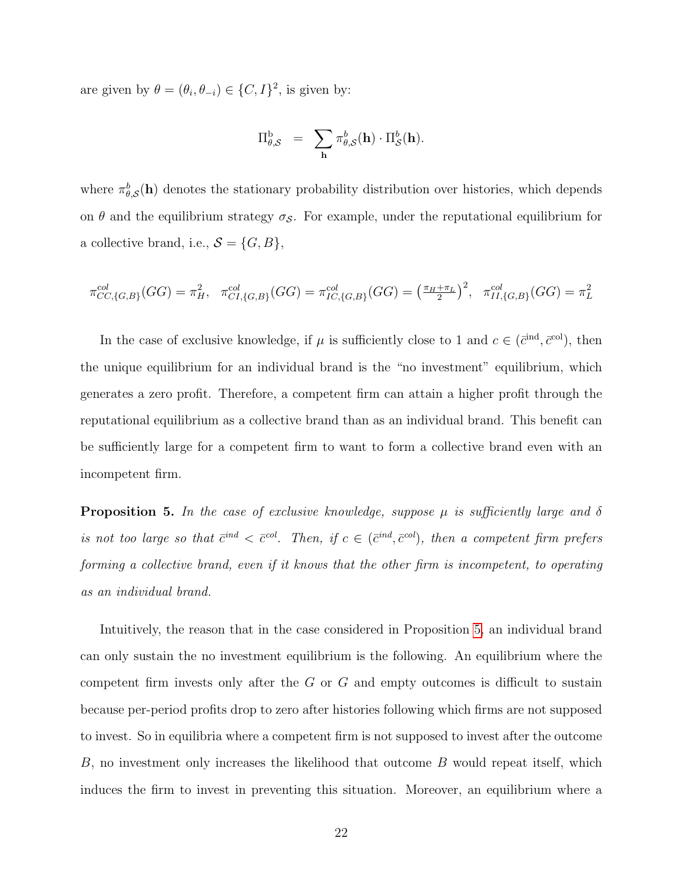are given by $\theta = (\theta_i, \theta_{-i}) \in \{C, I\}^2$, is given by:

$$\Pi^{\mathrm{b}}_{\theta,\mathcal{S}} \;\; = \;\; \sum_{\mathbf{h}} \pi^{b}_{\theta,\mathcal{S}}(\mathbf{h}) \cdot \Pi^{b}_{\mathcal{S}}(\mathbf{h}).$$

where $\pi^{b}_{\theta,\mathcal{S}}(\mathbf{h})$ denotes the stationary probability distribution over histories, which depends on $\theta$ and the equilibrium strategy $\sigma_{\mathcal{S}}$. For example, under the reputational equilibrium for a collective brand, i.e., $\mathcal{S} = \{G, B\}$,

$$\pi^{col}_{CC,\{G,B\}}(GG) = \pi_H^2, \;\; \pi^{col}_{CI,\{G,B\}}(GG) = \pi^{col}_{IC,\{G,B\}}(GG) = \left(\tfrac{\pi_H + \pi_L}{2}\right)^2, \;\; \pi^{col}_{II,\{G,B\}}(GG) = \pi_L^2$$

In the case of exclusive knowledge, if $\mu$ is sufficiently close to 1 and $c \in (\bar{c}^{\mathrm{ind}}, \bar{c}^{\mathrm{col}})$, then the unique equilibrium for an individual brand is the "no investment" equilibrium, which generates a zero profit. Therefore, a competent firm can attain a higher profit through the reputational equilibrium as a collective brand than as an individual brand. This benefit can be sufficiently large for a competent firm to want to form a collective brand even with an incompetent firm.

**Proposition 5.** *In the case of exclusive knowledge, suppose $\mu$ is sufficiently large and $\delta$ is not too large so that $\bar{c}^{ind} < \bar{c}^{col}$. Then, if $c \in (\bar{c}^{ind}, \bar{c}^{col})$, then a competent firm prefers forming a collective brand, even if it knows that the other firm is incompetent, to operating as an individual brand.*

Intuitively, the reason that in the case considered in Proposition 5, an individual brand can only sustain the no investment equilibrium is the following. An equilibrium where the competent firm invests only after the $G$ or $G$ and empty outcomes is difficult to sustain because per-period profits drop to zero after histories following which firms are not supposed to invest. So in equilibria where a competent firm is not supposed to invest after the outcome $B$, no investment only increases the likelihood that outcome $B$ would repeat itself, which induces the firm to invest in preventing this situation. Moreover, an equilibrium where a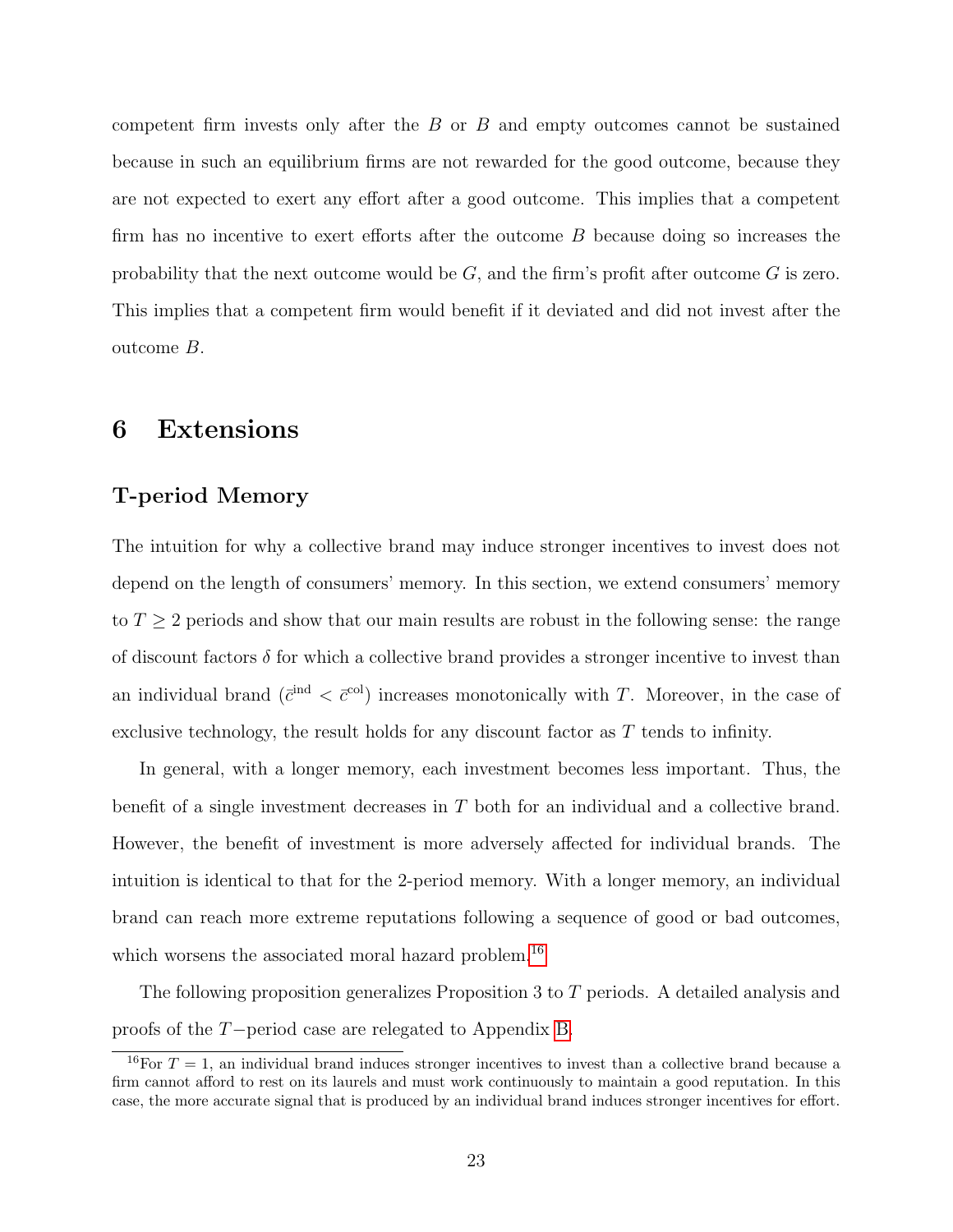competent firm invests only after the $B$ or $B$ and empty outcomes cannot be sustained because in such an equilibrium firms are not rewarded for the good outcome, because they are not expected to exert any effort after a good outcome. This implies that a competent firm has no incentive to exert efforts after the outcome $B$ because doing so increases the probability that the next outcome would be $G$, and the firm's profit after outcome $G$ is zero. This implies that a competent firm would benefit if it deviated and did not invest after the outcome $B$.

# 6 Extensions

### T-period Memory

The intuition for why a collective brand may induce stronger incentives to invest does not depend on the length of consumers' memory. In this section, we extend consumers' memory to $T \geq 2$ periods and show that our main results are robust in the following sense: the range of discount factors $\delta$ for which a collective brand provides a stronger incentive to invest than an individual brand ($\bar{c}^{\text{ind}} < \bar{c}^{\text{col}}$) increases monotonically with $T$. Moreover, in the case of exclusive technology, the result holds for any discount factor as $T$ tends to infinity.

In general, with a longer memory, each investment becomes less important. Thus, the benefit of a single investment decreases in $T$ both for an individual and a collective brand. However, the benefit of investment is more adversely affected for individual brands. The intuition is identical to that for the 2-period memory. With a longer memory, an individual brand can reach more extreme reputations following a sequence of good or bad outcomes, which worsens the associated moral hazard problem.[16]

The following proposition generalizes Proposition 3 to $T$ periods. A detailed analysis and proofs of the $T-$period case are relegated to Appendix B.

[16] For $T = 1$, an individual brand induces stronger incentives to invest than a collective brand because a firm cannot afford to rest on its laurels and must work continuously to maintain a good reputation. In this case, the more accurate signal that is produced by an individual brand induces stronger incentives for effort.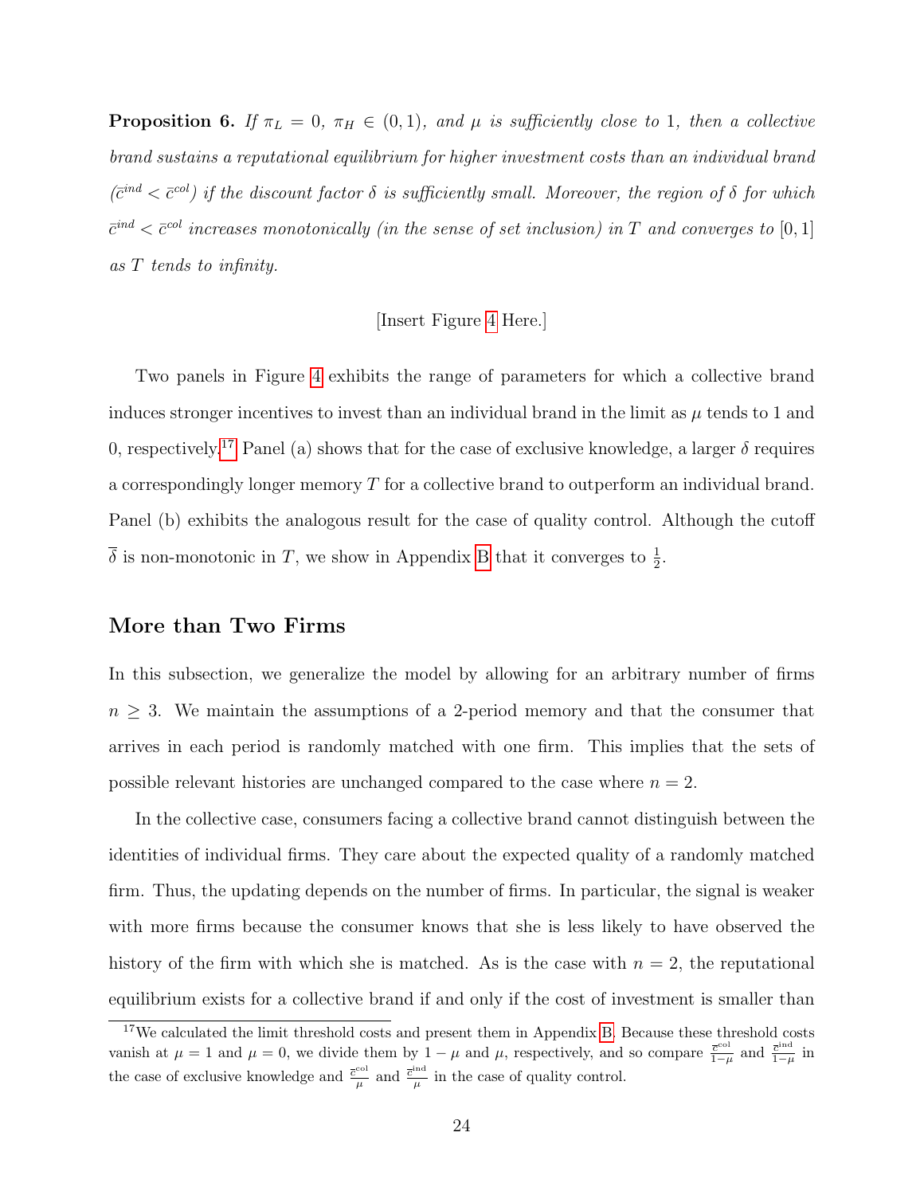**Proposition 6.** *If $\pi_L = 0$, $\pi_H \in (0, 1)$, and $\mu$ is sufficiently close to 1, then a collective brand sustains a reputational equilibrium for higher investment costs than an individual brand ($\bar{c}^{ind} < \bar{c}^{col}$) if the discount factor $\delta$ is sufficiently small. Moreover, the region of $\delta$ for which $\bar{c}^{ind} < \bar{c}^{col}$ increases monotonically (in the sense of set inclusion) in $T$ and converges to $[0, 1]$ as $T$ tends to infinity.*

[Insert Figure 4 Here.]

Two panels in Figure 4 exhibits the range of parameters for which a collective brand induces stronger incentives to invest than an individual brand in the limit as $\mu$ tends to 1 and 0, respectively.[17] Panel (a) shows that for the case of exclusive knowledge, a larger $\delta$ requires a correspondingly longer memory $T$ for a collective brand to outperform an individual brand. Panel (b) exhibits the analogous result for the case of quality control. Although the cutoff $\overline{\delta}$ is non-monotonic in $T$, we show in Appendix B that it converges to $\frac{1}{2}$.

## More than Two Firms

In this subsection, we generalize the model by allowing for an arbitrary number of firms $n \geq 3$. We maintain the assumptions of a 2-period memory and that the consumer that arrives in each period is randomly matched with one firm. This implies that the sets of possible relevant histories are unchanged compared to the case where $n = 2$.

In the collective case, consumers facing a collective brand cannot distinguish between the identities of individual firms. They care about the expected quality of a randomly matched firm. Thus, the updating depends on the number of firms. In particular, the signal is weaker with more firms because the consumer knows that she is less likely to have observed the history of the firm with which she is matched. As is the case with $n = 2$, the reputational equilibrium exists for a collective brand if and only if the cost of investment is smaller than

[17] We calculated the limit threshold costs and present them in Appendix B. Because these threshold costs vanish at $\mu = 1$ and $\mu = 0$, we divide them by $1 - \mu$ and $\mu$, respectively, and so compare $\frac{\bar{c}^{col}}{1-\mu}$ and $\frac{\bar{c}^{ind}}{1-\mu}$ in the case of exclusive knowledge and $\frac{\bar{c}^{col}}{\mu}$ and $\frac{\bar{c}^{ind}}{\mu}$ in the case of quality control.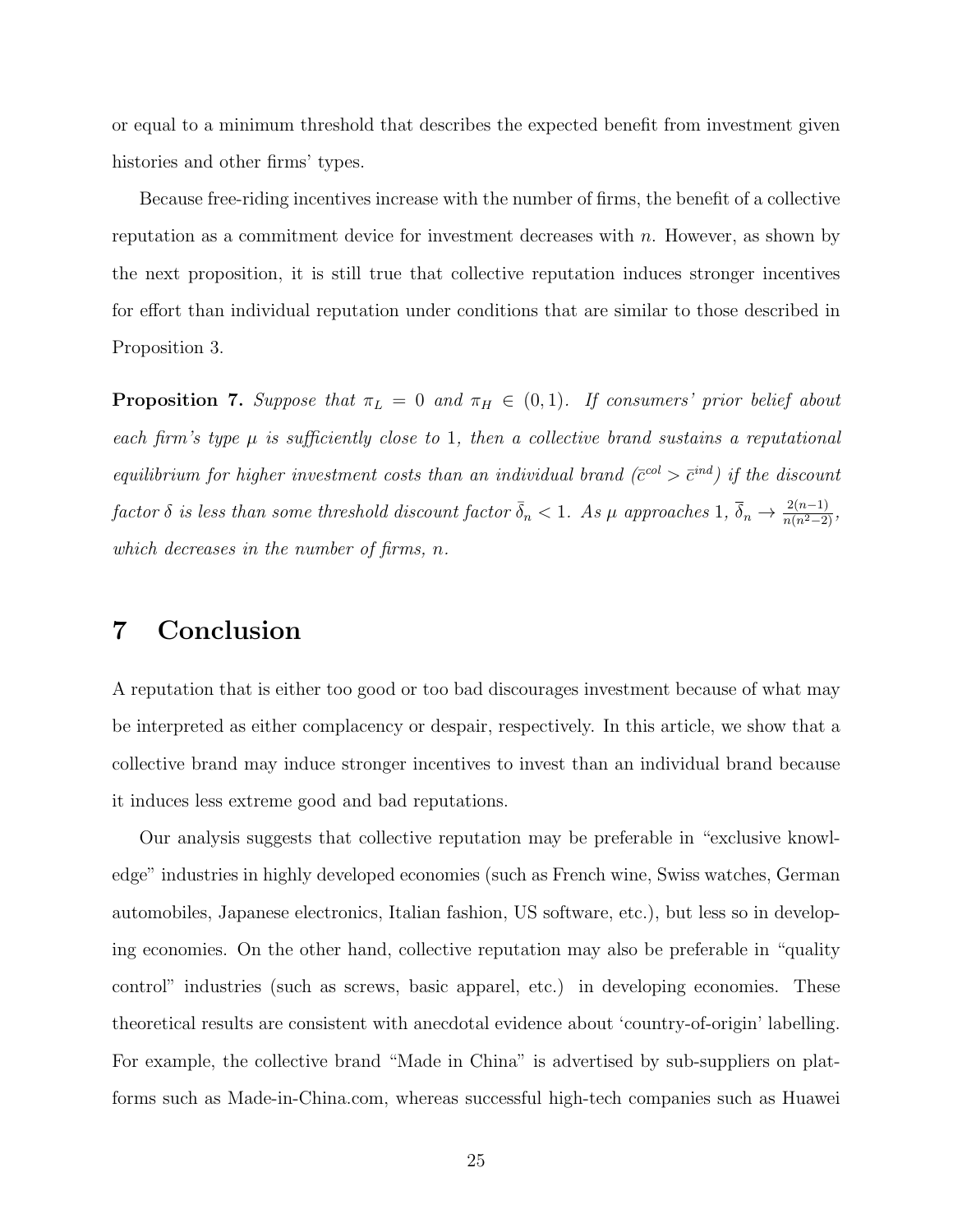or equal to a minimum threshold that describes the expected benefit from investment given histories and other firms' types.

Because free-riding incentives increase with the number of firms, the benefit of a collective reputation as a commitment device for investment decreases with $n$. However, as shown by the next proposition, it is still true that collective reputation induces stronger incentives for effort than individual reputation under conditions that are similar to those described in Proposition 3.

**Proposition 7.** *Suppose that $\pi_L = 0$ and $\pi_H \in (0, 1)$. If consumers' prior belief about each firm's type $\mu$ is sufficiently close to 1, then a collective brand sustains a reputational equilibrium for higher investment costs than an individual brand ($\bar{c}^{col} > \bar{c}^{ind}$) if the discount factor $\delta$ is less than some threshold discount factor $\bar{\bar{\delta}}_n < 1$. As $\mu$ approaches 1, $\bar{\bar{\delta}}_n \to \frac{2(n-1)}{n(n^2-2)}$, which decreases in the number of firms, $n$.*

# 7 Conclusion

A reputation that is either too good or too bad discourages investment because of what may be interpreted as either complacency or despair, respectively. In this article, we show that a collective brand may induce stronger incentives to invest than an individual brand because it induces less extreme good and bad reputations.

Our analysis suggests that collective reputation may be preferable in "exclusive knowledge" industries in highly developed economies (such as French wine, Swiss watches, German automobiles, Japanese electronics, Italian fashion, US software, etc.), but less so in developing economies. On the other hand, collective reputation may also be preferable in "quality control" industries (such as screws, basic apparel, etc.) in developing economies. These theoretical results are consistent with anecdotal evidence about 'country-of-origin' labelling. For example, the collective brand "Made in China" is advertised by sub-suppliers on platforms such as Made-in-China.com, whereas successful high-tech companies such as Huawei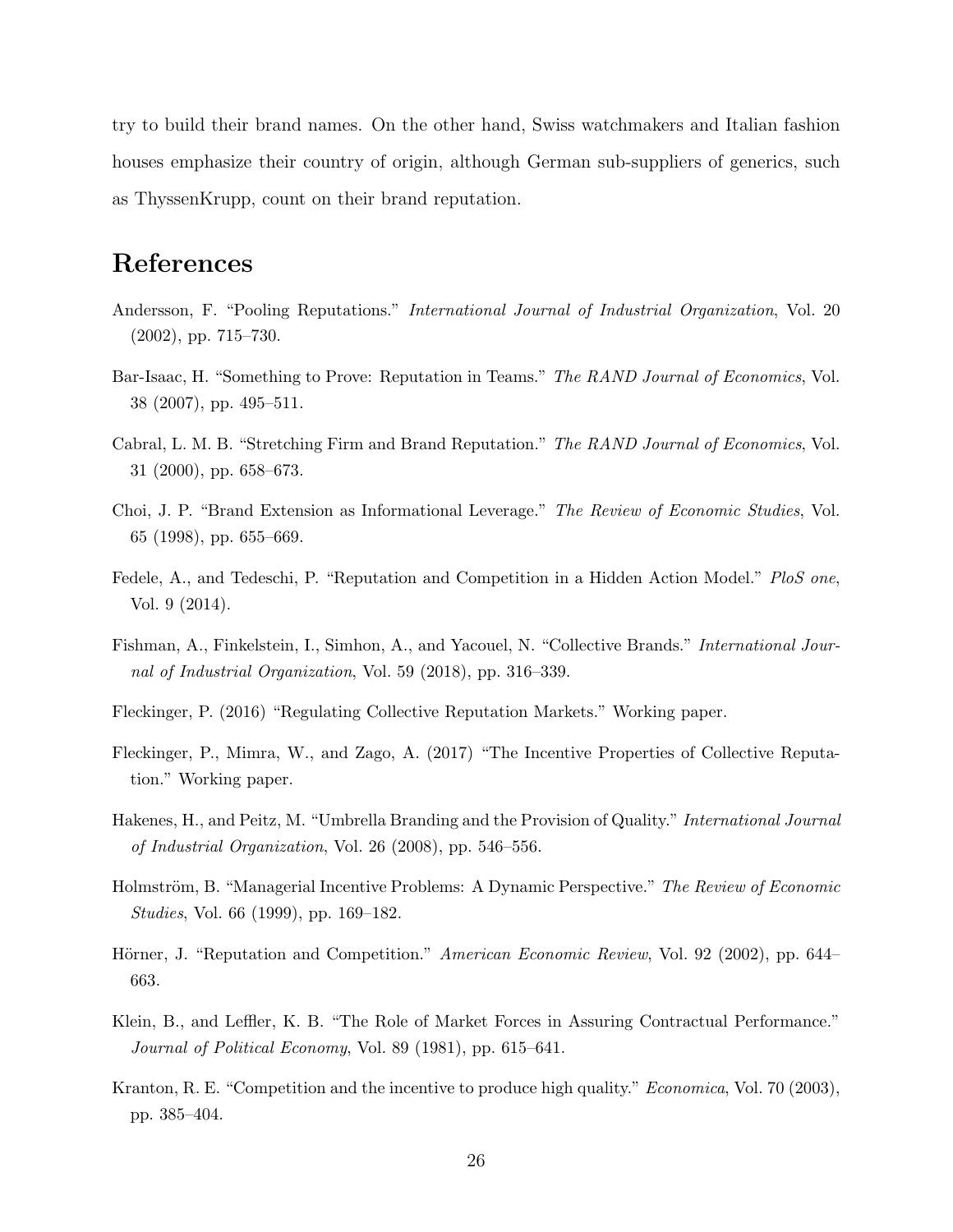try to build their brand names. On the other hand, Swiss watchmakers and Italian fashion houses emphasize their country of origin, although German sub-suppliers of generics, such as ThyssenKrupp, count on their brand reputation.

# References

Andersson, F. "Pooling Reputations." *International Journal of Industrial Organization*, Vol. 20 (2002), pp. 715–730.

Bar-Isaac, H. "Something to Prove: Reputation in Teams." *The RAND Journal of Economics*, Vol. 38 (2007), pp. 495–511.

Cabral, L. M. B. "Stretching Firm and Brand Reputation." *The RAND Journal of Economics*, Vol. 31 (2000), pp. 658–673.

Choi, J. P. "Brand Extension as Informational Leverage." *The Review of Economic Studies*, Vol. 65 (1998), pp. 655–669.

Fedele, A., and Tedeschi, P. "Reputation and Competition in a Hidden Action Model." *PloS one*, Vol. 9 (2014).

Fishman, A., Finkelstein, I., Simhon, A., and Yacouel, N. "Collective Brands." *International Journal of Industrial Organization*, Vol. 59 (2018), pp. 316–339.

Fleckinger, P. (2016) "Regulating Collective Reputation Markets." Working paper.

Fleckinger, P., Mimra, W., and Zago, A. (2017) "The Incentive Properties of Collective Reputation." Working paper.

Hakenes, H., and Peitz, M. "Umbrella Branding and the Provision of Quality." *International Journal of Industrial Organization*, Vol. 26 (2008), pp. 546–556.

Holmström, B. "Managerial Incentive Problems: A Dynamic Perspective." *The Review of Economic Studies*, Vol. 66 (1999), pp. 169–182.

Hörner, J. "Reputation and Competition." *American Economic Review*, Vol. 92 (2002), pp. 644–663.

Klein, B., and Leffler, K. B. "The Role of Market Forces in Assuring Contractual Performance." *Journal of Political Economy*, Vol. 89 (1981), pp. 615–641.

Kranton, R. E. "Competition and the incentive to produce high quality." *Economica*, Vol. 70 (2003), pp. 385–404.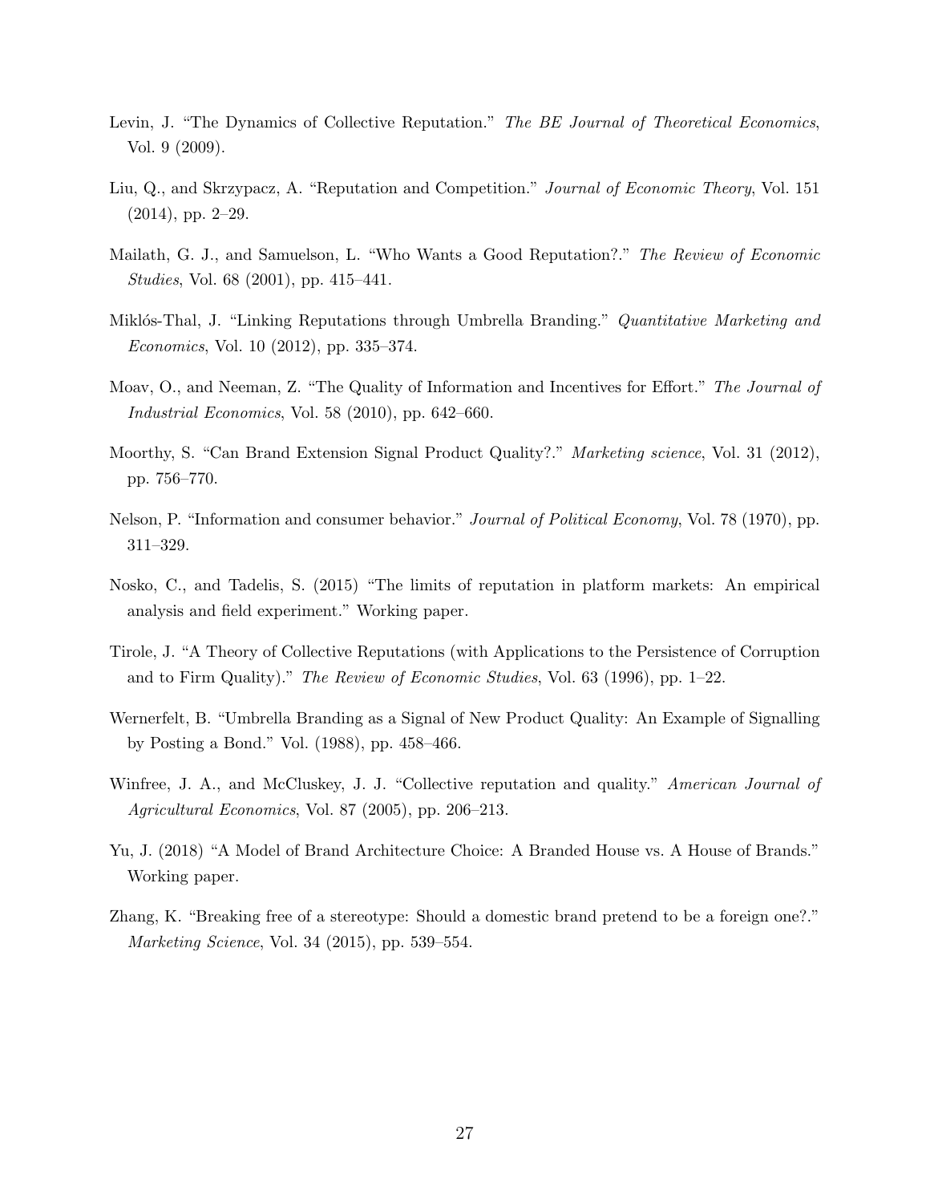Levin, J. "The Dynamics of Collective Reputation." *The BE Journal of Theoretical Economics*, Vol. 9 (2009).

Liu, Q., and Skrzypacz, A. "Reputation and Competition." *Journal of Economic Theory*, Vol. 151 (2014), pp. 2–29.

Mailath, G. J., and Samuelson, L. "Who Wants a Good Reputation?." *The Review of Economic Studies*, Vol. 68 (2001), pp. 415–441.

Miklós-Thal, J. "Linking Reputations through Umbrella Branding." *Quantitative Marketing and Economics*, Vol. 10 (2012), pp. 335–374.

Moav, O., and Neeman, Z. "The Quality of Information and Incentives for Effort." *The Journal of Industrial Economics*, Vol. 58 (2010), pp. 642–660.

Moorthy, S. "Can Brand Extension Signal Product Quality?." *Marketing science*, Vol. 31 (2012), pp. 756–770.

Nelson, P. "Information and consumer behavior." *Journal of Political Economy*, Vol. 78 (1970), pp. 311–329.

Nosko, C., and Tadelis, S. (2015) "The limits of reputation in platform markets: An empirical analysis and field experiment." Working paper.

Tirole, J. "A Theory of Collective Reputations (with Applications to the Persistence of Corruption and to Firm Quality)." *The Review of Economic Studies*, Vol. 63 (1996), pp. 1–22.

Wernerfelt, B. "Umbrella Branding as a Signal of New Product Quality: An Example of Signalling by Posting a Bond." Vol. (1988), pp. 458–466.

Winfree, J. A., and McCluskey, J. J. "Collective reputation and quality." *American Journal of Agricultural Economics*, Vol. 87 (2005), pp. 206–213.

Yu, J. (2018) "A Model of Brand Architecture Choice: A Branded House vs. A House of Brands." Working paper.

Zhang, K. "Breaking free of a stereotype: Should a domestic brand pretend to be a foreign one?." *Marketing Science*, Vol. 34 (2015), pp. 539–554.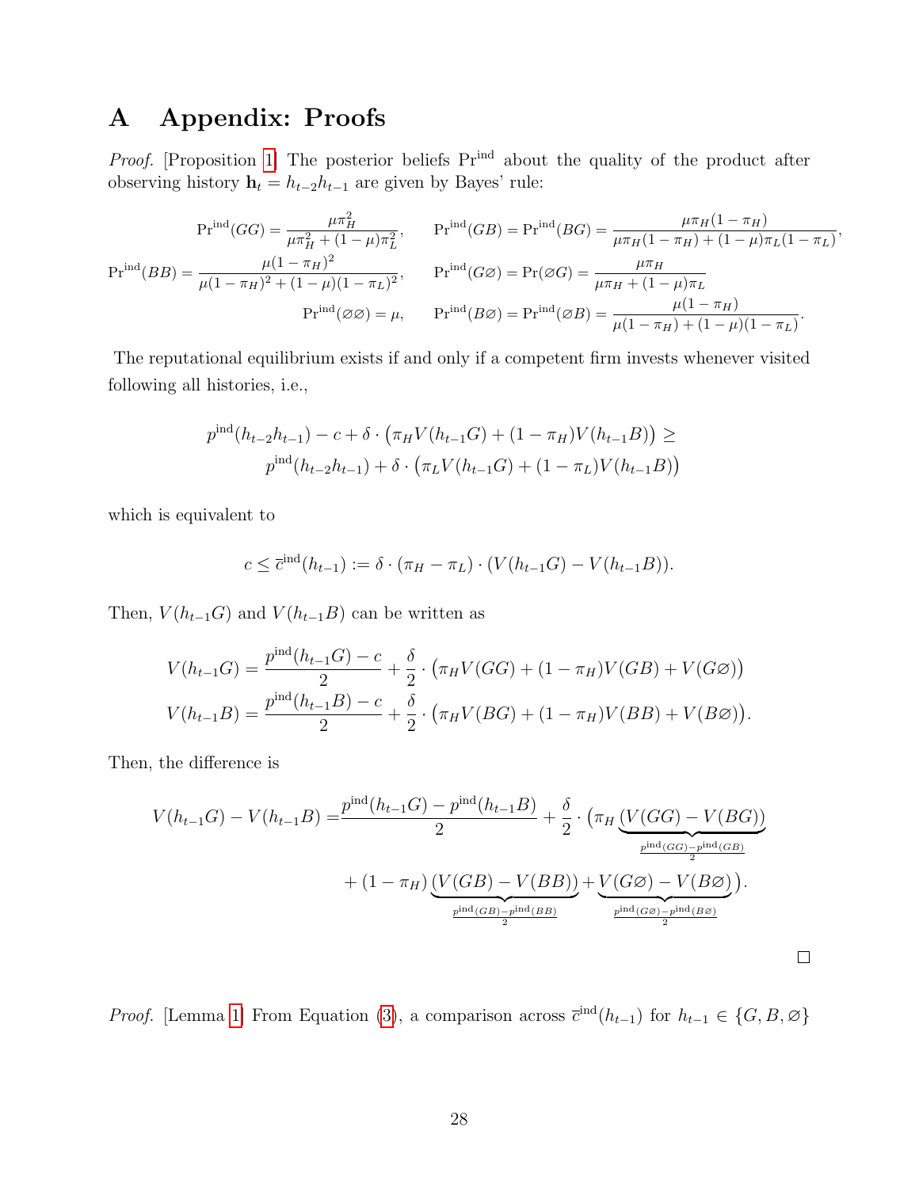# A Appendix: Proofs

*Proof.* [Proposition 1] The posterior beliefs $\Pr^{\text{ind}}$ about the quality of the product after observing history $\mathbf{h}_t = h_{t-2}h_{t-1}$ are given by Bayes' rule:

$$\Pr^{\text{ind}}(GG) = \frac{\mu\pi_H^2}{\mu\pi_H^2 + (1-\mu)\pi_L^2}, \qquad \Pr^{\text{ind}}(GB) = \Pr^{\text{ind}}(BG) = \frac{\mu\pi_H(1-\pi_H)}{\mu\pi_H(1-\pi_H) + (1-\mu)\pi_L(1-\pi_L)},$$

$$\Pr^{\text{ind}}(BB) = \frac{\mu(1-\pi_H)^2}{\mu(1-\pi_H)^2 + (1-\mu)(1-\pi_L)^2}, \qquad \Pr^{\text{ind}}(G\varnothing) = \Pr(\varnothing G) = \frac{\mu\pi_H}{\mu\pi_H + (1-\mu)\pi_L}$$

$$\Pr^{\text{ind}}(\varnothing\varnothing) = \mu, \qquad \Pr^{\text{ind}}(B\varnothing) = \Pr^{\text{ind}}(\varnothing B) = \frac{\mu(1-\pi_H)}{\mu(1-\pi_H) + (1-\mu)(1-\pi_L)}.$$

The reputational equilibrium exists if and only if a competent firm invests whenever visited following all histories, i.e.,

$$p^{\text{ind}}(h_{t-2}h_{t-1}) - c + \delta \cdot \big(\pi_H V(h_{t-1}G) + (1-\pi_H)V(h_{t-1}B)\big) \geq$$
$$p^{\text{ind}}(h_{t-2}h_{t-1}) + \delta \cdot \big(\pi_L V(h_{t-1}G) + (1-\pi_L)V(h_{t-1}B)\big)$$

which is equivalent to

$$c \leq \bar{c}^{\text{ind}}(h_{t-1}) := \delta \cdot (\pi_H - \pi_L) \cdot (V(h_{t-1}G) - V(h_{t-1}B)).$$

Then, $V(h_{t-1}G)$ and $V(h_{t-1}B)$ can be written as

$$V(h_{t-1}G) = \frac{p^{\text{ind}}(h_{t-1}G) - c}{2} + \frac{\delta}{2} \cdot \big(\pi_H V(GG) + (1-\pi_H)V(GB) + V(G\varnothing)\big)$$
$$V(h_{t-1}B) = \frac{p^{\text{ind}}(h_{t-1}B) - c}{2} + \frac{\delta}{2} \cdot \big(\pi_H V(BG) + (1-\pi_H)V(BB) + V(B\varnothing)\big).$$

Then, the difference is

$$V(h_{t-1}G) - V(h_{t-1}B) = \frac{p^{\text{ind}}(h_{t-1}G) - p^{\text{ind}}(h_{t-1}B)}{2} + \frac{\delta}{2} \cdot \Big(\pi_H \underbrace{(V(GG) - V(BG))}_{\frac{p^{\text{ind}}(GG) - p^{\text{ind}}(GB)}{2}}$$
$$+ (1-\pi_H)\underbrace{(V(GB) - V(BB))}_{\frac{p^{\text{ind}}(GB) - p^{\text{ind}}(BB)}{2}} + \underbrace{V(G\varnothing) - V(B\varnothing)}_{\frac{p^{\text{ind}}(G\varnothing) - p^{\text{ind}}(B\varnothing)}{2}}\Big).$$

□

*Proof.* [Lemma 1] From Equation (3), a comparison across $\bar{c}^{\text{ind}}(h_{t-1})$ for $h_{t-1} \in \{G, B, \varnothing\}$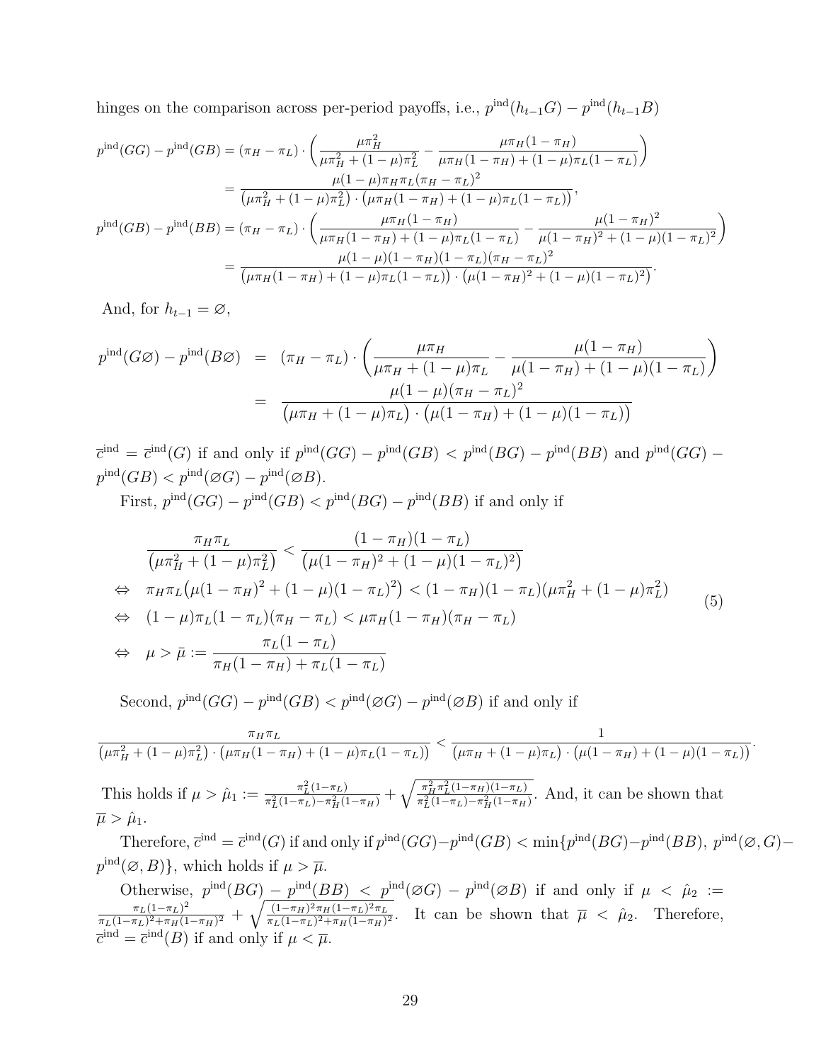hinges on the comparison across per-period payoffs, i.e., $p^{\text{ind}}(h_{t-1}G) - p^{\text{ind}}(h_{t-1}B)$

$$
\begin{aligned}
p^{\text{ind}}(GG) - p^{\text{ind}}(GB) &= (\pi_H - \pi_L) \cdot \left( \frac{\mu \pi_H^2}{\mu \pi_H^2 + (1-\mu)\pi_L^2} - \frac{\mu \pi_H (1-\pi_H)}{\mu \pi_H(1-\pi_H) + (1-\mu)\pi_L(1-\pi_L)} \right) \\
&= \frac{\mu(1-\mu)\pi_H \pi_L (\pi_H - \pi_L)^2}{\big(\mu\pi_H^2 + (1-\mu)\pi_L^2\big) \cdot \big(\mu\pi_H(1-\pi_H) + (1-\mu)\pi_L(1-\pi_L)\big)}, \\
p^{\text{ind}}(GB) - p^{\text{ind}}(BB) &= (\pi_H - \pi_L) \cdot \left( \frac{\mu \pi_H (1-\pi_H)}{\mu \pi_H(1-\pi_H) + (1-\mu)\pi_L(1-\pi_L)} - \frac{\mu (1-\pi_H)^2}{\mu(1-\pi_H)^2 + (1-\mu)(1-\pi_L)^2} \right) \\
&= \frac{\mu(1-\mu)(1-\pi_H)(1-\pi_L)(\pi_H - \pi_L)^2}{\big(\mu\pi_H(1-\pi_H) + (1-\mu)\pi_L(1-\pi_L)\big) \cdot \big(\mu(1-\pi_H)^2 + (1-\mu)(1-\pi_L)^2\big)}.
\end{aligned}
$$

And, for $h_{t-1} = \varnothing$,

$$
\begin{aligned}
p^{\text{ind}}(G\varnothing) - p^{\text{ind}}(B\varnothing) &= (\pi_H - \pi_L) \cdot \left( \frac{\mu \pi_H}{\mu\pi_H + (1-\mu)\pi_L} - \frac{\mu(1-\pi_H)}{\mu(1-\pi_H) + (1-\mu)(1-\pi_L)} \right) \\
&= \frac{\mu(1-\mu)(\pi_H - \pi_L)^2}{\big(\mu\pi_H + (1-\mu)\pi_L\big) \cdot \big(\mu(1-\pi_H) + (1-\mu)(1-\pi_L)\big)}
\end{aligned}
$$

$\overline{c}^{\text{ind}} = \overline{c}^{\text{ind}}(G)$ if and only if $p^{\text{ind}}(GG) - p^{\text{ind}}(GB) < p^{\text{ind}}(BG) - p^{\text{ind}}(BB)$ and $p^{\text{ind}}(GG) - p^{\text{ind}}(GB) < p^{\text{ind}}(\varnothing G) - p^{\text{ind}}(\varnothing B)$.

First, $p^{\text{ind}}(GG) - p^{\text{ind}}(GB) < p^{\text{ind}}(BG) - p^{\text{ind}}(BB)$ if and only if

$$
\begin{aligned}
& \frac{\pi_H \pi_L}{\big(\mu\pi_H^2 + (1-\mu)\pi_L^2\big)} < \frac{(1-\pi_H)(1-\pi_L)}{\big(\mu(1-\pi_H)^2 + (1-\mu)(1-\pi_L)^2\big)} \\
\Leftrightarrow \quad & \pi_H \pi_L \big(\mu(1-\pi_H)^2 + (1-\mu)(1-\pi_L)^2\big) < (1-\pi_H)(1-\pi_L)(\mu\pi_H^2 + (1-\mu)\pi_L^2) \\
\Leftrightarrow \quad & (1-\mu)\pi_L(1-\pi_L)(\pi_H - \pi_L) < \mu\pi_H(1-\pi_H)(\pi_H - \pi_L) \\
\Leftrightarrow \quad & \mu > \bar{\mu} := \frac{\pi_L(1-\pi_L)}{\pi_H(1-\pi_H) + \pi_L(1-\pi_L)}
\end{aligned} \tag{5}
$$

Second, $p^{\text{ind}}(GG) - p^{\text{ind}}(GB) < p^{\text{ind}}(\varnothing G) - p^{\text{ind}}(\varnothing B)$ if and only if

$$
\frac{\pi_H \pi_L}{\big(\mu\pi_H^2 + (1-\mu)\pi_L^2\big) \cdot \big(\mu\pi_H(1-\pi_H) + (1-\mu)\pi_L(1-\pi_L)\big)} < \frac{1}{\big(\mu\pi_H + (1-\mu)\pi_L\big) \cdot \big(\mu(1-\pi_H) + (1-\mu)(1-\pi_L)\big)}.
$$

This holds if $\mu > \hat{\mu}_1 := \frac{\pi_L^2(1-\pi_L)}{\pi_L^2(1-\pi_L) - \pi_H^2(1-\pi_H)} + \sqrt{\frac{\pi_H^2\pi_L^2(1-\pi_H)(1-\pi_L)}{\pi_L^2(1-\pi_L) - \pi_H^2(1-\pi_H)}}$. And, it can be shown that $\overline{\mu} > \hat{\mu}_1$.

Therefore, $\overline{c}^{\text{ind}} = \overline{c}^{\text{ind}}(G)$ if and only if $p^{\text{ind}}(GG) - p^{\text{ind}}(GB) < \min\{p^{\text{ind}}(BG) - p^{\text{ind}}(BB),\ p^{\text{ind}}(\varnothing, G) - p^{\text{ind}}(\varnothing, B)\}$, which holds if $\mu > \overline{\mu}$.

Otherwise, $p^{\text{ind}}(BG) - p^{\text{ind}}(BB) < p^{\text{ind}}(\varnothing G) - p^{\text{ind}}(\varnothing B)$ if and only if $\mu < \hat{\mu}_2 := \frac{\pi_L(1-\pi_L)^2}{\pi_L(1-\pi_L)^2 + \pi_H(1-\pi_H)^2} + \sqrt{\frac{(1-\pi_H)^2\pi_H(1-\pi_L)^2\pi_L}{\pi_L(1-\pi_L)^2 + \pi_H(1-\pi_H)^2}}$. It can be shown that $\overline{\mu} < \hat{\mu}_2$. Therefore, $\overline{c}^{\text{ind}} = \overline{c}^{\text{ind}}(B)$ if and only if $\mu < \overline{\mu}$.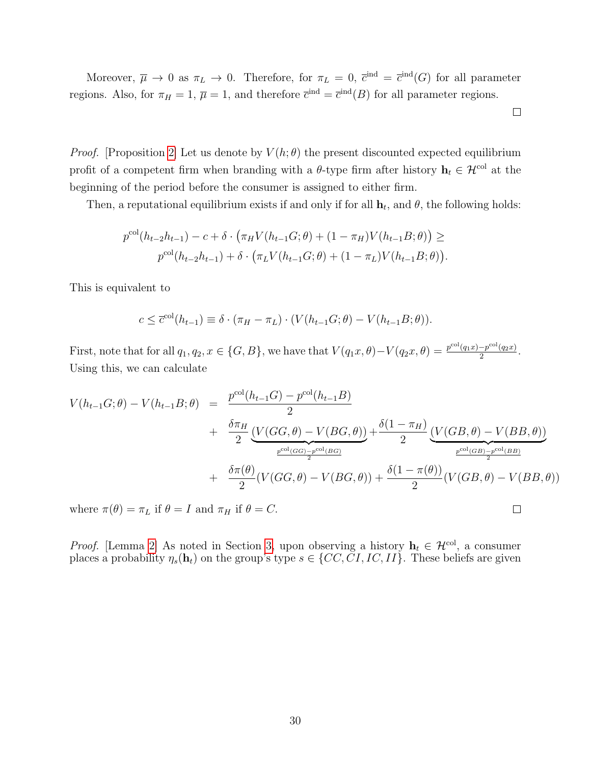Moreover, $\overline{\mu} \to 0$ as $\pi_L \to 0$. Therefore, for $\pi_L = 0$, $\overline{c}^{\text{ind}} = \overline{c}^{\text{ind}}(G)$ for all parameter regions. Also, for $\pi_H = 1$, $\overline{\mu} = 1$, and therefore $\overline{c}^{\text{ind}} = \overline{c}^{\text{ind}}(B)$ for all parameter regions.

□

*Proof.* [Proposition 2] Let us denote by $V(h;\theta)$ the present discounted expected equilibrium profit of a competent firm when branding with a $\theta$-type firm after history $\mathbf{h}_t \in \mathcal{H}^{\text{col}}$ at the beginning of the period before the consumer is assigned to either firm.

Then, a reputational equilibrium exists if and only if for all $\mathbf{h}_t$, and $\theta$, the following holds:

$$
\begin{aligned}
p^{\text{col}}(h_{t-2}h_{t-1}) - c + \delta \cdot \big(\pi_H V(h_{t-1}G;\theta) + (1-\pi_H)V(h_{t-1}B;\theta)\big) \geq \\
p^{\text{col}}(h_{t-2}h_{t-1}) + \delta \cdot \big(\pi_L V(h_{t-1}G;\theta) + (1-\pi_L)V(h_{t-1}B;\theta)\big).
\end{aligned}
$$

This is equivalent to

$$
c \leq \overline{c}^{\text{col}}(h_{t-1}) \equiv \delta \cdot (\pi_H - \pi_L) \cdot (V(h_{t-1}G;\theta) - V(h_{t-1}B;\theta)).
$$

First, note that for all $q_1, q_2, x \in \{G, B\}$, we have that $V(q_1x,\theta) - V(q_2x,\theta) = \frac{p^{\text{col}}(q_1x) - p^{\text{col}}(q_2x)}{2}$. Using this, we can calculate

$$
\begin{aligned}
V(h_{t-1}G;\theta) - V(h_{t-1}B;\theta) &= \frac{p^{\text{col}}(h_{t-1}G) - p^{\text{col}}(h_{t-1}B)}{2} \\
&+ \frac{\delta\pi_H}{2}\underbrace{(V(GG,\theta) - V(BG,\theta))}_{\frac{p^{\text{col}}(GG)-p^{\text{col}}(BG)}{2}} + \frac{\delta(1-\pi_H)}{2}\underbrace{(V(GB,\theta) - V(BB,\theta))}_{\frac{p^{\text{col}}(GB)-p^{\text{col}}(BB)}{2}} \\
&+ \frac{\delta\pi(\theta)}{2}(V(GG,\theta) - V(BG,\theta)) + \frac{\delta(1-\pi(\theta))}{2}(V(GB,\theta) - V(BB,\theta))
\end{aligned}
$$

where $\pi(\theta) = \pi_L$ if $\theta = I$ and $\pi_H$ if $\theta = C$. □

*Proof.* [Lemma 2] As noted in Section 3, upon observing a history $\mathbf{h}_t \in \mathcal{H}^{\text{col}}$, a consumer places a probability $\eta_s(\mathbf{h}_t)$ on the group's type $s \in \{CC, CI, IC, II\}$. These beliefs are given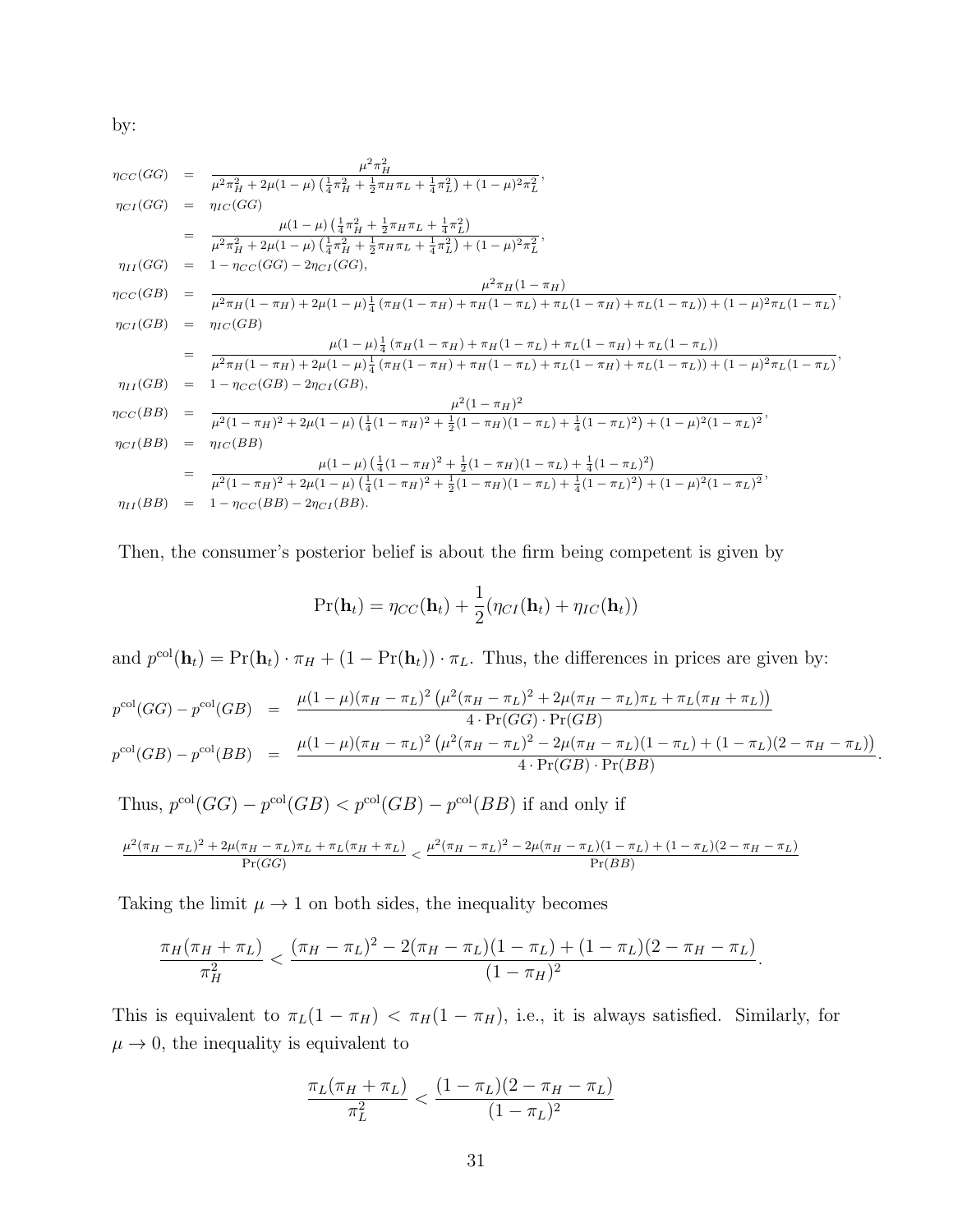by:

$$
\begin{aligned}
\eta_{CC}(GG) &= \frac{\mu^2\pi_H^2}{\mu^2\pi_H^2 + 2\mu(1-\mu)\left(\frac{1}{4}\pi_H^2 + \frac{1}{2}\pi_H\pi_L + \frac{1}{4}\pi_L^2\right) + (1-\mu)^2\pi_L^2}, \\
\eta_{CI}(GG) &= \eta_{IC}(GG) \\
&= \frac{\mu(1-\mu)\left(\frac{1}{4}\pi_H^2 + \frac{1}{2}\pi_H\pi_L + \frac{1}{4}\pi_L^2\right)}{\mu^2\pi_H^2 + 2\mu(1-\mu)\left(\frac{1}{4}\pi_H^2 + \frac{1}{2}\pi_H\pi_L + \frac{1}{4}\pi_L^2\right) + (1-\mu)^2\pi_L^2}, \\
\eta_{II}(GG) &= 1 - \eta_{CC}(GG) - 2\eta_{CI}(GG), \\
\eta_{CC}(GB) &= \frac{\mu^2\pi_H(1-\pi_H)}{\mu^2\pi_H(1-\pi_H) + 2\mu(1-\mu)\frac{1}{4}\left(\pi_H(1-\pi_H) + \pi_H(1-\pi_L) + \pi_L(1-\pi_H) + \pi_L(1-\pi_L)\right) + (1-\mu)^2\pi_L(1-\pi_L)}, \\
\eta_{CI}(GB) &= \eta_{IC}(GB) \\
&= \frac{\mu(1-\mu)\frac{1}{4}\left(\pi_H(1-\pi_H) + \pi_H(1-\pi_L) + \pi_L(1-\pi_H) + \pi_L(1-\pi_L)\right)}{\mu^2\pi_H(1-\pi_H) + 2\mu(1-\mu)\frac{1}{4}\left(\pi_H(1-\pi_H) + \pi_H(1-\pi_L) + \pi_L(1-\pi_H) + \pi_L(1-\pi_L)\right) + (1-\mu)^2\pi_L(1-\pi_L)}, \\
\eta_{II}(GB) &= 1 - \eta_{CC}(GB) - 2\eta_{CI}(GB), \\
\eta_{CC}(BB) &= \frac{\mu^2(1-\pi_H)^2}{\mu^2(1-\pi_H)^2 + 2\mu(1-\mu)\left(\frac{1}{4}(1-\pi_H)^2 + \frac{1}{2}(1-\pi_H)(1-\pi_L) + \frac{1}{4}(1-\pi_L)^2\right) + (1-\mu)^2(1-\pi_L)^2}, \\
\eta_{CI}(BB) &= \eta_{IC}(BB) \\
&= \frac{\mu(1-\mu)\left(\frac{1}{4}(1-\pi_H)^2 + \frac{1}{2}(1-\pi_H)(1-\pi_L) + \frac{1}{4}(1-\pi_L)^2\right)}{\mu^2(1-\pi_H)^2 + 2\mu(1-\mu)\left(\frac{1}{4}(1-\pi_H)^2 + \frac{1}{2}(1-\pi_H)(1-\pi_L) + \frac{1}{4}(1-\pi_L)^2\right) + (1-\mu)^2(1-\pi_L)^2}, \\
\eta_{II}(BB) &= 1 - \eta_{CC}(BB) - 2\eta_{CI}(BB).
\end{aligned}
$$

Then, the consumer's posterior belief is about the firm being competent is given by

$$
\Pr(\mathbf{h}_t) = \eta_{CC}(\mathbf{h}_t) + \frac{1}{2}(\eta_{CI}(\mathbf{h}_t) + \eta_{IC}(\mathbf{h}_t))
$$

and $p^{\text{col}}(\mathbf{h}_t) = \Pr(\mathbf{h}_t) \cdot \pi_H + (1 - \Pr(\mathbf{h}_t)) \cdot \pi_L$. Thus, the differences in prices are given by:

$$
\begin{aligned}
p^{\text{col}}(GG) - p^{\text{col}}(GB) &= \frac{\mu(1-\mu)(\pi_H - \pi_L)^2\left(\mu^2(\pi_H - \pi_L)^2 + 2\mu(\pi_H - \pi_L)\pi_L + \pi_L(\pi_H + \pi_L)\right)}{4 \cdot \Pr(GG) \cdot \Pr(GB)} \\
p^{\text{col}}(GB) - p^{\text{col}}(BB) &= \frac{\mu(1-\mu)(\pi_H - \pi_L)^2\left(\mu^2(\pi_H - \pi_L)^2 - 2\mu(\pi_H - \pi_L)(1-\pi_L) + (1-\pi_L)(2 - \pi_H - \pi_L)\right)}{4 \cdot \Pr(GB) \cdot \Pr(BB)}.
\end{aligned}
$$

Thus, $p^{\text{col}}(GG) - p^{\text{col}}(GB) < p^{\text{col}}(GB) - p^{\text{col}}(BB)$ if and only if

$$
\frac{\mu^2(\pi_H - \pi_L)^2 + 2\mu(\pi_H - \pi_L)\pi_L + \pi_L(\pi_H + \pi_L)}{\Pr(GG)} < \frac{\mu^2(\pi_H - \pi_L)^2 - 2\mu(\pi_H - \pi_L)(1-\pi_L) + (1-\pi_L)(2 - \pi_H - \pi_L)}{\Pr(BB)}
$$

Taking the limit $\mu \to 1$ on both sides, the inequality becomes

$$
\frac{\pi_H(\pi_H + \pi_L)}{\pi_H^2} < \frac{(\pi_H - \pi_L)^2 - 2(\pi_H - \pi_L)(1-\pi_L) + (1-\pi_L)(2 - \pi_H - \pi_L)}{(1-\pi_H)^2}.
$$

This is equivalent to $\pi_L(1-\pi_H) < \pi_H(1-\pi_H)$, i.e., it is always satisfied. Similarly, for $\mu \to 0$, the inequality is equivalent to

$$
\frac{\pi_L(\pi_H + \pi_L)}{\pi_L^2} < \frac{(1-\pi_L)(2 - \pi_H - \pi_L)}{(1-\pi_L)^2}
$$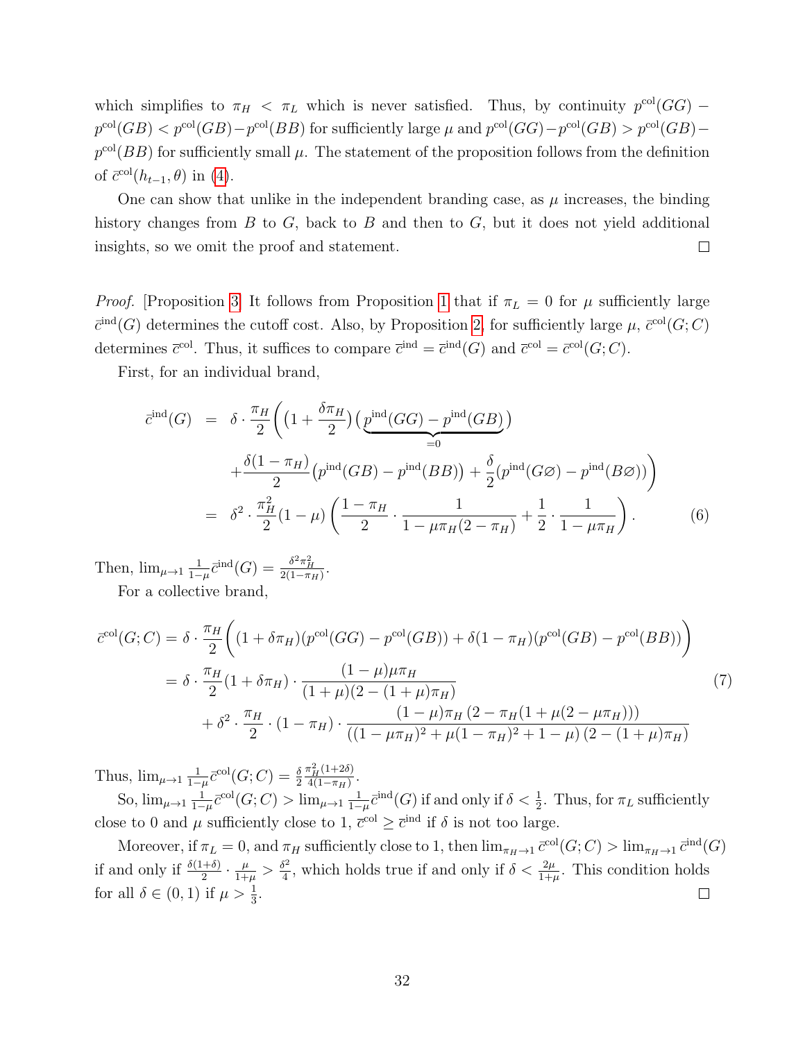which simplifies to $\pi_H < \pi_L$ which is never satisfied. Thus, by continuity $p^{\text{col}}(GG) - p^{\text{col}}(GB) < p^{\text{col}}(GB) - p^{\text{col}}(BB)$ for sufficiently large $\mu$ and $p^{\text{col}}(GG) - p^{\text{col}}(GB) > p^{\text{col}}(GB) - p^{\text{col}}(BB)$ for sufficiently small $\mu$. The statement of the proposition follows from the definition of $\bar{c}^{\text{col}}(h_{t-1}, \theta)$ in (4).

One can show that unlike in the independent branding case, as $\mu$ increases, the binding history changes from $B$ to $G$, back to $B$ and then to $G$, but it does not yield additional insights, so we omit the proof and statement. $\square$

*Proof.* [Proposition 3] It follows from Proposition 1 that if $\pi_L = 0$ for $\mu$ sufficiently large $\bar{c}^{\text{ind}}(G)$ determines the cutoff cost. Also, by Proposition 2, for sufficiently large $\mu$, $\bar{c}^{\text{col}}(G; C)$ determines $\bar{c}^{\text{col}}$. Thus, it suffices to compare $\bar{c}^{\text{ind}} = \bar{c}^{\text{ind}}(G)$ and $\bar{c}^{\text{col}} = \bar{c}^{\text{col}}(G; C)$.

First, for an individual brand,

$$
\begin{aligned}
\bar{c}^{\text{ind}}(G) &= \delta \cdot \frac{\pi_H}{2} \bigg( \Big(1 + \frac{\delta \pi_H}{2}\Big) \big( \underbrace{p^{\text{ind}}(GG) - p^{\text{ind}}(GB)}_{=0} \big) \\
&\quad + \frac{\delta(1-\pi_H)}{2} \big(p^{\text{ind}}(GB) - p^{\text{ind}}(BB)\big) + \frac{\delta}{2} \big(p^{\text{ind}}(G\varnothing) - p^{\text{ind}}(B\varnothing)\big) \bigg) \\
&= \delta^2 \cdot \frac{\pi_H^2}{2} (1-\mu) \left( \frac{1-\pi_H}{2} \cdot \frac{1}{1 - \mu \pi_H (2 - \pi_H)} + \frac{1}{2} \cdot \frac{1}{1 - \mu \pi_H} \right). \qquad (6)
\end{aligned}
$$

Then, $\lim_{\mu \to 1} \frac{1}{1-\mu} \bar{c}^{\text{ind}}(G) = \frac{\delta^2 \pi_H^2}{2(1-\pi_H)}$.

For a collective brand,

$$
\begin{aligned}
\bar{c}^{\text{col}}(G; C) &= \delta \cdot \frac{\pi_H}{2} \Big( (1 + \delta \pi_H)(p^{\text{col}}(GG) - p^{\text{col}}(GB)) + \delta(1-\pi_H)(p^{\text{col}}(GB) - p^{\text{col}}(BB)) \Big) \\
&= \delta \cdot \frac{\pi_H}{2} (1 + \delta \pi_H) \cdot \frac{(1-\mu)\mu \pi_H}{(1+\mu)(2 - (1+\mu)\pi_H)} \\
&\quad + \delta^2 \cdot \frac{\pi_H}{2} \cdot (1-\pi_H) \cdot \frac{(1-\mu)\pi_H \left(2 - \pi_H(1 + \mu(2 - \mu \pi_H))\right)}{\left((1-\mu\pi_H)^2 + \mu(1-\pi_H)^2 + 1 - \mu\right)(2 - (1+\mu)\pi_H)}
\end{aligned} \qquad (7)
$$

Thus, $\lim_{\mu \to 1} \frac{1}{1-\mu} \bar{c}^{\text{col}}(G; C) = \frac{\delta}{2} \frac{\pi_H^2 (1 + 2\delta)}{4(1-\pi_H)}$.

So, $\lim_{\mu \to 1} \frac{1}{1-\mu} \bar{c}^{\text{col}}(G; C) > \lim_{\mu \to 1} \frac{1}{1-\mu} \bar{c}^{\text{ind}}(G)$ if and only if $\delta < \frac{1}{2}$. Thus, for $\pi_L$ sufficiently close to 0 and $\mu$ sufficiently close to 1, $\bar{c}^{\text{col}} \geq \bar{c}^{\text{ind}}$ if $\delta$ is not too large.

Moreover, if $\pi_L = 0$, and $\pi_H$ sufficiently close to 1, then $\lim_{\pi_H \to 1} \bar{c}^{\text{col}}(G; C) > \lim_{\pi_H \to 1} \bar{c}^{\text{ind}}(G)$ if and only if $\frac{\delta(1+\delta)}{2} \cdot \frac{\mu}{1+\mu} > \frac{\delta^2}{4}$, which holds true if and only if $\delta < \frac{2\mu}{1+\mu}$. This condition holds for all $\delta \in (0, 1)$ if $\mu > \frac{1}{3}$. $\square$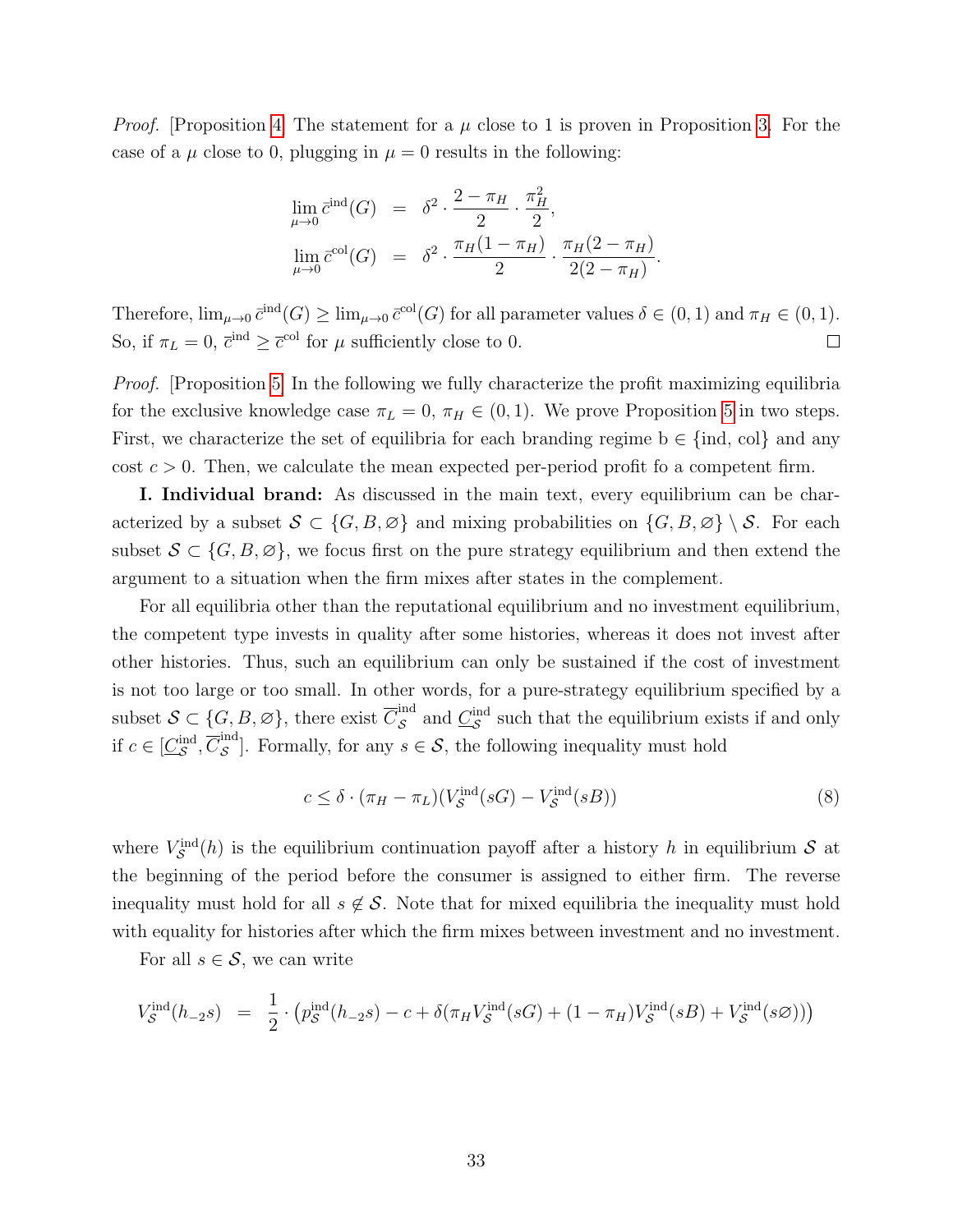*Proof.* [Proposition 4] The statement for a $\mu$ close to 1 is proven in Proposition 3. For the case of a $\mu$ close to 0, plugging in $\mu = 0$ results in the following:

$$
\begin{aligned}
\lim_{\mu \to 0} \bar{c}^{\text{ind}}(G) &= \delta^2 \cdot \frac{2 - \pi_H}{2} \cdot \frac{\pi_H^2}{2}, \\
\lim_{\mu \to 0} \bar{c}^{\text{col}}(G) &= \delta^2 \cdot \frac{\pi_H(1 - \pi_H)}{2} \cdot \frac{\pi_H(2 - \pi_H)}{2(2 - \pi_H)}.
\end{aligned}
$$

Therefore, $\lim_{\mu \to 0} \bar{c}^{\text{ind}}(G) \geq \lim_{\mu \to 0} \bar{c}^{\text{col}}(G)$ for all parameter values $\delta \in (0, 1)$ and $\pi_H \in (0, 1)$. So, if $\pi_L = 0$, $\bar{c}^{\text{ind}} \geq \bar{c}^{\text{col}}$ for $\mu$ sufficiently close to 0. □

*Proof.* [Proposition 5] In the following we fully characterize the profit maximizing equilibria for the exclusive knowledge case $\pi_L = 0$, $\pi_H \in (0, 1)$. We prove Proposition 5 in two steps. First, we characterize the set of equilibria for each branding regime $\text{b} \in \{\text{ind}, \text{col}\}$ and any cost $c > 0$. Then, we calculate the mean expected per-period profit fo a competent firm.

**I. Individual brand:** As discussed in the main text, every equilibrium can be characterized by a subset $\mathcal{S} \subset \{G, B, \varnothing\}$ and mixing probabilities on $\{G, B, \varnothing\} \setminus \mathcal{S}$. For each subset $\mathcal{S} \subset \{G, B, \varnothing\}$, we focus first on the pure strategy equilibrium and then extend the argument to a situation when the firm mixes after states in the complement.

For all equilibria other than the reputational equilibrium and no investment equilibrium, the competent type invests in quality after some histories, whereas it does not invest after other histories. Thus, such an equilibrium can only be sustained if the cost of investment is not too large or too small. In other words, for a pure-strategy equilibrium specified by a subset $\mathcal{S} \subset \{G, B, \varnothing\}$, there exist $\overline{C}_{\mathcal{S}}^{\text{ind}}$ and $\underline{C}_{\mathcal{S}}^{\text{ind}}$ such that the equilibrium exists if and only if $c \in [\underline{C}_{\mathcal{S}}^{\text{ind}}, \overline{C}_{\mathcal{S}}^{\text{ind}}]$. Formally, for any $s \in \mathcal{S}$, the following inequality must hold

$$
c \leq \delta \cdot (\pi_H - \pi_L)(V_{\mathcal{S}}^{\text{ind}}(sG) - V_{\mathcal{S}}^{\text{ind}}(sB)) \tag{8}
$$

where $V_{\mathcal{S}}^{\text{ind}}(h)$ is the equilibrium continuation payoff after a history $h$ in equilibrium $\mathcal{S}$ at the beginning of the period before the consumer is assigned to either firm. The reverse inequality must hold for all $s \notin \mathcal{S}$. Note that for mixed equilibria the inequality must hold with equality for histories after which the firm mixes between investment and no investment.

For all $s \in \mathcal{S}$, we can write

$$
V_{\mathcal{S}}^{\text{ind}}(h_{-2}s) = \frac{1}{2} \cdot \left( p_{\mathcal{S}}^{\text{ind}}(h_{-2}s) - c + \delta(\pi_H V_{\mathcal{S}}^{\text{ind}}(sG) + (1 - \pi_H) V_{\mathcal{S}}^{\text{ind}}(sB) + V_{\mathcal{S}}^{\text{ind}}(s\varnothing)) \right)
$$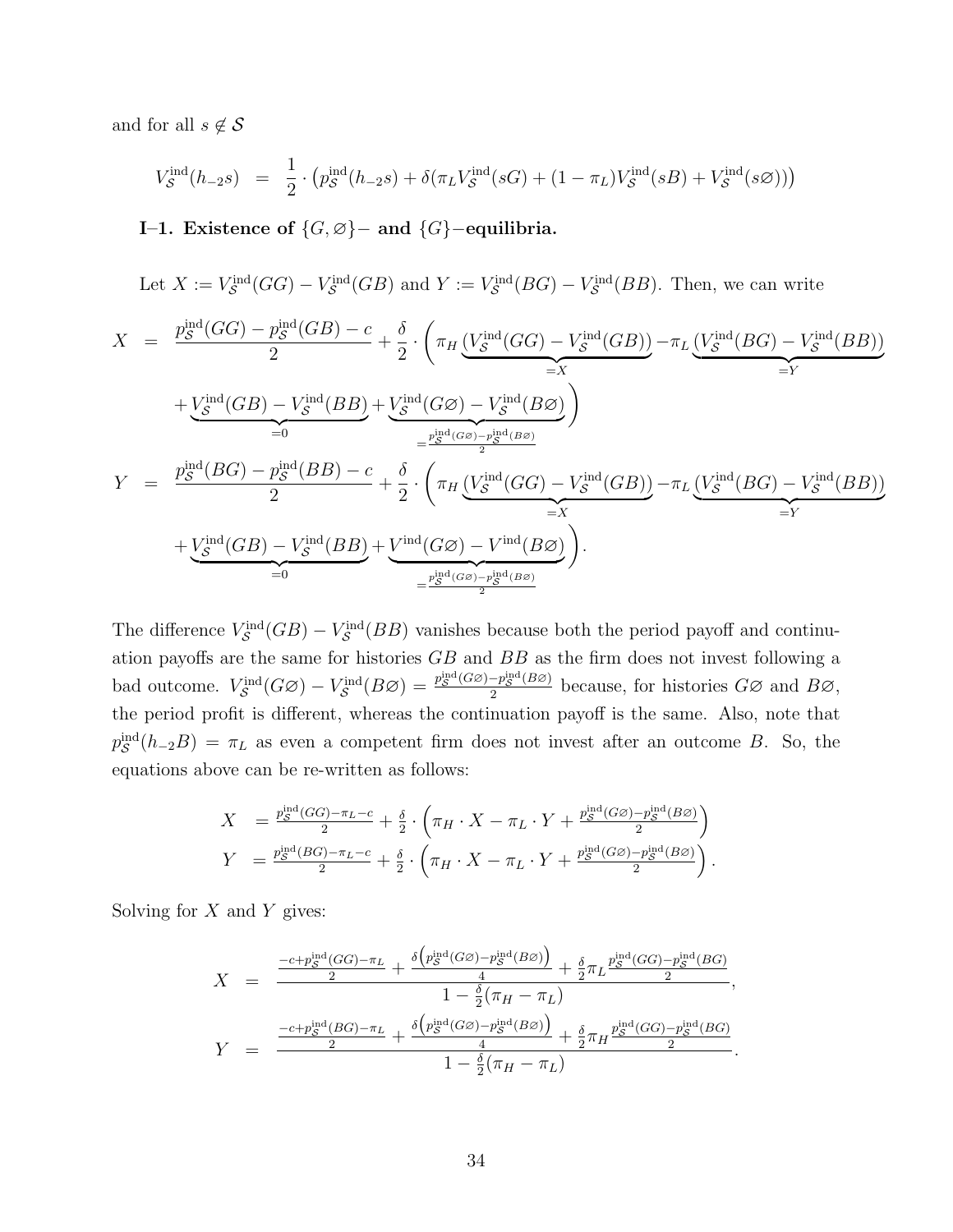and for all $s \notin \mathcal{S}$

$$V_{\mathcal{S}}^{\text{ind}}(h_{-2}s) \;=\; \frac{1}{2}\cdot\left(p_{\mathcal{S}}^{\text{ind}}(h_{-2}s) + \delta(\pi_L V_{\mathcal{S}}^{\text{ind}}(sG) + (1-\pi_L)V_{\mathcal{S}}^{\text{ind}}(sB) + V_{\mathcal{S}}^{\text{ind}}(s\varnothing))\right)$$

**I–1. Existence of $\{G,\varnothing\}-$ and $\{G\}-$equilibria.**

Let $X := V_{\mathcal{S}}^{\text{ind}}(GG) - V_{\mathcal{S}}^{\text{ind}}(GB)$ and $Y := V_{\mathcal{S}}^{\text{ind}}(BG) - V_{\mathcal{S}}^{\text{ind}}(BB)$. Then, we can write

$$
\begin{aligned}
X \;=\;& \frac{p_{\mathcal{S}}^{\text{ind}}(GG) - p_{\mathcal{S}}^{\text{ind}}(GB) - c}{2} + \frac{\delta}{2}\cdot\Bigg(\pi_H \underbrace{(V_{\mathcal{S}}^{\text{ind}}(GG) - V_{\mathcal{S}}^{\text{ind}}(GB))}_{=X} - \pi_L \underbrace{(V_{\mathcal{S}}^{\text{ind}}(BG) - V_{\mathcal{S}}^{\text{ind}}(BB))}_{=Y} \\
&+ \underbrace{V_{\mathcal{S}}^{\text{ind}}(GB) - V_{\mathcal{S}}^{\text{ind}}(BB)}_{=0} + \underbrace{V_{\mathcal{S}}^{\text{ind}}(G\varnothing) - V_{\mathcal{S}}^{\text{ind}}(B\varnothing)}_{=\frac{p_{\mathcal{S}}^{\text{ind}}(G\varnothing) - p_{\mathcal{S}}^{\text{ind}}(B\varnothing)}{2}}\Bigg) \\
Y \;=\;& \frac{p_{\mathcal{S}}^{\text{ind}}(BG) - p_{\mathcal{S}}^{\text{ind}}(BB) - c}{2} + \frac{\delta}{2}\cdot\Bigg(\pi_H \underbrace{(V_{\mathcal{S}}^{\text{ind}}(GG) - V_{\mathcal{S}}^{\text{ind}}(GB))}_{=X} - \pi_L \underbrace{(V_{\mathcal{S}}^{\text{ind}}(BG) - V_{\mathcal{S}}^{\text{ind}}(BB))}_{=Y} \\
&+ \underbrace{V_{\mathcal{S}}^{\text{ind}}(GB) - V_{\mathcal{S}}^{\text{ind}}(BB)}_{=0} + \underbrace{V^{\text{ind}}(G\varnothing) - V^{\text{ind}}(B\varnothing)}_{=\frac{p_{\mathcal{S}}^{\text{ind}}(G\varnothing) - p_{\mathcal{S}}^{\text{ind}}(B\varnothing)}{2}}\Bigg).
\end{aligned}
$$

The difference $V_{\mathcal{S}}^{\text{ind}}(GB) - V_{\mathcal{S}}^{\text{ind}}(BB)$ vanishes because both the period payoff and continuation payoffs are the same for histories $GB$ and $BB$ as the firm does not invest following a bad outcome. $V_{\mathcal{S}}^{\text{ind}}(G\varnothing) - V_{\mathcal{S}}^{\text{ind}}(B\varnothing) = \frac{p_{\mathcal{S}}^{\text{ind}}(G\varnothing) - p_{\mathcal{S}}^{\text{ind}}(B\varnothing)}{2}$ because, for histories $G\varnothing$ and $B\varnothing$, the period profit is different, whereas the continuation payoff is the same. Also, note that $p_{\mathcal{S}}^{\text{ind}}(h_{-2}B) = \pi_L$ as even a competent firm does not invest after an outcome $B$. So, the equations above can be re-written as follows:

$$
\begin{aligned}
X &= \tfrac{p_{\mathcal{S}}^{\text{ind}}(GG) - \pi_L - c}{2} + \tfrac{\delta}{2}\cdot\left(\pi_H \cdot X - \pi_L \cdot Y + \tfrac{p_{\mathcal{S}}^{\text{ind}}(G\varnothing) - p_{\mathcal{S}}^{\text{ind}}(B\varnothing)}{2}\right) \\
Y &= \tfrac{p_{\mathcal{S}}^{\text{ind}}(BG) - \pi_L - c}{2} + \tfrac{\delta}{2}\cdot\left(\pi_H \cdot X - \pi_L \cdot Y + \tfrac{p_{\mathcal{S}}^{\text{ind}}(G\varnothing) - p_{\mathcal{S}}^{\text{ind}}(B\varnothing)}{2}\right).
\end{aligned}
$$

Solving for $X$ and $Y$ gives:

$$
\begin{aligned}
X &= \frac{\frac{-c + p_{\mathcal{S}}^{\text{ind}}(GG) - \pi_L}{2} + \frac{\delta\left(p_{\mathcal{S}}^{\text{ind}}(G\varnothing) - p_{\mathcal{S}}^{\text{ind}}(B\varnothing)\right)}{4} + \frac{\delta}{2}\pi_L \frac{p_{\mathcal{S}}^{\text{ind}}(GG) - p_{\mathcal{S}}^{\text{ind}}(BG)}{2}}{1 - \frac{\delta}{2}(\pi_H - \pi_L)}, \\
Y &= \frac{\frac{-c + p_{\mathcal{S}}^{\text{ind}}(BG) - \pi_L}{2} + \frac{\delta\left(p_{\mathcal{S}}^{\text{ind}}(G\varnothing) - p_{\mathcal{S}}^{\text{ind}}(B\varnothing)\right)}{4} + \frac{\delta}{2}\pi_H \frac{p_{\mathcal{S}}^{\text{ind}}(GG) - p_{\mathcal{S}}^{\text{ind}}(BG)}{2}}{1 - \frac{\delta}{2}(\pi_H - \pi_L)}.
\end{aligned}
$$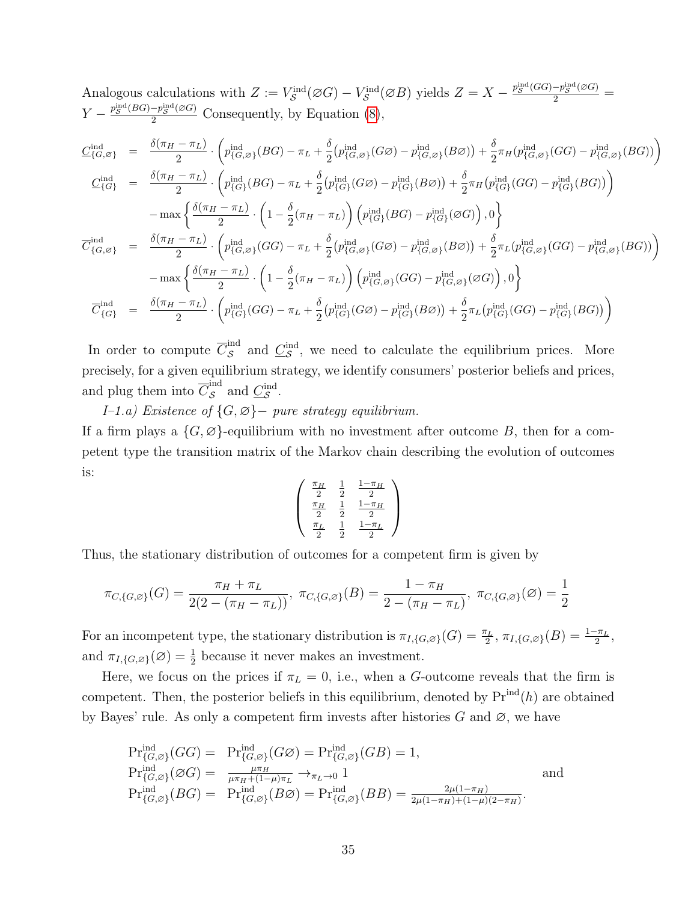Analogous calculations with $Z := V_{\mathcal{S}}^{\text{ind}}(\varnothing G) - V_{\mathcal{S}}^{\text{ind}}(\varnothing B)$ yields $Z = X - \frac{p_{\mathcal{S}}^{\text{ind}}(GG) - p_{\mathcal{S}}^{\text{ind}}(\varnothing G)}{2} = Y - \frac{p_{\mathcal{S}}^{\text{ind}}(BG) - p_{\mathcal{S}}^{\text{ind}}(\varnothing G)}{2}$ Consequently, by Equation (8),

$$
\begin{aligned}
\underline{C}_{\{G,\varnothing\}}^{\text{ind}} &= \frac{\delta(\pi_H - \pi_L)}{2} \cdot \left( p_{\{G,\varnothing\}}^{\text{ind}}(BG) - \pi_L + \frac{\delta}{2}\big(p_{\{G,\varnothing\}}^{\text{ind}}(G\varnothing) - p_{\{G,\varnothing\}}^{\text{ind}}(B\varnothing)\big) + \frac{\delta}{2}\pi_H\big(p_{\{G,\varnothing\}}^{\text{ind}}(GG) - p_{\{G,\varnothing\}}^{\text{ind}}(BG)\big)\right) \\
\underline{C}_{\{G\}}^{\text{ind}} &= \frac{\delta(\pi_H - \pi_L)}{2} \cdot \left( p_{\{G\}}^{\text{ind}}(BG) - \pi_L + \frac{\delta}{2}\big(p_{\{G\}}^{\text{ind}}(G\varnothing) - p_{\{G\}}^{\text{ind}}(B\varnothing)\big) + \frac{\delta}{2}\pi_H\big(p_{\{G\}}^{\text{ind}}(GG) - p_{\{G\}}^{\text{ind}}(BG)\big)\right) \\
&\quad - \max\left\{ \frac{\delta(\pi_H - \pi_L)}{2} \cdot \left(1 - \frac{\delta}{2}(\pi_H - \pi_L)\right)\left(p_{\{G\}}^{\text{ind}}(BG) - p_{\{G\}}^{\text{ind}}(\varnothing G)\right), 0\right\} \\
\overline{C}_{\{G,\varnothing\}}^{\text{ind}} &= \frac{\delta(\pi_H - \pi_L)}{2} \cdot \left( p_{\{G,\varnothing\}}^{\text{ind}}(GG) - \pi_L + \frac{\delta}{2}\big(p_{\{G,\varnothing\}}^{\text{ind}}(G\varnothing) - p_{\{G,\varnothing\}}^{\text{ind}}(B\varnothing)\big) + \frac{\delta}{2}\pi_L\big(p_{\{G,\varnothing\}}^{\text{ind}}(GG) - p_{\{G,\varnothing\}}^{\text{ind}}(BG)\big)\right) \\
&\quad - \max\left\{ \frac{\delta(\pi_H - \pi_L)}{2} \cdot \left(1 - \frac{\delta}{2}(\pi_H - \pi_L)\right)\left(p_{\{G,\varnothing\}}^{\text{ind}}(GG) - p_{\{G,\varnothing\}}^{\text{ind}}(\varnothing G)\right), 0\right\} \\
\overline{C}_{\{G\}}^{\text{ind}} &= \frac{\delta(\pi_H - \pi_L)}{2} \cdot \left( p_{\{G\}}^{\text{ind}}(GG) - \pi_L + \frac{\delta}{2}\big(p_{\{G\}}^{\text{ind}}(G\varnothing) - p_{\{G\}}^{\text{ind}}(B\varnothing)\big) + \frac{\delta}{2}\pi_L\big(p_{\{G\}}^{\text{ind}}(GG) - p_{\{G\}}^{\text{ind}}(BG)\big)\right)
\end{aligned}
$$

In order to compute $\overline{C}_{\mathcal{S}}^{\text{ind}}$ and $\underline{C}_{\mathcal{S}}^{\text{ind}}$, we need to calculate the equilibrium prices. More precisely, for a given equilibrium strategy, we identify consumers' posterior beliefs and prices, and plug them into $\overline{C}_{\mathcal{S}}^{\text{ind}}$ and $\underline{C}_{\mathcal{S}}^{\text{ind}}$.

*I–1.a) Existence of $\{G, \varnothing\}-$ pure strategy equilibrium.*

If a firm plays a $\{G, \varnothing\}$-equilibrium with no investment after outcome $B$, then for a competent type the transition matrix of the Markov chain describing the evolution of outcomes is:

$$
\begin{pmatrix}
\frac{\pi_H}{2} & \frac{1}{2} & \frac{1-\pi_H}{2} \\
\frac{\pi_H}{2} & \frac{1}{2} & \frac{1-\pi_H}{2} \\
\frac{\pi_L}{2} & \frac{1}{2} & \frac{1-\pi_L}{2}
\end{pmatrix}
$$

Thus, the stationary distribution of outcomes for a competent firm is given by

$$
\pi_{C,\{G,\varnothing\}}(G) = \frac{\pi_H + \pi_L}{2(2 - (\pi_H - \pi_L))},\ \pi_{C,\{G,\varnothing\}}(B) = \frac{1 - \pi_H}{2 - (\pi_H - \pi_L)},\ \pi_{C,\{G,\varnothing\}}(\varnothing) = \frac{1}{2}
$$

For an incompetent type, the stationary distribution is $\pi_{I,\{G,\varnothing\}}(G) = \frac{\pi_L}{2}$, $\pi_{I,\{G,\varnothing\}}(B) = \frac{1-\pi_L}{2}$, and $\pi_{I,\{G,\varnothing\}}(\varnothing) = \frac{1}{2}$ because it never makes an investment.

Here, we focus on the prices if $\pi_L = 0$, i.e., when a $G$-outcome reveals that the firm is competent. Then, the posterior beliefs in this equilibrium, denoted by $\Pr^{\text{ind}}(h)$ are obtained by Bayes' rule. As only a competent firm invests after histories $G$ and $\varnothing$, we have

$$
\begin{aligned}
\Pr\nolimits_{\{G,\varnothing\}}^{\text{ind}}(GG) &= \Pr\nolimits_{\{G,\varnothing\}}^{\text{ind}}(G\varnothing) = \Pr\nolimits_{\{G,\varnothing\}}^{\text{ind}}(GB) = 1, \\
\Pr\nolimits_{\{G,\varnothing\}}^{\text{ind}}(\varnothing G) &= \frac{\mu\pi_H}{\mu\pi_H + (1-\mu)\pi_L} \to_{\pi_L \to 0} 1 \qquad \text{and} \\
\Pr\nolimits_{\{G,\varnothing\}}^{\text{ind}}(BG) &= \Pr\nolimits_{\{G,\varnothing\}}^{\text{ind}}(B\varnothing) = \Pr\nolimits_{\{G,\varnothing\}}^{\text{ind}}(BB) = \frac{2\mu(1-\pi_H)}{2\mu(1-\pi_H) + (1-\mu)(2-\pi_H)}.
\end{aligned}
$$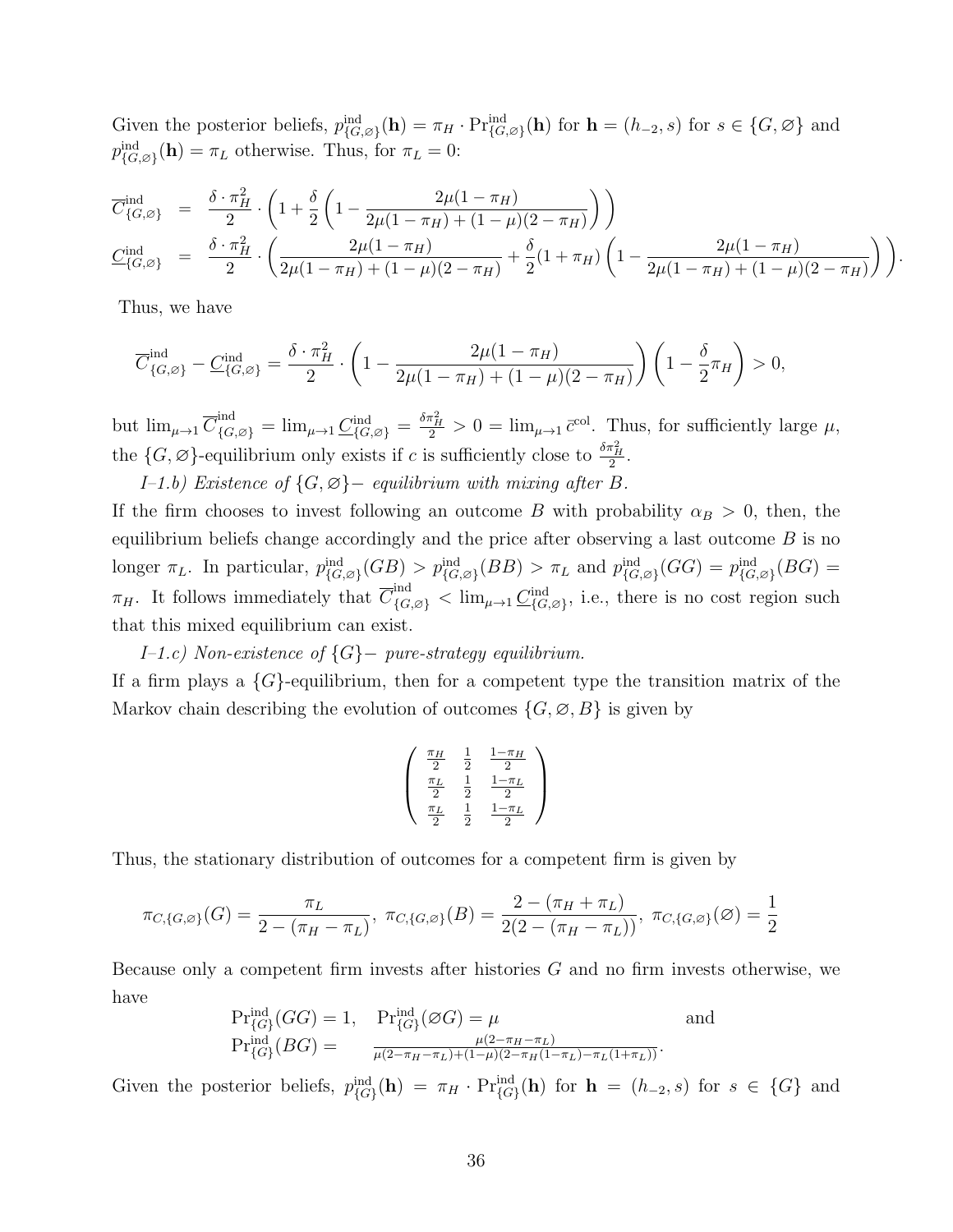Given the posterior beliefs, $p^{\text{ind}}_{\{G,\varnothing\}}(\mathbf{h}) = \pi_H \cdot \Pr^{\text{ind}}_{\{G,\varnothing\}}(\mathbf{h})$ for $\mathbf{h} = (h_{-2}, s)$ for $s \in \{G, \varnothing\}$ and $p^{\text{ind}}_{\{G,\varnothing\}}(\mathbf{h}) = \pi_L$ otherwise. Thus, for $\pi_L = 0$:

$$
\begin{aligned}
\overline{C}^{\text{ind}}_{\{G,\varnothing\}} &= \frac{\delta \cdot \pi_H^2}{2} \cdot \left(1 + \frac{\delta}{2}\left(1 - \frac{2\mu(1-\pi_H)}{2\mu(1-\pi_H) + (1-\mu)(2-\pi_H)}\right)\right) \\
\underline{C}^{\text{ind}}_{\{G,\varnothing\}} &= \frac{\delta \cdot \pi_H^2}{2} \cdot \left(\frac{2\mu(1-\pi_H)}{2\mu(1-\pi_H) + (1-\mu)(2-\pi_H)} + \frac{\delta}{2}(1+\pi_H)\left(1 - \frac{2\mu(1-\pi_H)}{2\mu(1-\pi_H) + (1-\mu)(2-\pi_H)}\right)\right).
\end{aligned}
$$

Thus, we have

$$
\overline{C}^{\text{ind}}_{\{G,\varnothing\}} - \underline{C}^{\text{ind}}_{\{G,\varnothing\}} = \frac{\delta \cdot \pi_H^2}{2} \cdot \left(1 - \frac{2\mu(1-\pi_H)}{2\mu(1-\pi_H) + (1-\mu)(2-\pi_H)}\right)\left(1 - \frac{\delta}{2}\pi_H\right) > 0,
$$

but $\lim_{\mu \to 1} \overline{C}^{\text{ind}}_{\{G,\varnothing\}} = \lim_{\mu \to 1} \underline{C}^{\text{ind}}_{\{G,\varnothing\}} = \frac{\delta \pi_H^2}{2} > 0 = \lim_{\mu \to 1} \bar{c}^{\text{col}}$. Thus, for sufficiently large $\mu$, the $\{G, \varnothing\}$-equilibrium only exists if $c$ is sufficiently close to $\frac{\delta \pi_H^2}{2}$.

*I–1.b) Existence of $\{G, \varnothing\}-$ equilibrium with mixing after $B$.*

If the firm chooses to invest following an outcome $B$ with probability $\alpha_B > 0$, then, the equilibrium beliefs change accordingly and the price after observing a last outcome $B$ is no longer $\pi_L$. In particular, $p^{\text{ind}}_{\{G,\varnothing\}}(GB) > p^{\text{ind}}_{\{G,\varnothing\}}(BB) > \pi_L$ and $p^{\text{ind}}_{\{G,\varnothing\}}(GG) = p^{\text{ind}}_{\{G,\varnothing\}}(BG) = \pi_H$. It follows immediately that $\overline{C}^{\text{ind}}_{\{G,\varnothing\}} < \lim_{\mu \to 1} \underline{C}^{\text{ind}}_{\{G,\varnothing\}}$, i.e., there is no cost region such that this mixed equilibrium can exist.

*I–1.c) Non-existence of $\{G\}-$ pure-strategy equilibrium.*

If a firm plays a $\{G\}$-equilibrium, then for a competent type the transition matrix of the Markov chain describing the evolution of outcomes $\{G, \varnothing, B\}$ is given by

$$
\begin{pmatrix}
\frac{\pi_H}{2} & \frac{1}{2} & \frac{1-\pi_H}{2} \\
\frac{\pi_L}{2} & \frac{1}{2} & \frac{1-\pi_L}{2} \\
\frac{\pi_L}{2} & \frac{1}{2} & \frac{1-\pi_L}{2}
\end{pmatrix}
$$

Thus, the stationary distribution of outcomes for a competent firm is given by

$$
\pi_{C,\{G,\varnothing\}}(G) = \frac{\pi_L}{2 - (\pi_H - \pi_L)},\; \pi_{C,\{G,\varnothing\}}(B) = \frac{2 - (\pi_H + \pi_L)}{2(2 - (\pi_H - \pi_L))},\; \pi_{C,\{G,\varnothing\}}(\varnothing) = \frac{1}{2}
$$

Because only a competent firm invests after histories $G$ and no firm invests otherwise, we have

$$
\begin{aligned}
&\Pr^{\text{ind}}_{\{G\}}(GG) = 1, \quad \Pr^{\text{ind}}_{\{G\}}(\varnothing G) = \mu \qquad \text{and} \\
&\Pr^{\text{ind}}_{\{G\}}(BG) = \frac{\mu(2-\pi_H-\pi_L)}{\mu(2-\pi_H-\pi_L) + (1-\mu)(2-\pi_H(1-\pi_L) - \pi_L(1+\pi_L))}.
\end{aligned}
$$

Given the posterior beliefs, $p^{\text{ind}}_{\{G\}}(\mathbf{h}) = \pi_H \cdot \Pr^{\text{ind}}_{\{G\}}(\mathbf{h})$ for $\mathbf{h} = (h_{-2}, s)$ for $s \in \{G\}$ and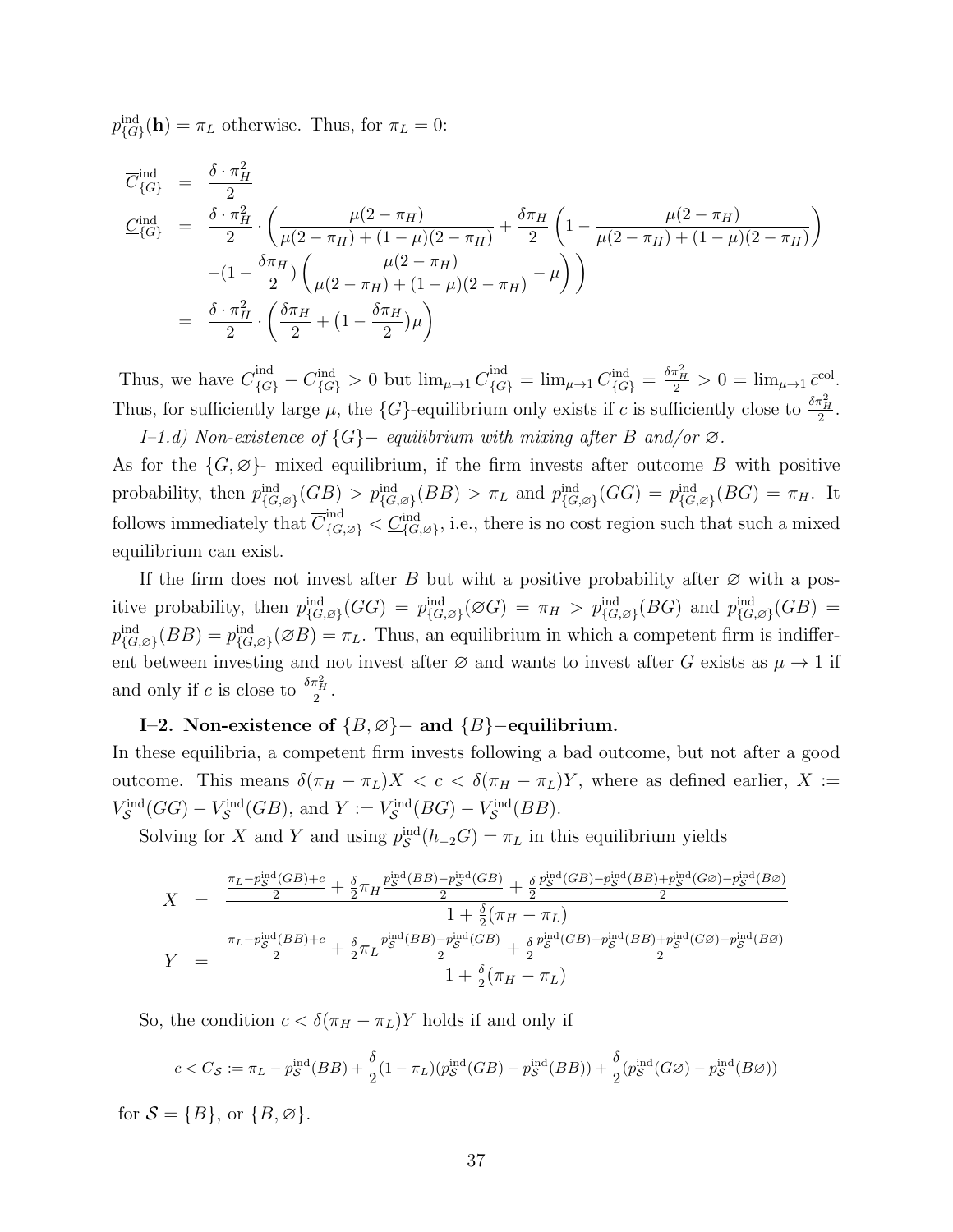$p^{\text{ind}}_{\{G\}}(\mathbf{h}) = \pi_L$ otherwise. Thus, for $\pi_L = 0$:

$$
\begin{aligned}
\overline{C}^{\text{ind}}_{\{G\}} &= \frac{\delta \cdot \pi_H^2}{2} \\
\underline{C}^{\text{ind}}_{\{G\}} &= \frac{\delta \cdot \pi_H^2}{2} \cdot \Bigg( \frac{\mu(2-\pi_H)}{\mu(2-\pi_H) + (1-\mu)(2-\pi_H)} + \frac{\delta \pi_H}{2} \left( 1 - \frac{\mu(2-\pi_H)}{\mu(2-\pi_H) + (1-\mu)(2-\pi_H)} \right) \\
&\quad - (1 - \frac{\delta \pi_H}{2}) \left( \frac{\mu(2-\pi_H)}{\mu(2-\pi_H) + (1-\mu)(2-\pi_H)} - \mu \right) \Bigg) \\
&= \frac{\delta \cdot \pi_H^2}{2} \cdot \left( \frac{\delta \pi_H}{2} + (1 - \frac{\delta \pi_H}{2})\mu \right)
\end{aligned}
$$

Thus, we have $\overline{C}^{\text{ind}}_{\{G\}} - \underline{C}^{\text{ind}}_{\{G\}} > 0$ but $\lim_{\mu \to 1} \overline{C}^{\text{ind}}_{\{G\}} = \lim_{\mu \to 1} \underline{C}^{\text{ind}}_{\{G\}} = \frac{\delta \pi_H^2}{2} > 0 = \lim_{\mu \to 1} \bar{c}^{\text{col}}$. Thus, for sufficiently large $\mu$, the $\{G\}$-equilibrium only exists if $c$ is sufficiently close to $\frac{\delta \pi_H^2}{2}$.

*I–1.d) Non-existence of $\{G\}-$ equilibrium with mixing after $B$ and/or $\varnothing$.*

As for the $\{G, \varnothing\}$- mixed equilibrium, if the firm invests after outcome $B$ with positive probability, then $p^{\text{ind}}_{\{G,\varnothing\}}(GB) > p^{\text{ind}}_{\{G,\varnothing\}}(BB) > \pi_L$ and $p^{\text{ind}}_{\{G,\varnothing\}}(GG) = p^{\text{ind}}_{\{G,\varnothing\}}(BG) = \pi_H$. It follows immediately that $\overline{C}^{\text{ind}}_{\{G,\varnothing\}} < \underline{C}^{\text{ind}}_{\{G,\varnothing\}}$, i.e., there is no cost region such that such a mixed equilibrium can exist.

If the firm does not invest after $B$ but wiht a positive probability after $\varnothing$ with a positive probability, then $p^{\text{ind}}_{\{G,\varnothing\}}(GG) = p^{\text{ind}}_{\{G,\varnothing\}}(\varnothing G) = \pi_H > p^{\text{ind}}_{\{G,\varnothing\}}(BG)$ and $p^{\text{ind}}_{\{G,\varnothing\}}(GB) = p^{\text{ind}}_{\{G,\varnothing\}}(BB) = p^{\text{ind}}_{\{G,\varnothing\}}(\varnothing B) = \pi_L$. Thus, an equilibrium in which a competent firm is indifferent between investing and not invest after $\varnothing$ and wants to invest after $G$ exists as $\mu \to 1$ if and only if $c$ is close to $\frac{\delta \pi_H^2}{2}$.

**I–2. Non-existence of $\{B, \varnothing\}-$ and $\{B\}-$equilibrium.**

In these equilibria, a competent firm invests following a bad outcome, but not after a good outcome. This means $\delta(\pi_H - \pi_L)X < c < \delta(\pi_H - \pi_L)Y$, where as defined earlier, $X := V^{\text{ind}}_{\mathcal{S}}(GG) - V^{\text{ind}}_{\mathcal{S}}(GB)$, and $Y := V^{\text{ind}}_{\mathcal{S}}(BG) - V^{\text{ind}}_{\mathcal{S}}(BB)$.

Solving for $X$ and $Y$ and using $p^{\text{ind}}_{\mathcal{S}}(h_{-2}G) = \pi_L$ in this equilibrium yields

$$
\begin{aligned}
X &= \frac{\frac{\pi_L - p^{\text{ind}}_{\mathcal{S}}(GB) + c}{2} + \frac{\delta}{2}\pi_H \frac{p^{\text{ind}}_{\mathcal{S}}(BB) - p^{\text{ind}}_{\mathcal{S}}(GB)}{2} + \frac{\delta}{2} \frac{p^{\text{ind}}_{\mathcal{S}}(GB) - p^{\text{ind}}_{\mathcal{S}}(BB) + p^{\text{ind}}_{\mathcal{S}}(G\varnothing) - p^{\text{ind}}_{\mathcal{S}}(B\varnothing)}{2}}{1 + \frac{\delta}{2}(\pi_H - \pi_L)} \\
Y &= \frac{\frac{\pi_L - p^{\text{ind}}_{\mathcal{S}}(BB) + c}{2} + \frac{\delta}{2}\pi_L \frac{p^{\text{ind}}_{\mathcal{S}}(BB) - p^{\text{ind}}_{\mathcal{S}}(GB)}{2} + \frac{\delta}{2} \frac{p^{\text{ind}}_{\mathcal{S}}(GB) - p^{\text{ind}}_{\mathcal{S}}(BB) + p^{\text{ind}}_{\mathcal{S}}(G\varnothing) - p^{\text{ind}}_{\mathcal{S}}(B\varnothing)}{2}}{1 + \frac{\delta}{2}(\pi_H - \pi_L)}
\end{aligned}
$$

So, the condition $c < \delta(\pi_H - \pi_L)Y$ holds if and only if

$$
c < \overline{C}_{\mathcal{S}} := \pi_L - p^{\text{ind}}_{\mathcal{S}}(BB) + \frac{\delta}{2}(1 - \pi_L)(p^{\text{ind}}_{\mathcal{S}}(GB) - p^{\text{ind}}_{\mathcal{S}}(BB)) + \frac{\delta}{2}(p^{\text{ind}}_{\mathcal{S}}(G\varnothing) - p^{\text{ind}}_{\mathcal{S}}(B\varnothing))
$$

for $\mathcal{S} = \{B\}$, or $\{B, \varnothing\}$.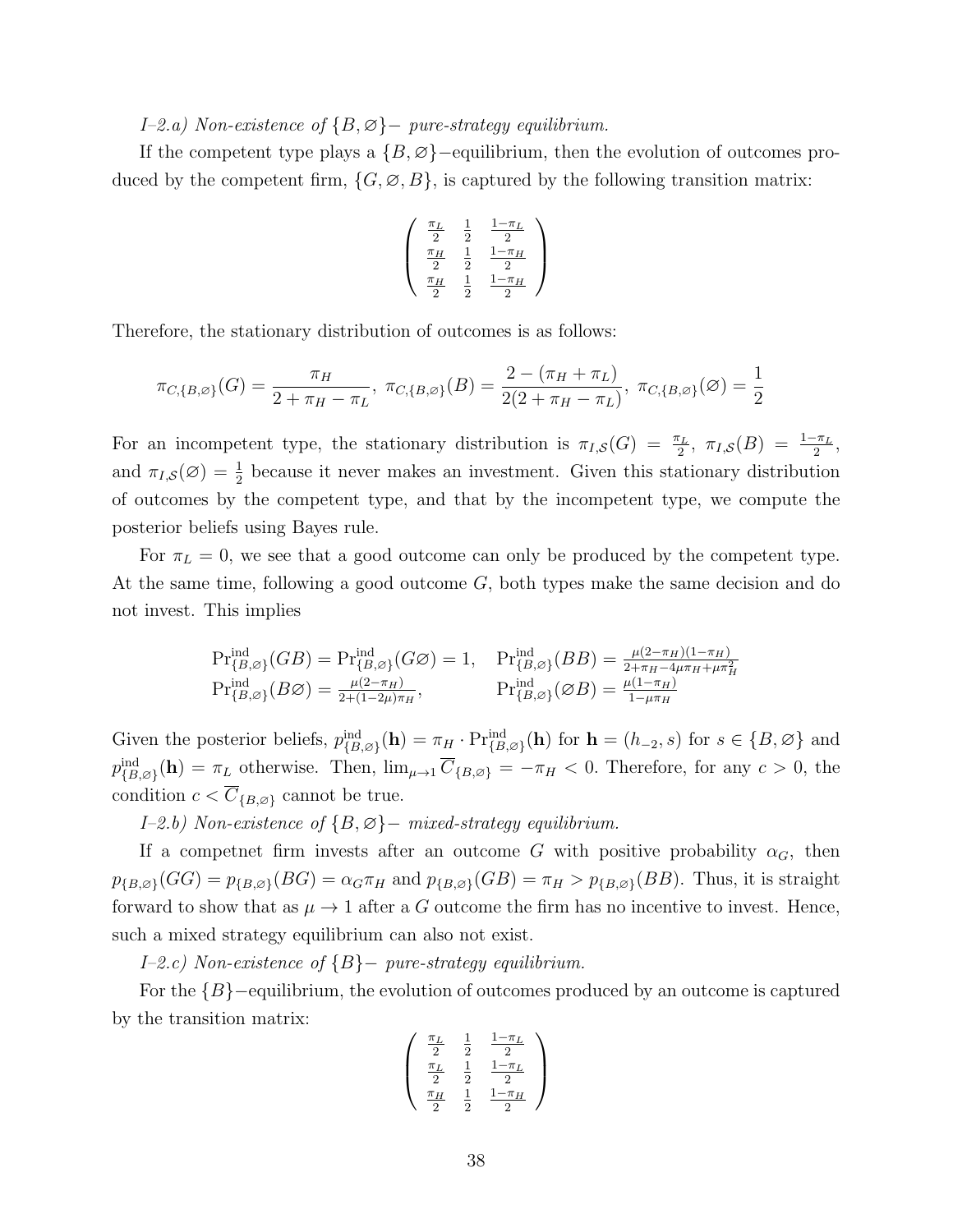*I–2.a) Non-existence of $\{B,\varnothing\}-$ pure-strategy equilibrium.*

If the competent type plays a $\{B,\varnothing\}-$equilibrium, then the evolution of outcomes produced by the competent firm, $\{G,\varnothing,B\}$, is captured by the following transition matrix:

$$\begin{pmatrix} \frac{\pi_L}{2} & \frac{1}{2} & \frac{1-\pi_L}{2} \\ \frac{\pi_H}{2} & \frac{1}{2} & \frac{1-\pi_H}{2} \\ \frac{\pi_H}{2} & \frac{1}{2} & \frac{1-\pi_H}{2} \end{pmatrix}$$

Therefore, the stationary distribution of outcomes is as follows:

$$\pi_{C,\{B,\varnothing\}}(G) = \frac{\pi_H}{2+\pi_H-\pi_L},\ \pi_{C,\{B,\varnothing\}}(B) = \frac{2-(\pi_H+\pi_L)}{2(2+\pi_H-\pi_L)},\ \pi_{C,\{B,\varnothing\}}(\varnothing) = \frac{1}{2}$$

For an incompetent type, the stationary distribution is $\pi_{I,\mathcal{S}}(G) = \frac{\pi_L}{2}$, $\pi_{I,\mathcal{S}}(B) = \frac{1-\pi_L}{2}$, and $\pi_{I,\mathcal{S}}(\varnothing) = \frac{1}{2}$ because it never makes an investment. Given this stationary distribution of outcomes by the competent type, and that by the incompetent type, we compute the posterior beliefs using Bayes rule.

For $\pi_L = 0$, we see that a good outcome can only be produced by the competent type. At the same time, following a good outcome $G$, both types make the same decision and do not invest. This implies

$$\begin{aligned} &\Pr^{\text{ind}}_{\{B,\varnothing\}}(GB) = \Pr^{\text{ind}}_{\{B,\varnothing\}}(G\varnothing) = 1, && \Pr^{\text{ind}}_{\{B,\varnothing\}}(BB) = \tfrac{\mu(2-\pi_H)(1-\pi_H)}{2+\pi_H-4\mu\pi_H+\mu\pi_H^2} \\ &\Pr^{\text{ind}}_{\{B,\varnothing\}}(B\varnothing) = \tfrac{\mu(2-\pi_H)}{2+(1-2\mu)\pi_H}, && \Pr^{\text{ind}}_{\{B,\varnothing\}}(\varnothing B) = \tfrac{\mu(1-\pi_H)}{1-\mu\pi_H} \end{aligned}$$

Given the posterior beliefs, $p^{\text{ind}}_{\{B,\varnothing\}}(\mathbf{h}) = \pi_H \cdot \Pr^{\text{ind}}_{\{B,\varnothing\}}(\mathbf{h})$ for $\mathbf{h} = (h_{-2}, s)$ for $s \in \{B,\varnothing\}$ and $p^{\text{ind}}_{\{B,\varnothing\}}(\mathbf{h}) = \pi_L$ otherwise. Then, $\lim_{\mu\to 1} \overline{C}_{\{B,\varnothing\}} = -\pi_H < 0$. Therefore, for any $c > 0$, the condition $c < \overline{C}_{\{B,\varnothing\}}$ cannot be true.

*I–2.b) Non-existence of $\{B,\varnothing\}-$ mixed-strategy equilibrium.*

If a competnet firm invests after an outcome $G$ with positive probability $\alpha_G$, then $p_{\{B,\varnothing\}}(GG) = p_{\{B,\varnothing\}}(BG) = \alpha_G\pi_H$ and $p_{\{B,\varnothing\}}(GB) = \pi_H > p_{\{B,\varnothing\}}(BB)$. Thus, it is straight forward to show that as $\mu \to 1$ after a $G$ outcome the firm has no incentive to invest. Hence, such a mixed strategy equilibrium can also not exist.

*I–2.c) Non-existence of $\{B\}-$ pure-strategy equilibrium.*

For the $\{B\}-$equilibrium, the evolution of outcomes produced by an outcome is captured by the transition matrix:

$$\begin{pmatrix} \frac{\pi_L}{2} & \frac{1}{2} & \frac{1-\pi_L}{2} \\ \frac{\pi_L}{2} & \frac{1}{2} & \frac{1-\pi_L}{2} \\ \frac{\pi_H}{2} & \frac{1}{2} & \frac{1-\pi_H}{2} \end{pmatrix}$$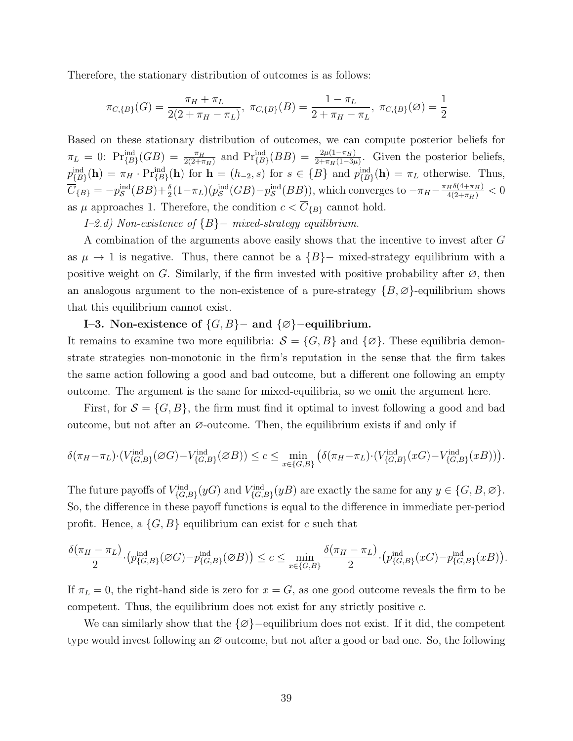Therefore, the stationary distribution of outcomes is as follows:

$$\pi_{C,\{B\}}(G) = \frac{\pi_H + \pi_L}{2(2+\pi_H-\pi_L)},\ \pi_{C,\{B\}}(B) = \frac{1-\pi_L}{2+\pi_H-\pi_L},\ \pi_{C,\{B\}}(\varnothing) = \frac{1}{2}$$

Based on these stationary distribution of outcomes, we can compute posterior beliefs for $\pi_L = 0$: $\Pr^{\text{ind}}_{\{B\}}(GB) = \frac{\pi_H}{2(2+\pi_H)}$ and $\Pr^{\text{ind}}_{\{B\}}(BB) = \frac{2\mu(1-\pi_H)}{2+\pi_H(1-3\mu)}$. Given the posterior beliefs, $p^{\text{ind}}_{\{B\}}(\mathbf{h}) = \pi_H \cdot \Pr^{\text{ind}}_{\{B\}}(\mathbf{h})$ for $\mathbf{h} = (h_{-2}, s)$ for $s \in \{B\}$ and $p^{\text{ind}}_{\{B\}}(\mathbf{h}) = \pi_L$ otherwise. Thus, $\overline{C}_{\{B\}} = -p^{\text{ind}}_{\mathcal{S}}(BB) + \frac{\delta}{2}(1-\pi_L)(p^{\text{ind}}_{\mathcal{S}}(GB) - p^{\text{ind}}_{\mathcal{S}}(BB))$, which converges to $-\pi_H - \frac{\pi_H\delta(4+\pi_H)}{4(2+\pi_H)} < 0$ as $\mu$ approaches 1. Therefore, the condition $c < \overline{C}_{\{B\}}$ cannot hold.

*I–2.d) Non-existence of $\{B\}-$ mixed-strategy equilibrium.*

A combination of the arguments above easily shows that the incentive to invest after $G$ as $\mu \to 1$ is negative. Thus, there cannot be a $\{B\}-$ mixed-strategy equilibrium with a positive weight on $G$. Similarly, if the firm invested with positive probability after $\varnothing$, then an analogous argument to the non-existence of a pure-strategy $\{B, \varnothing\}$-equilibrium shows that this equilibrium cannot exist.

**I–3. Non-existence of $\{G, B\}-$ and $\{\varnothing\}-$equilibrium.**
It remains to examine two more equilibria: $\mathcal{S} = \{G, B\}$ and $\{\varnothing\}$. These equilibria demonstrate strategies non-monotonic in the firm's reputation in the sense that the firm takes the same action following a good and bad outcome, but a different one following an empty outcome. The argument is the same for mixed-equilibria, so we omit the argument here.

First, for $\mathcal{S} = \{G, B\}$, the firm must find it optimal to invest following a good and bad outcome, but not after an $\varnothing$-outcome. Then, the equilibrium exists if and only if

$$\delta(\pi_H - \pi_L) \cdot (V^{\text{ind}}_{\{G,B\}}(\varnothing G) - V^{\text{ind}}_{\{G,B\}}(\varnothing B)) \le c \le \min_{x \in \{G,B\}} \big(\delta(\pi_H - \pi_L) \cdot (V^{\text{ind}}_{\{G,B\}}(xG) - V^{\text{ind}}_{\{G,B\}}(xB))\big).$$

The future payoffs of $V^{\text{ind}}_{\{G,B\}}(yG)$ and $V^{\text{ind}}_{\{G,B\}}(yB)$ are exactly the same for any $y \in \{G, B, \varnothing\}$. So, the difference in these payoff functions is equal to the difference in immediate per-period profit. Hence, a $\{G, B\}$ equilibrium can exist for $c$ such that

$$\frac{\delta(\pi_H - \pi_L)}{2} \cdot \big(p^{\text{ind}}_{\{G,B\}}(\varnothing G) - p^{\text{ind}}_{\{G,B\}}(\varnothing B)\big) \le c \le \min_{x \in \{G,B\}} \frac{\delta(\pi_H - \pi_L)}{2} \cdot \big(p^{\text{ind}}_{\{G,B\}}(xG) - p^{\text{ind}}_{\{G,B\}}(xB)\big).$$

If $\pi_L = 0$, the right-hand side is zero for $x = G$, as one good outcome reveals the firm to be competent. Thus, the equilibrium does not exist for any strictly positive $c$.

We can similarly show that the $\{\varnothing\}-$equilibrium does not exist. If it did, the competent type would invest following an $\varnothing$ outcome, but not after a good or bad one. So, the following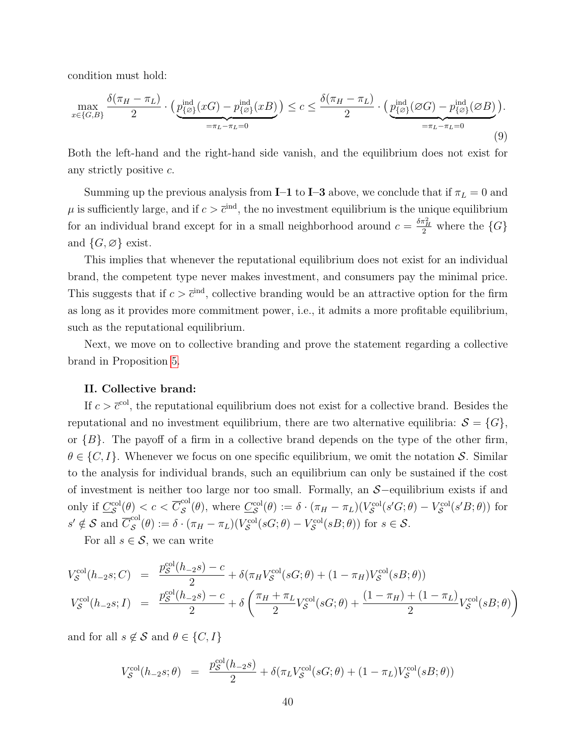condition must hold:

$$\max_{x\in\{G,B\}} \frac{\delta(\pi_H-\pi_L)}{2}\cdot\big(\underbrace{p^{\text{ind}}_{\{\varnothing\}}(xG)-p^{\text{ind}}_{\{\varnothing\}}(xB)}_{=\pi_L-\pi_L=0}\big)\le c\le \frac{\delta(\pi_H-\pi_L)}{2}\cdot\big(\underbrace{p^{\text{ind}}_{\{\varnothing\}}(\varnothing G)-p^{\text{ind}}_{\{\varnothing\}}(\varnothing B)}_{=\pi_L-\pi_L=0}\big). \tag{9}$$

Both the left-hand and the right-hand side vanish, and the equilibrium does not exist for any strictly positive $c$.

Summing up the previous analysis from **I–1** to **I–3** above, we conclude that if $\pi_L = 0$ and $\mu$ is sufficiently large, and if $c > \overline{c}^{\text{ind}}$, the no investment equilibrium is the unique equilibrium for an individual brand except for in a small neighborhood around $c = \frac{\delta\pi_H^2}{2}$ where the $\{G\}$ and $\{G,\varnothing\}$ exist.

This implies that whenever the reputational equilibrium does not exist for an individual brand, the competent type never makes investment, and consumers pay the minimal price. This suggests that if $c > \overline{c}^{\text{ind}}$, collective branding would be an attractive option for the firm as long as it provides more commitment power, i.e., it admits a more profitable equilibrium, such as the reputational equilibrium.

Next, we move on to collective branding and prove the statement regarding a collective brand in Proposition 5.

**II. Collective brand:**

If $c > \overline{c}^{\text{col}}$, the reputational equilibrium does not exist for a collective brand. Besides the reputational and no investment equilibrium, there are two alternative equilibria: $\mathcal{S} = \{G\}$, or $\{B\}$. The payoff of a firm in a collective brand depends on the type of the other firm, $\theta \in \{C, I\}$. Whenever we focus on one specific equilibrium, we omit the notation $\mathcal{S}$. Similar to the analysis for individual brands, such an equilibrium can only be sustained if the cost of investment is neither too large nor too small. Formally, an $\mathcal{S}-$equilibrium exists if and only if $\underline{C}^{\text{col}}_{\mathcal{S}}(\theta) < c < \overline{C}^{\text{col}}_{\mathcal{S}}(\theta)$, where $\underline{C}^{\text{col}}_{\mathcal{S}}(\theta) := \delta\cdot(\pi_H-\pi_L)(V^{\text{col}}_{\mathcal{S}}(s'G;\theta) - V^{\text{col}}_{\mathcal{S}}(s'B;\theta))$ for $s' \notin \mathcal{S}$ and $\overline{C}^{\text{col}}_{\mathcal{S}}(\theta) := \delta\cdot(\pi_H-\pi_L)(V^{\text{col}}_{\mathcal{S}}(sG;\theta) - V^{\text{col}}_{\mathcal{S}}(sB;\theta))$ for $s \in \mathcal{S}$.

For all $s \in \mathcal{S}$, we can write

$$\begin{aligned}
V^{\text{col}}_{\mathcal{S}}(h_{-2}s;C) &= \frac{p^{\text{col}}_{\mathcal{S}}(h_{-2}s)-c}{2} + \delta(\pi_H V^{\text{col}}_{\mathcal{S}}(sG;\theta) + (1-\pi_H)V^{\text{col}}_{\mathcal{S}}(sB;\theta)) \\
V^{\text{col}}_{\mathcal{S}}(h_{-2}s;I) &= \frac{p^{\text{col}}_{\mathcal{S}}(h_{-2}s)-c}{2} + \delta\left(\frac{\pi_H+\pi_L}{2}V^{\text{col}}_{\mathcal{S}}(sG;\theta) + \frac{(1-\pi_H)+(1-\pi_L)}{2}V^{\text{col}}_{\mathcal{S}}(sB;\theta)\right)
\end{aligned}$$

and for all $s \notin \mathcal{S}$ and $\theta \in \{C, I\}$

$$V^{\text{col}}_{\mathcal{S}}(h_{-2}s;\theta) = \frac{p^{\text{col}}_{\mathcal{S}}(h_{-2}s)}{2} + \delta(\pi_L V^{\text{col}}_{\mathcal{S}}(sG;\theta) + (1-\pi_L)V^{\text{col}}_{\mathcal{S}}(sB;\theta))$$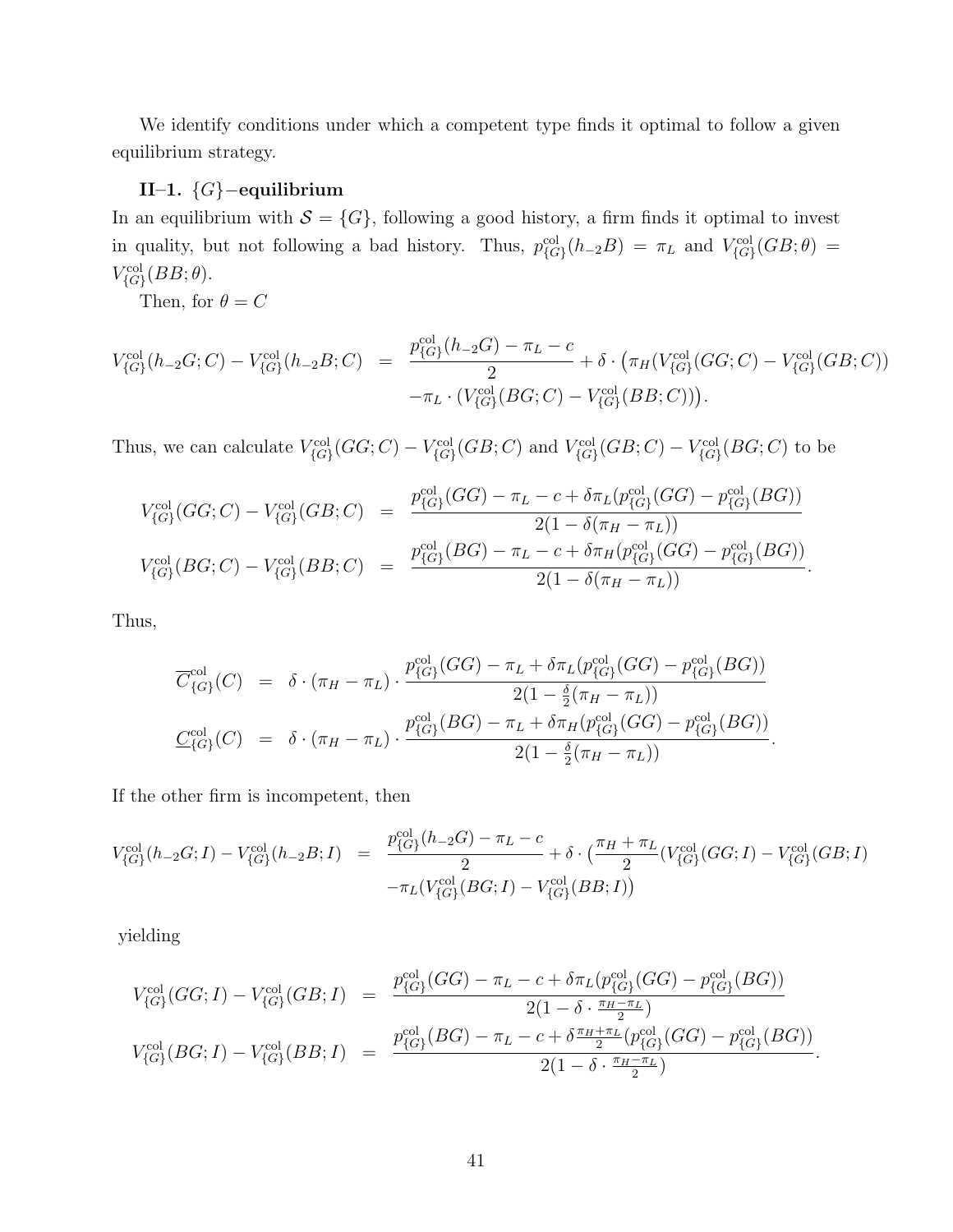We identify conditions under which a competent type finds it optimal to follow a given equilibrium strategy.

**II–1. $\{G\}-$equilibrium**

In an equilibrium with $\mathcal{S} = \{G\}$, following a good history, a firm finds it optimal to invest in quality, but not following a bad history. Thus, $p^{\text{col}}_{\{G\}}(h_{-2}B) = \pi_L$ and $V^{\text{col}}_{\{G\}}(GB;\theta) = V^{\text{col}}_{\{G\}}(BB;\theta)$.

Then, for $\theta = C$

$$
\begin{aligned}
V^{\text{col}}_{\{G\}}(h_{-2}G;C) - V^{\text{col}}_{\{G\}}(h_{-2}B;C) &= \frac{p^{\text{col}}_{\{G\}}(h_{-2}G) - \pi_L - c}{2} + \delta \cdot \big(\pi_H (V^{\text{col}}_{\{G\}}(GG;C) - V^{\text{col}}_{\{G\}}(GB;C)) \\
&\quad - \pi_L \cdot (V^{\text{col}}_{\{G\}}(BG;C) - V^{\text{col}}_{\{G\}}(BB;C))\big).
\end{aligned}
$$

Thus, we can calculate $V^{\text{col}}_{\{G\}}(GG;C) - V^{\text{col}}_{\{G\}}(GB;C)$ and $V^{\text{col}}_{\{G\}}(GB;C) - V^{\text{col}}_{\{G\}}(BG;C)$ to be

$$
\begin{aligned}
V^{\text{col}}_{\{G\}}(GG;C) - V^{\text{col}}_{\{G\}}(GB;C) &= \frac{p^{\text{col}}_{\{G\}}(GG) - \pi_L - c + \delta\pi_L (p^{\text{col}}_{\{G\}}(GG) - p^{\text{col}}_{\{G\}}(BG))}{2(1 - \delta(\pi_H - \pi_L))} \\
V^{\text{col}}_{\{G\}}(BG;C) - V^{\text{col}}_{\{G\}}(BB;C) &= \frac{p^{\text{col}}_{\{G\}}(BG) - \pi_L - c + \delta\pi_H (p^{\text{col}}_{\{G\}}(GG) - p^{\text{col}}_{\{G\}}(BG))}{2(1 - \delta(\pi_H - \pi_L))}.
\end{aligned}
$$

Thus,

$$
\begin{aligned}
\overline{C}^{\text{col}}_{\{G\}}(C) &= \delta \cdot (\pi_H - \pi_L) \cdot \frac{p^{\text{col}}_{\{G\}}(GG) - \pi_L + \delta\pi_L (p^{\text{col}}_{\{G\}}(GG) - p^{\text{col}}_{\{G\}}(BG))}{2(1 - \frac{\delta}{2}(\pi_H - \pi_L))} \\
\underline{C}^{\text{col}}_{\{G\}}(C) &= \delta \cdot (\pi_H - \pi_L) \cdot \frac{p^{\text{col}}_{\{G\}}(BG) - \pi_L + \delta\pi_H (p^{\text{col}}_{\{G\}}(GG) - p^{\text{col}}_{\{G\}}(BG))}{2(1 - \frac{\delta}{2}(\pi_H - \pi_L))}.
\end{aligned}
$$

If the other firm is incompetent, then

$$
\begin{aligned}
V^{\text{col}}_{\{G\}}(h_{-2}G;I) - V^{\text{col}}_{\{G\}}(h_{-2}B;I) &= \frac{p^{\text{col}}_{\{G\}}(h_{-2}G) - \pi_L - c}{2} + \delta \cdot \big(\frac{\pi_H + \pi_L}{2} (V^{\text{col}}_{\{G\}}(GG;I) - V^{\text{col}}_{\{G\}}(GB;I) \\
&\quad - \pi_L (V^{\text{col}}_{\{G\}}(BG;I) - V^{\text{col}}_{\{G\}}(BB;I))\big)
\end{aligned}
$$

yielding

$$
\begin{aligned}
V^{\text{col}}_{\{G\}}(GG;I) - V^{\text{col}}_{\{G\}}(GB;I) &= \frac{p^{\text{col}}_{\{G\}}(GG) - \pi_L - c + \delta\pi_L (p^{\text{col}}_{\{G\}}(GG) - p^{\text{col}}_{\{G\}}(BG))}{2(1 - \delta \cdot \frac{\pi_H - \pi_L}{2})} \\
V^{\text{col}}_{\{G\}}(BG;I) - V^{\text{col}}_{\{G\}}(BB;I) &= \frac{p^{\text{col}}_{\{G\}}(BG) - \pi_L - c + \delta\frac{\pi_H + \pi_L}{2} (p^{\text{col}}_{\{G\}}(GG) - p^{\text{col}}_{\{G\}}(BG))}{2(1 - \delta \cdot \frac{\pi_H - \pi_L}{2})}.
\end{aligned}
$$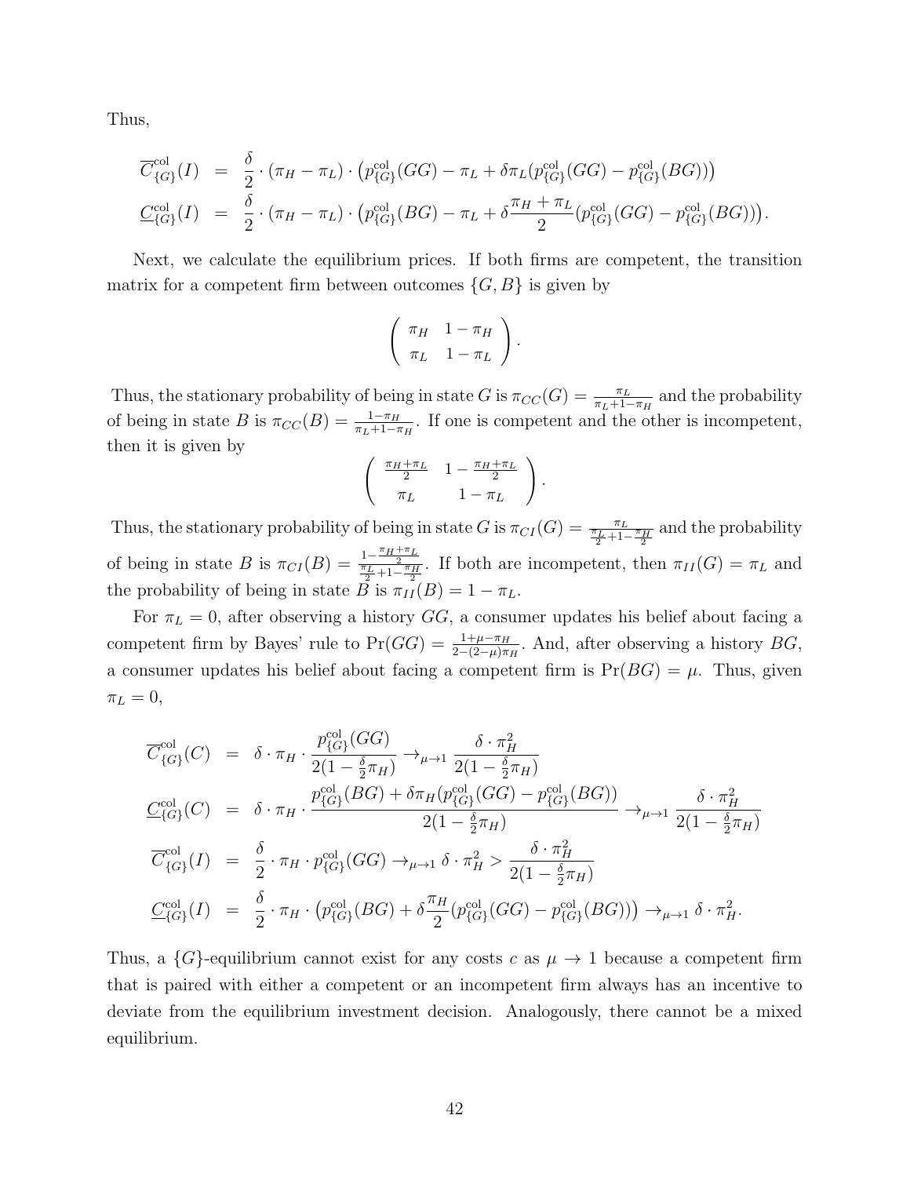Thus,

$$
\begin{aligned}
\overline{C}^{\text{col}}_{\{G\}}(I) &= \frac{\delta}{2} \cdot (\pi_H - \pi_L) \cdot \left(p^{\text{col}}_{\{G\}}(GG) - \pi_L + \delta \pi_L (p^{\text{col}}_{\{G\}}(GG) - p^{\text{col}}_{\{G\}}(BG))\right) \\
\underline{C}^{\text{col}}_{\{G\}}(I) &= \frac{\delta}{2} \cdot (\pi_H - \pi_L) \cdot \left(p^{\text{col}}_{\{G\}}(BG) - \pi_L + \delta \frac{\pi_H + \pi_L}{2} (p^{\text{col}}_{\{G\}}(GG) - p^{\text{col}}_{\{G\}}(BG))\right).
\end{aligned}
$$

Next, we calculate the equilibrium prices. If both firms are competent, the transition matrix for a competent firm between outcomes $\{G, B\}$ is given by

$$
\begin{pmatrix} \pi_H & 1 - \pi_H \\ \pi_L & 1 - \pi_L \end{pmatrix}.
$$

Thus, the stationary probability of being in state $G$ is $\pi_{CC}(G) = \frac{\pi_L}{\pi_L + 1 - \pi_H}$ and the probability of being in state $B$ is $\pi_{CC}(B) = \frac{1 - \pi_H}{\pi_L + 1 - \pi_H}$. If one is competent and the other is incompetent, then it is given by

$$
\begin{pmatrix} \frac{\pi_H + \pi_L}{2} & 1 - \frac{\pi_H + \pi_L}{2} \\ \pi_L & 1 - \pi_L \end{pmatrix}.
$$

Thus, the stationary probability of being in state $G$ is $\pi_{CI}(G) = \frac{\pi_L}{\frac{\pi_L}{2} + 1 - \frac{\pi_H}{2}}$ and the probability of being in state $B$ is $\pi_{CI}(B) = \frac{1 - \frac{\pi_H + \pi_L}{2}}{\frac{\pi_L}{2} + 1 - \frac{\pi_H}{2}}$. If both are incompetent, then $\pi_{II}(G) = \pi_L$ and the probability of being in state $B$ is $\pi_{II}(B) = 1 - \pi_L$.

For $\pi_L = 0$, after observing a history $GG$, a consumer updates his belief about facing a competent firm by Bayes' rule to $\Pr(GG) = \frac{1 + \mu - \pi_H}{2 - (2 - \mu)\pi_H}$. And, after observing a history $BG$, a consumer updates his belief about facing a competent firm is $\Pr(BG) = \mu$. Thus, given $\pi_L = 0$,

$$
\begin{aligned}
\overline{C}^{\text{col}}_{\{G\}}(C) &= \delta \cdot \pi_H \cdot \frac{p^{\text{col}}_{\{G\}}(GG)}{2(1 - \frac{\delta}{2}\pi_H)} \to_{\mu \to 1} \frac{\delta \cdot \pi_H^2}{2(1 - \frac{\delta}{2}\pi_H)} \\
\underline{C}^{\text{col}}_{\{G\}}(C) &= \delta \cdot \pi_H \cdot \frac{p^{\text{col}}_{\{G\}}(BG) + \delta \pi_H (p^{\text{col}}_{\{G\}}(GG) - p^{\text{col}}_{\{G\}}(BG))}{2(1 - \frac{\delta}{2}\pi_H)} \to_{\mu \to 1} \frac{\delta \cdot \pi_H^2}{2(1 - \frac{\delta}{2}\pi_H)} \\
\overline{C}^{\text{col}}_{\{G\}}(I) &= \frac{\delta}{2} \cdot \pi_H \cdot p^{\text{col}}_{\{G\}}(GG) \to_{\mu \to 1} \delta \cdot \pi_H^2 > \frac{\delta \cdot \pi_H^2}{2(1 - \frac{\delta}{2}\pi_H)} \\
\underline{C}^{\text{col}}_{\{G\}}(I) &= \frac{\delta}{2} \cdot \pi_H \cdot \left(p^{\text{col}}_{\{G\}}(BG) + \delta \frac{\pi_H}{2} (p^{\text{col}}_{\{G\}}(GG) - p^{\text{col}}_{\{G\}}(BG))\right) \to_{\mu \to 1} \delta \cdot \pi_H^2.
\end{aligned}
$$

Thus, a $\{G\}$-equilibrium cannot exist for any costs $c$ as $\mu \to 1$ because a competent firm that is paired with either a competent or an incompetent firm always has an incentive to deviate from the equilibrium investment decision. Analogously, there cannot be a mixed equilibrium.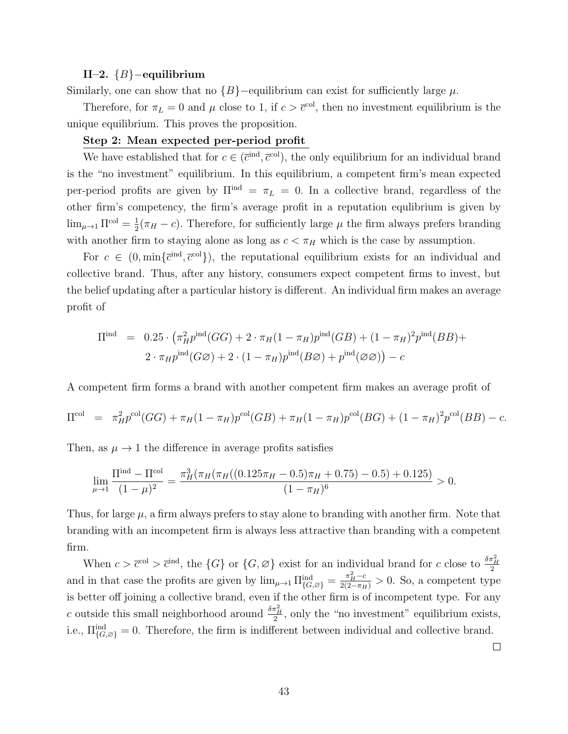**II–2. $\{B\}$−equilibrium**

Similarly, one can show that no $\{B\}$−equilibrium can exist for sufficiently large $\mu$.

Therefore, for $\pi_L = 0$ and $\mu$ close to 1, if $c > \overline{c}^{\text{col}}$, then no investment equilibrium is the unique equilibrium. This proves the proposition.

**Step 2: Mean expected per-period profit**

We have established that for $c \in (\overline{c}^{\text{ind}}, \overline{c}^{\text{col}})$, the only equilibrium for an individual brand is the "no investment" equilibrium. In this equilibrium, a competent firm's mean expected per-period profits are given by $\Pi^{\text{ind}} = \pi_L = 0$. In a collective brand, regardless of the other firm's competency, the firm's average profit in a reputation equlibrium is given by $\lim_{\mu \to 1} \Pi^{\text{col}} = \frac{1}{2}(\pi_H - c)$. Therefore, for sufficiently large $\mu$ the firm always prefers branding with another firm to staying alone as long as $c < \pi_H$ which is the case by assumption.

For $c \in (0, \min\{\overline{c}^{\text{ind}}, \overline{c}^{\text{col}}\})$, the reputational equilibrium exists for an individual and collective brand. Thus, after any history, consumers expect competent firms to invest, but the belief updating after a particular history is different. An individual firm makes an average profit of

$$\begin{aligned}
\Pi^{\text{ind}} &= 0.25 \cdot \big(\pi_H^2 p^{\text{ind}}(GG) + 2 \cdot \pi_H(1-\pi_H)p^{\text{ind}}(GB) + (1-\pi_H)^2 p^{\text{ind}}(BB) + \\
&\quad 2 \cdot \pi_H p^{\text{ind}}(G\varnothing) + 2 \cdot (1-\pi_H)p^{\text{ind}}(B\varnothing) + p^{\text{ind}}(\varnothing\varnothing)\big) - c
\end{aligned}$$

A competent firm forms a brand with another competent firm makes an average profit of

$$\Pi^{\text{col}} = \pi_H^2 p^{\text{col}}(GG) + \pi_H(1-\pi_H)p^{\text{col}}(GB) + \pi_H(1-\pi_H)p^{\text{col}}(BG) + (1-\pi_H)^2 p^{\text{col}}(BB) - c.$$

Then, as $\mu \to 1$ the difference in average profits satisfies

$$\lim_{\mu \to 1} \frac{\Pi^{\text{ind}} - \Pi^{\text{col}}}{(1-\mu)^2} = \frac{\pi_H^3(\pi_H(\pi_H((0.125\pi_H - 0.5)\pi_H + 0.75) - 0.5) + 0.125)}{(1-\pi_H)^6} > 0.$$

Thus, for large $\mu$, a firm always prefers to stay alone to branding with another firm. Note that branding with an incompetent firm is always less attractive than branding with a competent firm.

When $c > \overline{c}^{\text{col}} > \overline{c}^{\text{ind}}$, the $\{G\}$ or $\{G, \varnothing\}$ exist for an individual brand for $c$ close to $\frac{\delta \pi_H^2}{2}$ and in that case the profits are given by $\lim_{\mu \to 1} \Pi^{\text{ind}}_{\{G,\varnothing\}} = \frac{\pi_H^2 - c}{2(2-\pi_H)} > 0$. So, a competent type is better off joining a collective brand, even if the other firm is of incompetent type. For any $c$ outside this small neighborhood around $\frac{\delta \pi_H^2}{2}$, only the "no investment" equilibrium exists, i.e., $\Pi^{\text{ind}}_{\{G,\varnothing\}} = 0$. Therefore, the firm is indifferent between individual and collective brand.

□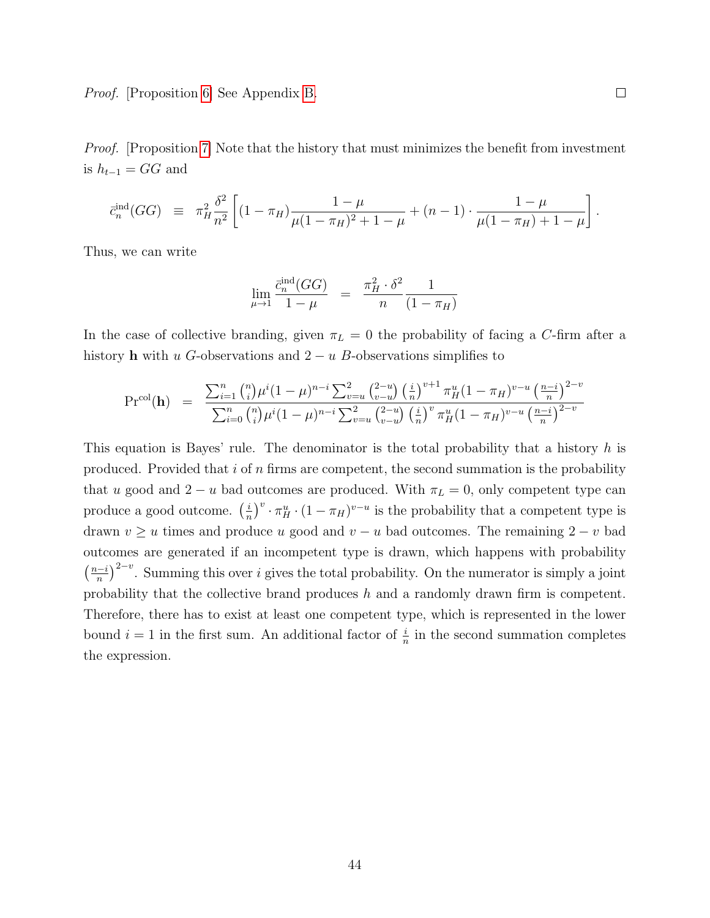*Proof.* [Proposition 6] See Appendix B. □

*Proof.* [Proposition 7] Note that the history that must minimizes the benefit from investment is $h_{t-1} = GG$ and

$$\bar{c}_n^{\text{ind}}(GG) \equiv \pi_H^2 \frac{\delta^2}{n^2}\left[(1-\pi_H)\frac{1-\mu}{\mu(1-\pi_H)^2+1-\mu} + (n-1)\cdot\frac{1-\mu}{\mu(1-\pi_H)+1-\mu}\right].$$

Thus, we can write

$$\lim_{\mu\to 1}\frac{\bar{c}_n^{\text{ind}}(GG)}{1-\mu} = \frac{\pi_H^2\cdot\delta^2}{n}\frac{1}{(1-\pi_H)}$$

In the case of collective branding, given $\pi_L = 0$ the probability of facing a $C$-firm after a history $\mathbf{h}$ with $u$ $G$-observations and $2-u$ $B$-observations simplifies to

$$\Pr^{\text{col}}(\mathbf{h}) = \frac{\sum_{i=1}^{n}\binom{n}{i}\mu^i(1-\mu)^{n-i}\sum_{v=u}^{2}\binom{2-u}{v-u}\left(\frac{i}{n}\right)^{v+1}\pi_H^u(1-\pi_H)^{v-u}\left(\frac{n-i}{n}\right)^{2-v}}{\sum_{i=0}^{n}\binom{n}{i}\mu^i(1-\mu)^{n-i}\sum_{v=u}^{2}\binom{2-u}{v-u}\left(\frac{i}{n}\right)^{v}\pi_H^u(1-\pi_H)^{v-u}\left(\frac{n-i}{n}\right)^{2-v}}$$

This equation is Bayes' rule. The denominator is the total probability that a history $h$ is produced. Provided that $i$ of $n$ firms are competent, the second summation is the probability that $u$ good and $2-u$ bad outcomes are produced. With $\pi_L = 0$, only competent type can produce a good outcome. $\left(\frac{i}{n}\right)^v \cdot \pi_H^u \cdot (1-\pi_H)^{v-u}$ is the probability that a competent type is drawn $v \geq u$ times and produce $u$ good and $v-u$ bad outcomes. The remaining $2-v$ bad outcomes are generated if an incompetent type is drawn, which happens with probability $\left(\frac{n-i}{n}\right)^{2-v}$. Summing this over $i$ gives the total probability. On the numerator is simply a joint probability that the collective brand produces $h$ and a randomly drawn firm is competent. Therefore, there has to exist at least one competent type, which is represented in the lower bound $i = 1$ in the first sum. An additional factor of $\frac{i}{n}$ in the second summation completes the expression.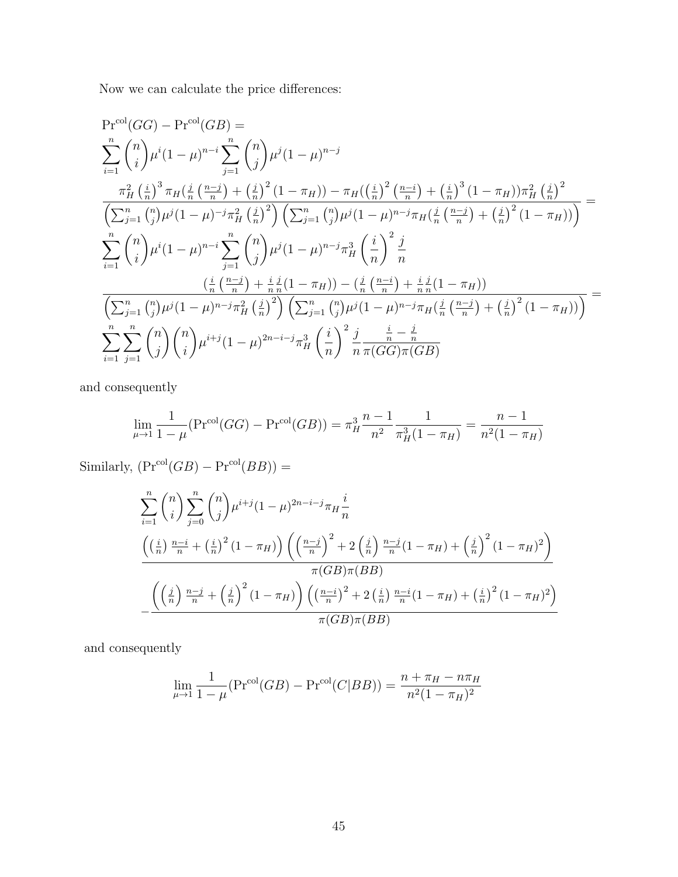Now we can calculate the price differences:

$$
\begin{aligned}
&\Pr^{\text{col}}(GG) - \Pr^{\text{col}}(GB) = \\
&\sum_{i=1}^{n} \binom{n}{i} \mu^i (1-\mu)^{n-i} \sum_{j=1}^{n} \binom{n}{j} \mu^j (1-\mu)^{n-j} \\
&\frac{\pi_H^2 \left(\frac{i}{n}\right)^3 \pi_H \left(\frac{j}{n}\left(\frac{n-j}{n}\right) + \left(\frac{j}{n}\right)^2 (1-\pi_H)\right) - \pi_H \left(\left(\frac{i}{n}\right)^2 \left(\frac{n-i}{n}\right) + \left(\frac{i}{n}\right)^3 (1-\pi_H)\right) \pi_H^2 \left(\frac{j}{n}\right)^2}{\left(\sum_{j=1}^{n} \binom{n}{j} \mu^j (1-\mu)^{-j} \pi_H^2 \left(\frac{j}{n}\right)^2\right) \left(\sum_{j=1}^{n} \binom{n}{j} \mu^j (1-\mu)^{n-j} \pi_H \left(\frac{j}{n}\left(\frac{n-j}{n}\right) + \left(\frac{j}{n}\right)^2 (1-\pi_H)\right)\right)} = \\
&\sum_{i=1}^{n} \binom{n}{i} \mu^i (1-\mu)^{n-i} \sum_{j=1}^{n} \binom{n}{j} \mu^j (1-\mu)^{n-j} \pi_H^3 \left(\frac{i}{n}\right)^2 \frac{j}{n} \\
&\frac{\left(\frac{i}{n}\left(\frac{n-j}{n}\right) + \frac{i}{n}\frac{j}{n}(1-\pi_H)\right) - \left(\frac{j}{n}\left(\frac{n-i}{n}\right) + \frac{i}{n}\frac{j}{n}(1-\pi_H)\right)}{\left(\sum_{j=1}^{n} \binom{n}{j} \mu^j (1-\mu)^{n-j} \pi_H^2 \left(\frac{j}{n}\right)^2\right) \left(\sum_{j=1}^{n} \binom{n}{j} \mu^j (1-\mu)^{n-j} \pi_H \left(\frac{j}{n}\left(\frac{n-j}{n}\right) + \left(\frac{j}{n}\right)^2 (1-\pi_H)\right)\right)} = \\
&\sum_{i=1}^{n} \sum_{j=1}^{n} \binom{n}{j} \binom{n}{i} \mu^{i+j} (1-\mu)^{2n-i-j} \pi_H^3 \left(\frac{i}{n}\right)^2 \frac{j}{n} \frac{\frac{i}{n} - \frac{j}{n}}{\pi(GG)\pi(GB)}
\end{aligned}
$$

and consequently

$$
\lim_{\mu \to 1} \frac{1}{1-\mu} (\Pr^{\text{col}}(GG) - \Pr^{\text{col}}(GB)) = \pi_H^3 \frac{n-1}{n^2} \frac{1}{\pi_H^3 (1-\pi_H)} = \frac{n-1}{n^2 (1-\pi_H)}
$$

Similarly, $(\Pr^{\text{col}}(GB) - \Pr^{\text{col}}(BB)) =$

$$
\begin{aligned}
&\sum_{i=1}^{n} \binom{n}{i} \sum_{j=0}^{n} \binom{n}{j} \mu^{i+j} (1-\mu)^{2n-i-j} \pi_H \frac{i}{n} \\
&\frac{\left(\left(\frac{i}{n}\right) \frac{n-i}{n} + \left(\frac{i}{n}\right)^2 (1-\pi_H)\right) \left(\left(\frac{n-j}{n}\right)^2 + 2\left(\frac{j}{n}\right) \frac{n-j}{n} (1-\pi_H) + \left(\frac{j}{n}\right)^2 (1-\pi_H)^2\right)}{\pi(GB)\pi(BB)} \\
&- \frac{\left(\left(\frac{j}{n}\right) \frac{n-j}{n} + \left(\frac{j}{n}\right)^2 (1-\pi_H)\right) \left(\left(\frac{n-i}{n}\right)^2 + 2\left(\frac{i}{n}\right) \frac{n-i}{n} (1-\pi_H) + \left(\frac{i}{n}\right)^2 (1-\pi_H)^2\right)}{\pi(GB)\pi(BB)}
\end{aligned}
$$

and consequently

$$
\lim_{\mu \to 1} \frac{1}{1-\mu} (\Pr^{\text{col}}(GB) - \Pr^{\text{col}}(C|BB)) = \frac{n + \pi_H - n\pi_H}{n^2 (1-\pi_H)^2}
$$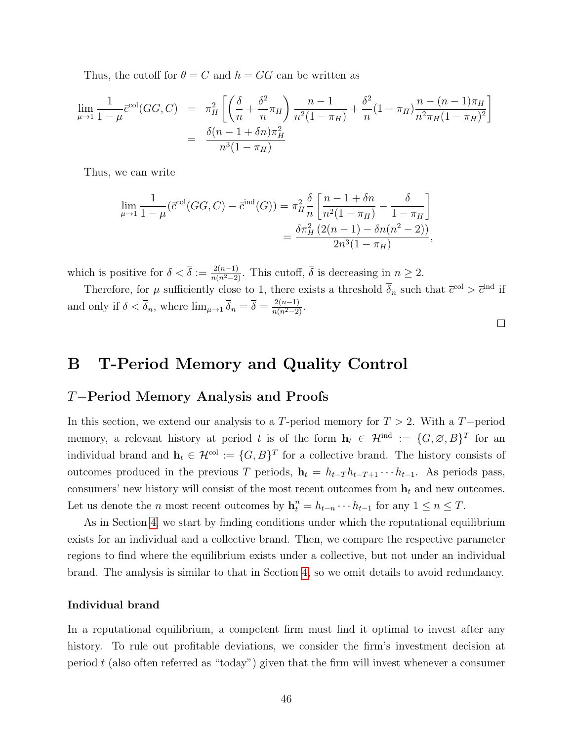Thus, the cutoff for $\theta = C$ and $h = GG$ can be written as

$$
\begin{aligned}
\lim_{\mu \to 1} \frac{1}{1-\mu} \bar{c}^{\text{col}}(GG, C) &= \pi_H^2 \left[ \left( \frac{\delta}{n} + \frac{\delta^2}{n} \pi_H \right) \frac{n-1}{n^2(1-\pi_H)} + \frac{\delta^2}{n}(1-\pi_H) \frac{n-(n-1)\pi_H}{n^2 \pi_H (1-\pi_H)^2} \right] \\
&= \frac{\delta(n-1+\delta n)\pi_H^2}{n^3(1-\pi_H)}
\end{aligned}
$$

Thus, we can write

$$
\begin{aligned}
\lim_{\mu \to 1} \frac{1}{1-\mu} (\bar{c}^{\text{col}}(GG, C) - \bar{c}^{\text{ind}}(G)) &= \pi_H^2 \frac{\delta}{n} \left[ \frac{n-1+\delta n}{n^2(1-\pi_H)} - \frac{\delta}{1-\pi_H} \right] \\
&= \frac{\delta \pi_H^2 \left(2(n-1) - \delta n(n^2-2)\right)}{2n^3(1-\pi_H)},
\end{aligned}
$$

which is positive for $\delta < \bar{\delta} := \frac{2(n-1)}{n(n^2-2)}$. This cutoff, $\bar{\delta}$ is decreasing in $n \geq 2$.

Therefore, for $\mu$ sufficiently close to 1, there exists a threshold $\bar{\delta}_n$ such that $\bar{c}^{\text{col}} > \bar{c}^{\text{ind}}$ if and only if $\delta < \bar{\delta}_n$, where $\lim_{\mu \to 1} \bar{\delta}_n = \bar{\delta} = \frac{2(n-1)}{n(n^2-2)}$.

□

# B T-Period Memory and Quality Control

## $T-$Period Memory Analysis and Proofs

In this section, we extend our analysis to a $T$-period memory for $T > 2$. With a $T-$period memory, a relevant history at period $t$ is of the form $\mathbf{h}_t \in \mathcal{H}^{\text{ind}} := \{G, \varnothing, B\}^T$ for an individual brand and $\mathbf{h}_t \in \mathcal{H}^{\text{col}} := \{G, B\}^T$ for a collective brand. The history consists of outcomes produced in the previous $T$ periods, $\mathbf{h}_t = h_{t-T} h_{t-T+1} \cdots h_{t-1}$. As periods pass, consumers' new history will consist of the most recent outcomes from $\mathbf{h}_t$ and new outcomes. Let us denote the $n$ most recent outcomes by $\mathbf{h}_t^n = h_{t-n} \cdots h_{t-1}$ for any $1 \leq n \leq T$.

As in Section 4, we start by finding conditions under which the reputational equilibrium exists for an individual and a collective brand. Then, we compare the respective parameter regions to find where the equilibrium exists under a collective, but not under an individual brand. The analysis is similar to that in Section 4, so we omit details to avoid redundancy.

### Individual brand

In a reputational equilibrium, a competent firm must find it optimal to invest after any history. To rule out profitable deviations, we consider the firm's investment decision at period $t$ (also often referred as "today") given that the firm will invest whenever a consumer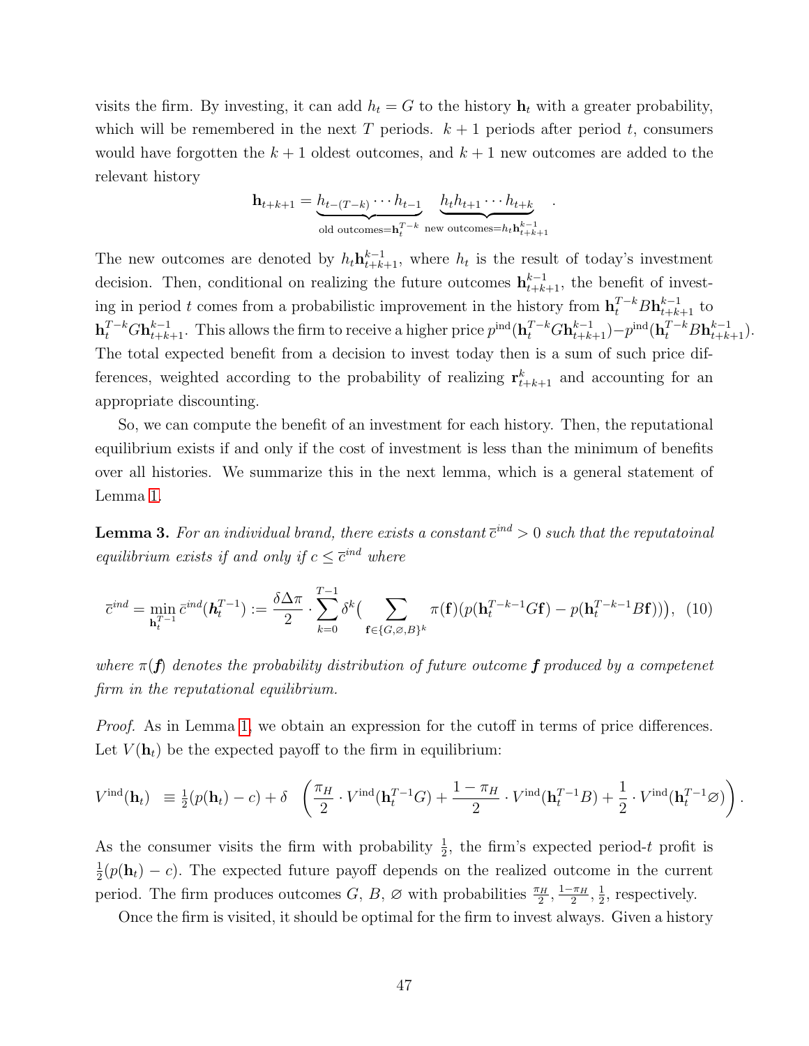visits the firm. By investing, it can add $h_t = G$ to the history $\mathbf{h}_t$ with a greater probability, which will be remembered in the next $T$ periods. $k+1$ periods after period $t$, consumers would have forgotten the $k+1$ oldest outcomes, and $k+1$ new outcomes are added to the relevant history

$$\mathbf{h}_{t+k+1} = \underbrace{h_{t-(T-k)} \cdots h_{t-1}}_{\text{old outcomes}=\mathbf{h}_t^{T-k}} \underbrace{h_t h_{t+1} \cdots h_{t+k}}_{\text{new outcomes}=h_t \mathbf{h}_{t+k+1}^{k-1}} .$$

The new outcomes are denoted by $h_t \mathbf{h}_{t+k+1}^{k-1}$, where $h_t$ is the result of today's investment decision. Then, conditional on realizing the future outcomes $\mathbf{h}_{t+k+1}^{k-1}$, the benefit of investing in period $t$ comes from a probabilistic improvement in the history from $\mathbf{h}_t^{T-k} B \mathbf{h}_{t+k+1}^{k-1}$ to $\mathbf{h}_t^{T-k} G \mathbf{h}_{t+k+1}^{k-1}$. This allows the firm to receive a higher price $p^{\text{ind}}(\mathbf{h}_t^{T-k} G \mathbf{h}_{t+k+1}^{k-1}) - p^{\text{ind}}(\mathbf{h}_t^{T-k} B \mathbf{h}_{t+k+1}^{k-1})$. The total expected benefit from a decision to invest today then is a sum of such price differences, weighted according to the probability of realizing $\mathbf{r}_{t+k+1}^k$ and accounting for an appropriate discounting.

So, we can compute the benefit of an investment for each history. Then, the reputational equilibrium exists if and only if the cost of investment is less than the minimum of benefits over all histories. We summarize this in the next lemma, which is a general statement of Lemma 1.

**Lemma 3.** *For an individual brand, there exists a constant $\bar{c}^{ind} > 0$ such that the reputatoinal equilibrium exists if and only if $c \leq \bar{c}^{ind}$ where*

$$\bar{c}^{ind} = \min_{\mathbf{h}_t^{T-1}} \bar{c}^{ind}(\boldsymbol{h}_t^{T-1}) := \frac{\delta \Delta \pi}{2} \cdot \sum_{k=0}^{T-1} \delta^k \Big( \sum_{\mathbf{f} \in \{G, \varnothing, B\}^k} \pi(\mathbf{f}) (p(\mathbf{h}_t^{T-k-1} G \mathbf{f}) - p(\mathbf{h}_t^{T-k-1} B \mathbf{f})) \Big), \quad (10)$$

*where $\pi(\boldsymbol{f})$ denotes the probability distribution of future outcome $\boldsymbol{f}$ produced by a competenet firm in the reputational equilibrium.*

*Proof.* As in Lemma 1, we obtain an expression for the cutoff in terms of price differences. Let $V(\mathbf{h}_t)$ be the expected payoff to the firm in equilibrium:

$$V^{\text{ind}}(\mathbf{h}_t) \equiv \tfrac{1}{2}(p(\mathbf{h}_t) - c) + \delta \left( \frac{\pi_H}{2} \cdot V^{\text{ind}}(\mathbf{h}_t^{T-1} G) + \frac{1-\pi_H}{2} \cdot V^{\text{ind}}(\mathbf{h}_t^{T-1} B) + \frac{1}{2} \cdot V^{\text{ind}}(\mathbf{h}_t^{T-1} \varnothing) \right).$$

As the consumer visits the firm with probability $\frac{1}{2}$, the firm's expected period-$t$ profit is $\frac{1}{2}(p(\mathbf{h}_t) - c)$. The expected future payoff depends on the realized outcome in the current period. The firm produces outcomes $G$, $B$, $\varnothing$ with probabilities $\frac{\pi_H}{2}$, $\frac{1-\pi_H}{2}$, $\frac{1}{2}$, respectively.

Once the firm is visited, it should be optimal for the firm to invest always. Given a history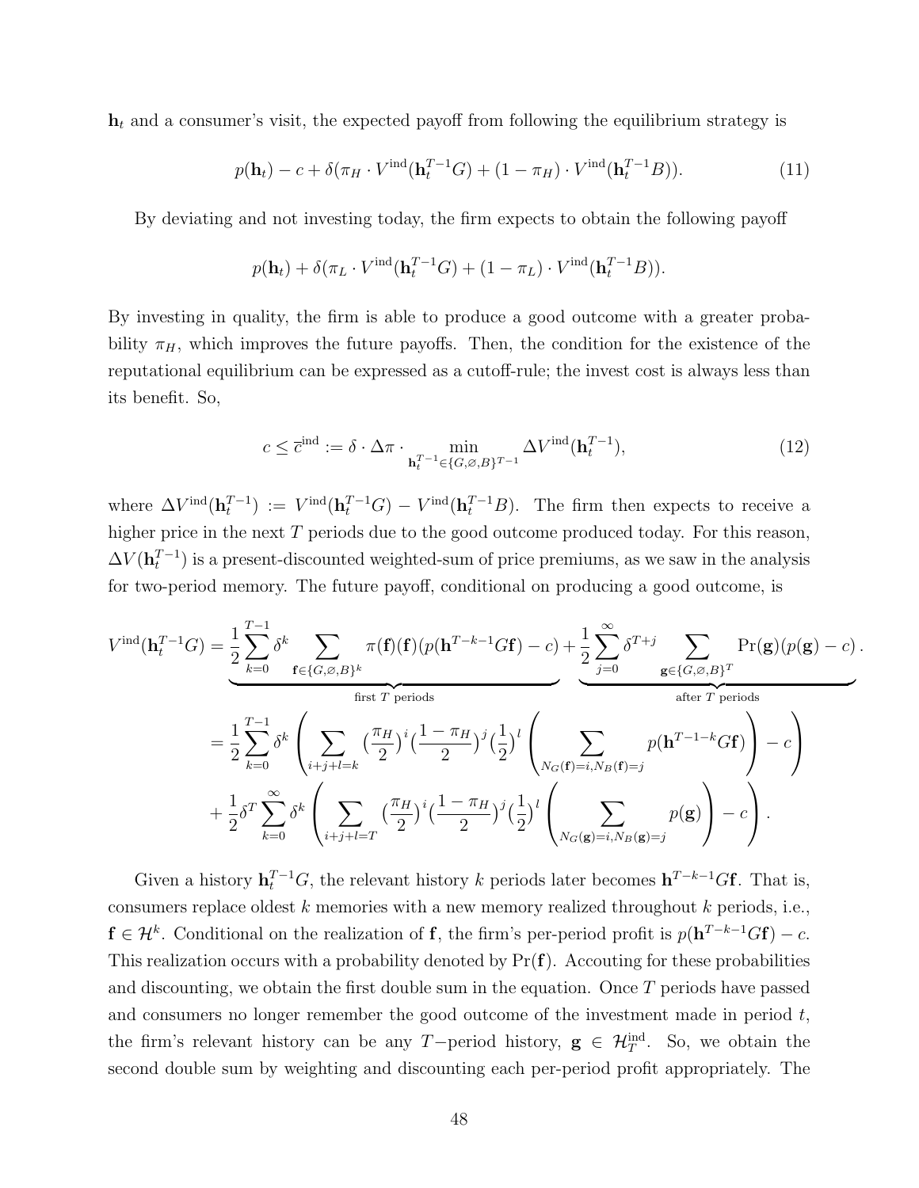$\mathbf{h}_t$ and a consumer's visit, the expected payoff from following the equilibrium strategy is

$$p(\mathbf{h}_t) - c + \delta(\pi_H \cdot V^{\text{ind}}(\mathbf{h}_t^{T-1}G) + (1 - \pi_H) \cdot V^{\text{ind}}(\mathbf{h}_t^{T-1}B)). \tag{11}$$

By deviating and not investing today, the firm expects to obtain the following payoff

$$p(\mathbf{h}_t) + \delta(\pi_L \cdot V^{\text{ind}}(\mathbf{h}_t^{T-1}G) + (1 - \pi_L) \cdot V^{\text{ind}}(\mathbf{h}_t^{T-1}B)).$$

By investing in quality, the firm is able to produce a good outcome with a greater probability $\pi_H$, which improves the future payoffs. Then, the condition for the existence of the reputational equilibrium can be expressed as a cutoff-rule; the invest cost is always less than its benefit. So,

$$c \leq \overline{c}^{\text{ind}} := \delta \cdot \Delta\pi \cdot \min_{\mathbf{h}_t^{T-1} \in \{G,\varnothing,B\}^{T-1}} \Delta V^{\text{ind}}(\mathbf{h}_t^{T-1}), \tag{12}$$

where $\Delta V^{\text{ind}}(\mathbf{h}_t^{T-1}) := V^{\text{ind}}(\mathbf{h}_t^{T-1}G) - V^{\text{ind}}(\mathbf{h}_t^{T-1}B)$. The firm then expects to receive a higher price in the next $T$ periods due to the good outcome produced today. For this reason, $\Delta V(\mathbf{h}_t^{T-1})$ is a present-discounted weighted-sum of price premiums, as we saw in the analysis for two-period memory. The future payoff, conditional on producing a good outcome, is

$$\begin{aligned}
V^{\text{ind}}(\mathbf{h}_t^{T-1}G) &= \underbrace{\frac{1}{2}\sum_{k=0}^{T-1} \delta^k \sum_{\mathbf{f} \in \{G,\varnothing,B\}^k} \pi(\mathbf{f})(\mathbf{f})(p(\mathbf{h}^{T-k-1}G\mathbf{f}) - c)}_{\text{first } T \text{ periods}} + \underbrace{\frac{1}{2}\sum_{j=0}^{\infty} \delta^{T+j} \sum_{\mathbf{g} \in \{G,\varnothing,B\}^T} \Pr(\mathbf{g})(p(\mathbf{g}) - c)}_{\text{after } T \text{ periods}}. \\
&= \frac{1}{2}\sum_{k=0}^{T-1} \delta^k \left( \sum_{i+j+l=k} \big(\frac{\pi_H}{2}\big)^i \big(\frac{1-\pi_H}{2}\big)^j \big(\frac{1}{2}\big)^l \left( \sum_{N_G(\mathbf{f})=i, N_B(\mathbf{f})=j} p(\mathbf{h}^{T-1-k}G\mathbf{f}) \right) - c \right) \\
&+ \frac{1}{2}\delta^T \sum_{k=0}^{\infty} \delta^k \left( \sum_{i+j+l=T} \big(\frac{\pi_H}{2}\big)^i \big(\frac{1-\pi_H}{2}\big)^j \big(\frac{1}{2}\big)^l \left( \sum_{N_G(\mathbf{g})=i, N_B(\mathbf{g})=j} p(\mathbf{g}) \right) - c \right).
\end{aligned}$$

Given a history $\mathbf{h}_t^{T-1}G$, the relevant history $k$ periods later becomes $\mathbf{h}^{T-k-1}G\mathbf{f}$. That is, consumers replace oldest $k$ memories with a new memory realized throughout $k$ periods, i.e., $\mathbf{f} \in \mathcal{H}^k$. Conditional on the realization of $\mathbf{f}$, the firm's per-period profit is $p(\mathbf{h}^{T-k-1}G\mathbf{f}) - c$. This realization occurs with a probability denoted by $\Pr(\mathbf{f})$. Accouting for these probabilities and discounting, we obtain the first double sum in the equation. Once $T$ periods have passed and consumers no longer remember the good outcome of the investment made in period $t$, the firm's relevant history can be any $T-$period history, $\mathbf{g} \in \mathcal{H}_T^{\text{ind}}$. So, we obtain the second double sum by weighting and discounting each per-period profit appropriately. The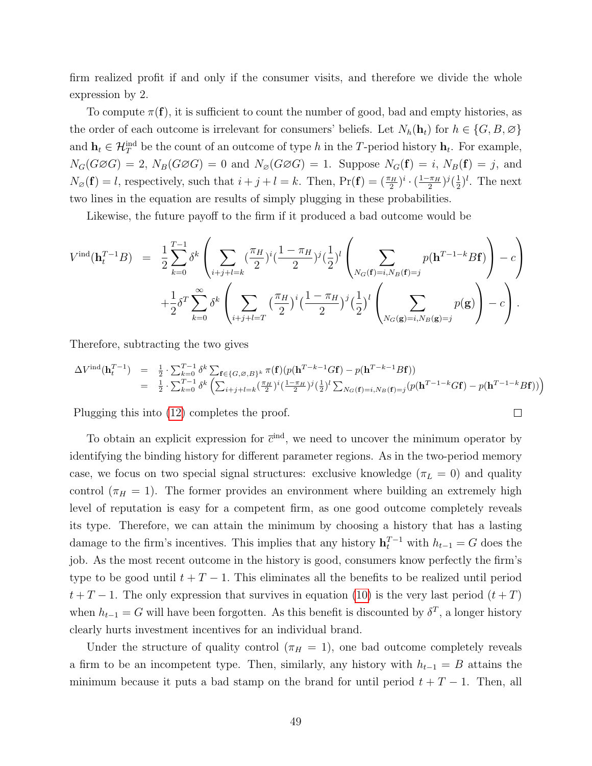firm realized profit if and only if the consumer visits, and therefore we divide the whole expression by 2.

To compute $\pi(\mathbf{f})$, it is sufficient to count the number of good, bad and empty histories, as the order of each outcome is irrelevant for consumers' beliefs. Let $N_h(\mathbf{h}_t)$ for $h \in \{G, B, \varnothing\}$ and $\mathbf{h}_t \in \mathcal{H}_T^{\text{ind}}$ be the count of an outcome of type $h$ in the $T$-period history $\mathbf{h}_t$. For example, $N_G(G\varnothing G) = 2$, $N_B(G\varnothing G) = 0$ and $N_\varnothing(G\varnothing G) = 1$. Suppose $N_G(\mathbf{f}) = i$, $N_B(\mathbf{f}) = j$, and $N_\varnothing(\mathbf{f}) = l$, respectively, such that $i + j + l = k$. Then, $\Pr(\mathbf{f}) = (\frac{\pi_H}{2})^i \cdot (\frac{1-\pi_H}{2})^j (\frac{1}{2})^l$. The next two lines in the equation are results of simply plugging in these probabilities.

Likewise, the future payoff to the firm if it produced a bad outcome would be

$$
\begin{aligned}
V^{\text{ind}}(\mathbf{h}_t^{T-1}B) \;=\; & \frac{1}{2}\sum_{k=0}^{T-1}\delta^k\left(\sum_{i+j+l=k}(\frac{\pi_H}{2})^i(\frac{1-\pi_H}{2})^j(\frac{1}{2})^l\left(\sum_{N_G(\mathbf{f})=i,N_B(\mathbf{f})=j}p(\mathbf{h}^{T-1-k}B\mathbf{f})\right)-c\right)\\
& +\frac{1}{2}\delta^T\sum_{k=0}^{\infty}\delta^k\left(\sum_{i+j+l=T}(\frac{\pi_H}{2})^i(\frac{1-\pi_H}{2})^j(\frac{1}{2})^l\left(\sum_{N_G(\mathbf{g})=i,N_B(\mathbf{g})=j}p(\mathbf{g})\right)-c\right).
\end{aligned}
$$

Therefore, subtracting the two gives

$$
\begin{aligned}
\Delta V^{\text{ind}}(\mathbf{h}_t^{T-1}) &= \tfrac{1}{2}\cdot\sum_{k=0}^{T-1}\delta^k\sum_{\mathbf{f}\in\{G,\varnothing,B\}^k}\pi(\mathbf{f})(p(\mathbf{h}^{T-k-1}G\mathbf{f})-p(\mathbf{h}^{T-k-1}B\mathbf{f}))\\
&= \tfrac{1}{2}\cdot\sum_{k=0}^{T-1}\delta^k\left(\sum_{i+j+l=k}(\tfrac{\pi_H}{2})^i(\tfrac{1-\pi_H}{2})^j(\tfrac{1}{2})^l\sum_{N_G(\mathbf{f})=i,N_B(\mathbf{f})=j}(p(\mathbf{h}^{T-1-k}G\mathbf{f})-p(\mathbf{h}^{T-1-k}B\mathbf{f}))\right)
\end{aligned}
$$

Plugging this into (12) completes the proof. □

To obtain an explicit expression for $\bar{c}^{\text{ind}}$, we need to uncover the minimum operator by identifying the binding history for different parameter regions. As in the two-period memory case, we focus on two special signal structures: exclusive knowledge ($\pi_L = 0$) and quality control ($\pi_H = 1$). The former provides an environment where building an extremely high level of reputation is easy for a competent firm, as one good outcome completely reveals its type. Therefore, we can attain the minimum by choosing a history that has a lasting damage to the firm's incentives. This implies that any history $\mathbf{h}_t^{T-1}$ with $h_{t-1} = G$ does the job. As the most recent outcome in the history is good, consumers know perfectly the firm's type to be good until $t + T - 1$. This eliminates all the benefits to be realized until period $t + T - 1$. The only expression that survives in equation (10) is the very last period $(t + T)$ when $h_{t-1} = G$ will have been forgotten. As this benefit is discounted by $\delta^T$, a longer history clearly hurts investment incentives for an individual brand.

Under the structure of quality control ($\pi_H = 1$), one bad outcome completely reveals a firm to be an incompetent type. Then, similarly, any history with $h_{t-1} = B$ attains the minimum because it puts a bad stamp on the brand for until period $t + T - 1$. Then, all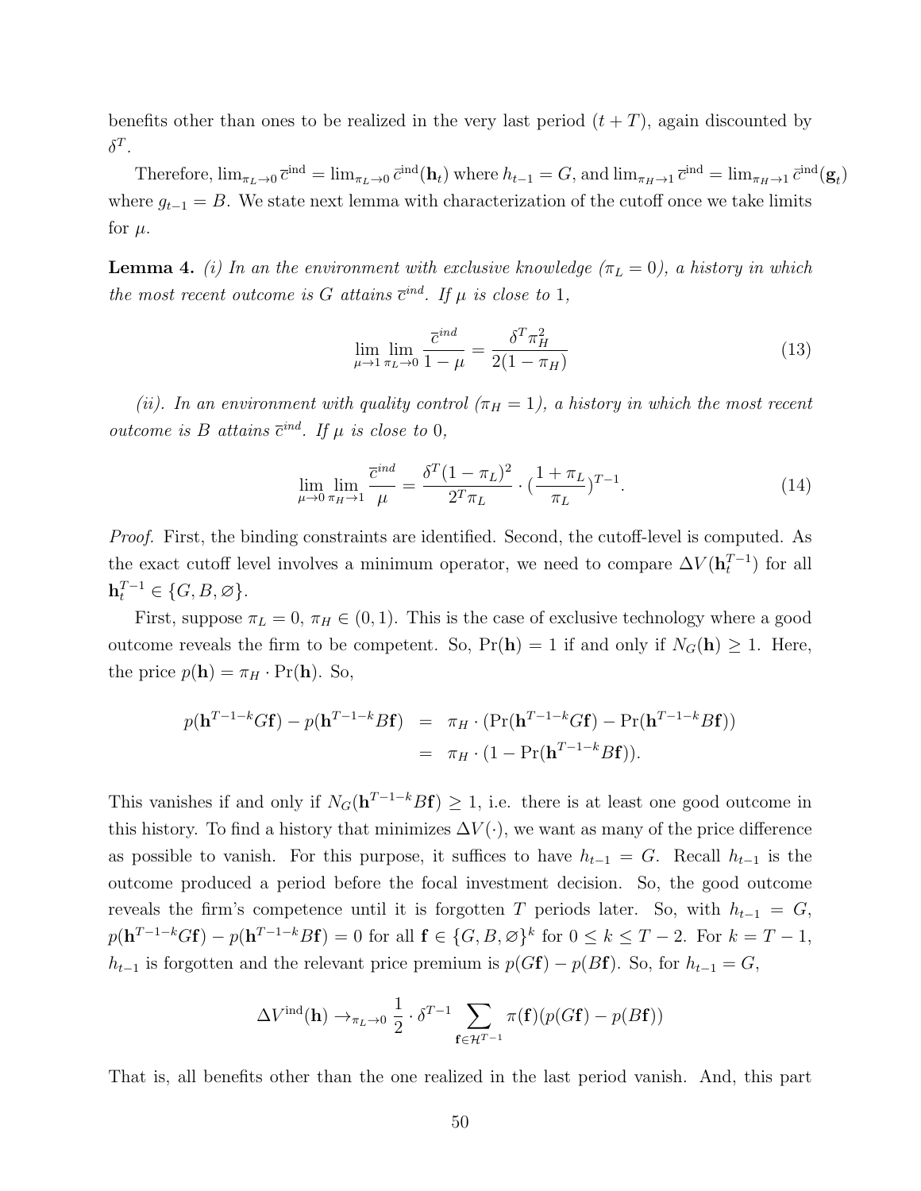benefits other than ones to be realized in the very last period $(t + T)$, again discounted by $\delta^T$.

Therefore, $\lim_{\pi_L \to 0} \bar{c}^{\text{ind}} = \lim_{\pi_L \to 0} \bar{c}^{\text{ind}}(\mathbf{h}_t)$ where $h_{t-1} = G$, and $\lim_{\pi_H \to 1} \bar{c}^{\text{ind}} = \lim_{\pi_H \to 1} \bar{c}^{\text{ind}}(\mathbf{g}_t)$ where $g_{t-1} = B$. We state next lemma with characterization of the cutoff once we take limits for $\mu$.

**Lemma 4.** *(i) In an the environment with exclusive knowledge ($\pi_L = 0$), a history in which the most recent outcome is $G$ attains $\bar{c}^{ind}$. If $\mu$ is close to 1,*

$$\lim_{\mu \to 1} \lim_{\pi_L \to 0} \frac{\bar{c}^{ind}}{1 - \mu} = \frac{\delta^T \pi_H^2}{2(1 - \pi_H)} \tag{13}$$

*(ii). In an environment with quality control ($\pi_H = 1$), a history in which the most recent outcome is $B$ attains $\bar{c}^{ind}$. If $\mu$ is close to 0,*

$$\lim_{\mu \to 0} \lim_{\pi_H \to 1} \frac{\bar{c}^{ind}}{\mu} = \frac{\delta^T (1 - \pi_L)^2}{2^T \pi_L} \cdot \left(\frac{1 + \pi_L}{\pi_L}\right)^{T-1}. \tag{14}$$

*Proof.* First, the binding constraints are identified. Second, the cutoff-level is computed. As the exact cutoff level involves a minimum operator, we need to compare $\Delta V(\mathbf{h}_t^{T-1})$ for all $\mathbf{h}_t^{T-1} \in \{G, B, \varnothing\}$.

First, suppose $\pi_L = 0$, $\pi_H \in (0, 1)$. This is the case of exclusive technology where a good outcome reveals the firm to be competent. So, $\Pr(\mathbf{h}) = 1$ if and only if $N_G(\mathbf{h}) \geq 1$. Here, the price $p(\mathbf{h}) = \pi_H \cdot \Pr(\mathbf{h})$. So,

$$\begin{aligned} p(\mathbf{h}^{T-1-k} G \mathbf{f}) - p(\mathbf{h}^{T-1-k} B \mathbf{f}) &= \pi_H \cdot (\Pr(\mathbf{h}^{T-1-k} G \mathbf{f}) - \Pr(\mathbf{h}^{T-1-k} B \mathbf{f})) \\ &= \pi_H \cdot (1 - \Pr(\mathbf{h}^{T-1-k} B \mathbf{f})). \end{aligned}$$

This vanishes if and only if $N_G(\mathbf{h}^{T-1-k} B \mathbf{f}) \geq 1$, i.e. there is at least one good outcome in this history. To find a history that minimizes $\Delta V(\cdot)$, we want as many of the price difference as possible to vanish. For this purpose, it suffices to have $h_{t-1} = G$. Recall $h_{t-1}$ is the outcome produced a period before the focal investment decision. So, the good outcome reveals the firm's competence until it is forgotten $T$ periods later. So, with $h_{t-1} = G$, $p(\mathbf{h}^{T-1-k} G \mathbf{f}) - p(\mathbf{h}^{T-1-k} B \mathbf{f}) = 0$ for all $\mathbf{f} \in \{G, B, \varnothing\}^k$ for $0 \leq k \leq T - 2$. For $k = T - 1$, $h_{t-1}$ is forgotten and the relevant price premium is $p(G\mathbf{f}) - p(B\mathbf{f})$. So, for $h_{t-1} = G$,

$$\Delta V^{\text{ind}}(\mathbf{h}) \to_{\pi_L \to 0} \frac{1}{2} \cdot \delta^{T-1} \sum_{\mathbf{f} \in \mathcal{H}^{T-1}} \pi(\mathbf{f})(p(G\mathbf{f}) - p(B\mathbf{f}))$$

That is, all benefits other than the one realized in the last period vanish. And, this part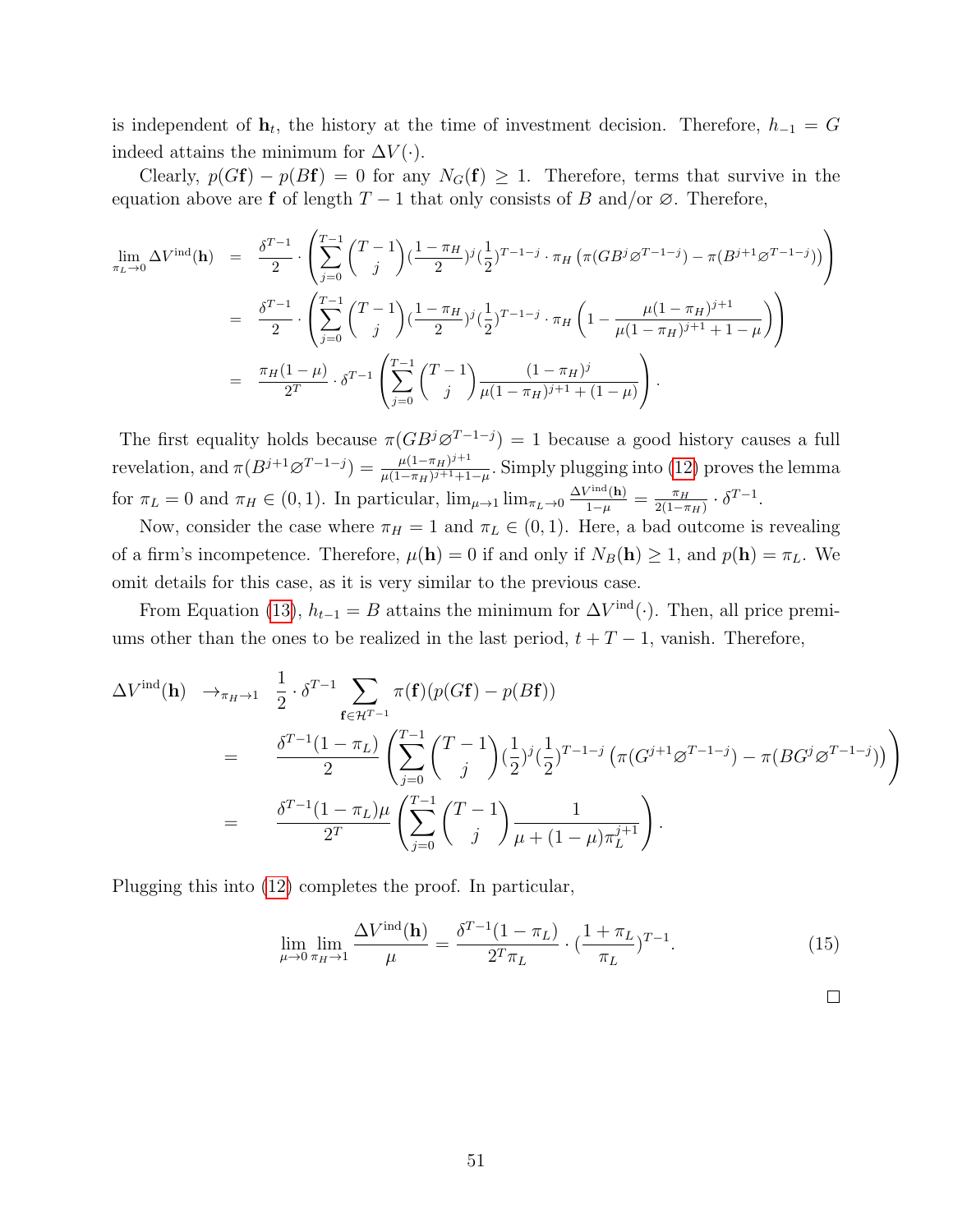is independent of $\mathbf{h}_t$, the history at the time of investment decision. Therefore, $h_{-1} = G$ indeed attains the minimum for $\Delta V(\cdot)$.

Clearly, $p(G\mathbf{f}) - p(B\mathbf{f}) = 0$ for any $N_G(\mathbf{f}) \geq 1$. Therefore, terms that survive in the equation above are $\mathbf{f}$ of length $T-1$ that only consists of $B$ and/or $\varnothing$. Therefore,

$$
\begin{aligned}
\lim_{\pi_L \to 0} \Delta V^{\text{ind}}(\mathbf{h}) &= \frac{\delta^{T-1}}{2} \cdot \left( \sum_{j=0}^{T-1} \binom{T-1}{j} (\frac{1-\pi_H}{2})^j (\frac{1}{2})^{T-1-j} \cdot \pi_H \left( \pi(GB^j \varnothing^{T-1-j}) - \pi(B^{j+1}\varnothing^{T-1-j}) \right) \right) \\
&= \frac{\delta^{T-1}}{2} \cdot \left( \sum_{j=0}^{T-1} \binom{T-1}{j} (\frac{1-\pi_H}{2})^j (\frac{1}{2})^{T-1-j} \cdot \pi_H \left( 1 - \frac{\mu(1-\pi_H)^{j+1}}{\mu(1-\pi_H)^{j+1} + 1 - \mu} \right) \right) \\
&= \frac{\pi_H(1-\mu)}{2^T} \cdot \delta^{T-1} \left( \sum_{j=0}^{T-1} \binom{T-1}{j} \frac{(1-\pi_H)^j}{\mu(1-\pi_H)^{j+1} + (1-\mu)} \right).
\end{aligned}
$$

The first equality holds because $\pi(GB^j\varnothing^{T-1-j}) = 1$ because a good history causes a full revelation, and $\pi(B^{j+1}\varnothing^{T-1-j}) = \frac{\mu(1-\pi_H)^{j+1}}{\mu(1-\pi_H)^{j+1}+1-\mu}$. Simply plugging into (12) proves the lemma for $\pi_L = 0$ and $\pi_H \in (0,1)$. In particular, $\lim_{\mu \to 1} \lim_{\pi_L \to 0} \frac{\Delta V^{\text{ind}}(\mathbf{h})}{1-\mu} = \frac{\pi_H}{2(1-\pi_H)} \cdot \delta^{T-1}$.

Now, consider the case where $\pi_H = 1$ and $\pi_L \in (0,1)$. Here, a bad outcome is revealing of a firm's incompetence. Therefore, $\mu(\mathbf{h}) = 0$ if and only if $N_B(\mathbf{h}) \geq 1$, and $p(\mathbf{h}) = \pi_L$. We omit details for this case, as it is very similar to the previous case.

From Equation (13), $h_{t-1} = B$ attains the minimum for $\Delta V^{\text{ind}}(\cdot)$. Then, all price premiums other than the ones to be realized in the last period, $t+T-1$, vanish. Therefore,

$$
\begin{aligned}
\Delta V^{\text{ind}}(\mathbf{h}) &\to_{\pi_H \to 1} \frac{1}{2} \cdot \delta^{T-1} \sum_{\mathbf{f} \in \mathcal{H}^{T-1}} \pi(\mathbf{f})(p(G\mathbf{f}) - p(B\mathbf{f})) \\
&= \frac{\delta^{T-1}(1-\pi_L)}{2} \left( \sum_{j=0}^{T-1} \binom{T-1}{j} (\frac{1}{2})^j (\frac{1}{2})^{T-1-j} \left( \pi(G^{j+1}\varnothing^{T-1-j}) - \pi(BG^j\varnothing^{T-1-j}) \right) \right) \\
&= \frac{\delta^{T-1}(1-\pi_L)\mu}{2^T} \left( \sum_{j=0}^{T-1} \binom{T-1}{j} \frac{1}{\mu + (1-\mu)\pi_L^{j+1}} \right).
\end{aligned}
$$

Plugging this into (12) completes the proof. In particular,

$$
\lim_{\mu \to 0} \lim_{\pi_H \to 1} \frac{\Delta V^{\text{ind}}(\mathbf{h})}{\mu} = \frac{\delta^{T-1}(1-\pi_L)}{2^T \pi_L} \cdot (\frac{1+\pi_L}{\pi_L})^{T-1}. \tag{15}
$$

$\square$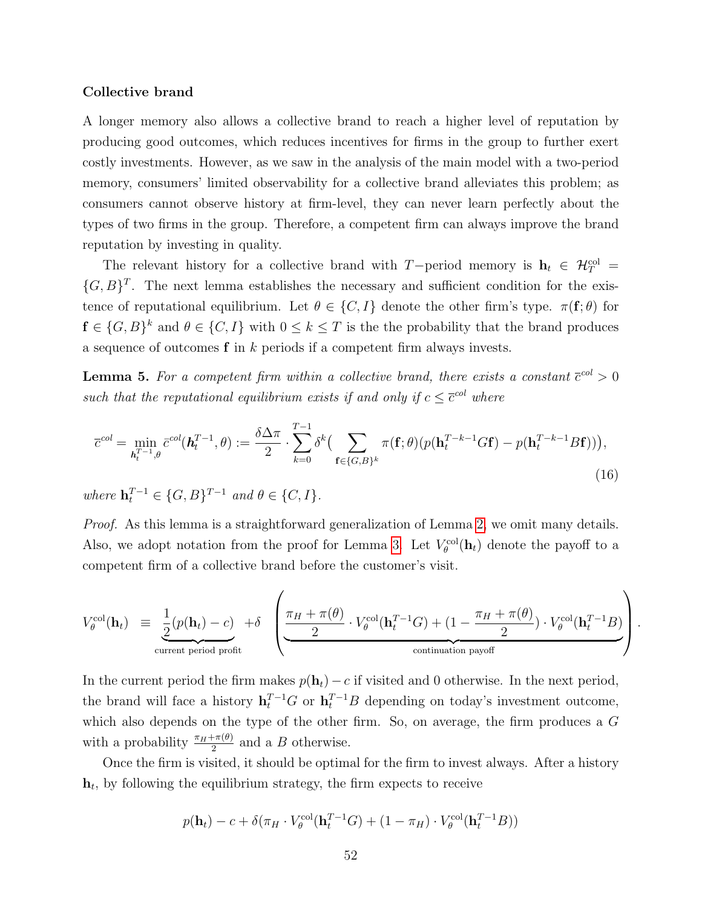**Collective brand**

A longer memory also allows a collective brand to reach a higher level of reputation by producing good outcomes, which reduces incentives for firms in the group to further exert costly investments. However, as we saw in the analysis of the main model with a two-period memory, consumers' limited observability for a collective brand alleviates this problem; as consumers cannot observe history at firm-level, they can never learn perfectly about the types of two firms in the group. Therefore, a competent firm can always improve the brand reputation by investing in quality.

The relevant history for a collective brand with $T$−period memory is $\mathbf{h}_t \in \mathcal{H}_T^{\text{col}} = \{G, B\}^T$. The next lemma establishes the necessary and sufficient condition for the existence of reputational equilibrium. Let $\theta \in \{C, I\}$ denote the other firm's type. $\pi(\mathbf{f}; \theta)$ for $\mathbf{f} \in \{G, B\}^k$ and $\theta \in \{C, I\}$ with $0 \leq k \leq T$ is the the probability that the brand produces a sequence of outcomes $\mathbf{f}$ in $k$ periods if a competent firm always invests.

**Lemma 5.** *For a competent firm within a collective brand, there exists a constant $\bar{c}^{col} > 0$ such that the reputational equilibrium exists if and only if $c \leq \bar{c}^{col}$ where*

$$\bar{c}^{col} = \min_{\mathbf{h}_t^{T-1}, \theta} \bar{c}^{col}(\mathbf{h}_t^{T-1}, \theta) := \frac{\delta \Delta \pi}{2} \cdot \sum_{k=0}^{T-1} \delta^k \big( \sum_{\mathbf{f} \in \{G,B\}^k} \pi(\mathbf{f}; \theta) (p(\mathbf{h}_t^{T-k-1} G \mathbf{f}) - p(\mathbf{h}_t^{T-k-1} B \mathbf{f})) \big), \tag{16}$$

*where $\mathbf{h}_t^{T-1} \in \{G, B\}^{T-1}$ and $\theta \in \{C, I\}$.*

*Proof.* As this lemma is a straightforward generalization of Lemma 2, we omit many details. Also, we adopt notation from the proof for Lemma 3. Let $V_\theta^{\text{col}}(\mathbf{h}_t)$ denote the payoff to a competent firm of a collective brand before the customer's visit.

$$V_\theta^{\text{col}}(\mathbf{h}_t) \equiv \underbrace{\frac{1}{2}(p(\mathbf{h}_t) - c)}_{\text{current period profit}} + \delta \left( \underbrace{\frac{\pi_H + \pi(\theta)}{2} \cdot V_\theta^{\text{col}}(\mathbf{h}_t^{T-1} G) + (1 - \frac{\pi_H + \pi(\theta)}{2}) \cdot V_\theta^{\text{col}}(\mathbf{h}_t^{T-1} B)}_{\text{continuation payoff}} \right).$$

In the current period the firm makes $p(\mathbf{h}_t) - c$ if visited and 0 otherwise. In the next period, the brand will face a history $\mathbf{h}_t^{T-1} G$ or $\mathbf{h}_t^{T-1} B$ depending on today's investment outcome, which also depends on the type of the other firm. So, on average, the firm produces a $G$ with a probability $\frac{\pi_H + \pi(\theta)}{2}$ and a $B$ otherwise.

Once the firm is visited, it should be optimal for the firm to invest always. After a history $\mathbf{h}_t$, by following the equilibrium strategy, the firm expects to receive

$$p(\mathbf{h}_t) - c + \delta(\pi_H \cdot V_\theta^{\text{col}}(\mathbf{h}_t^{T-1} G) + (1 - \pi_H) \cdot V_\theta^{\text{col}}(\mathbf{h}_t^{T-1} B))$$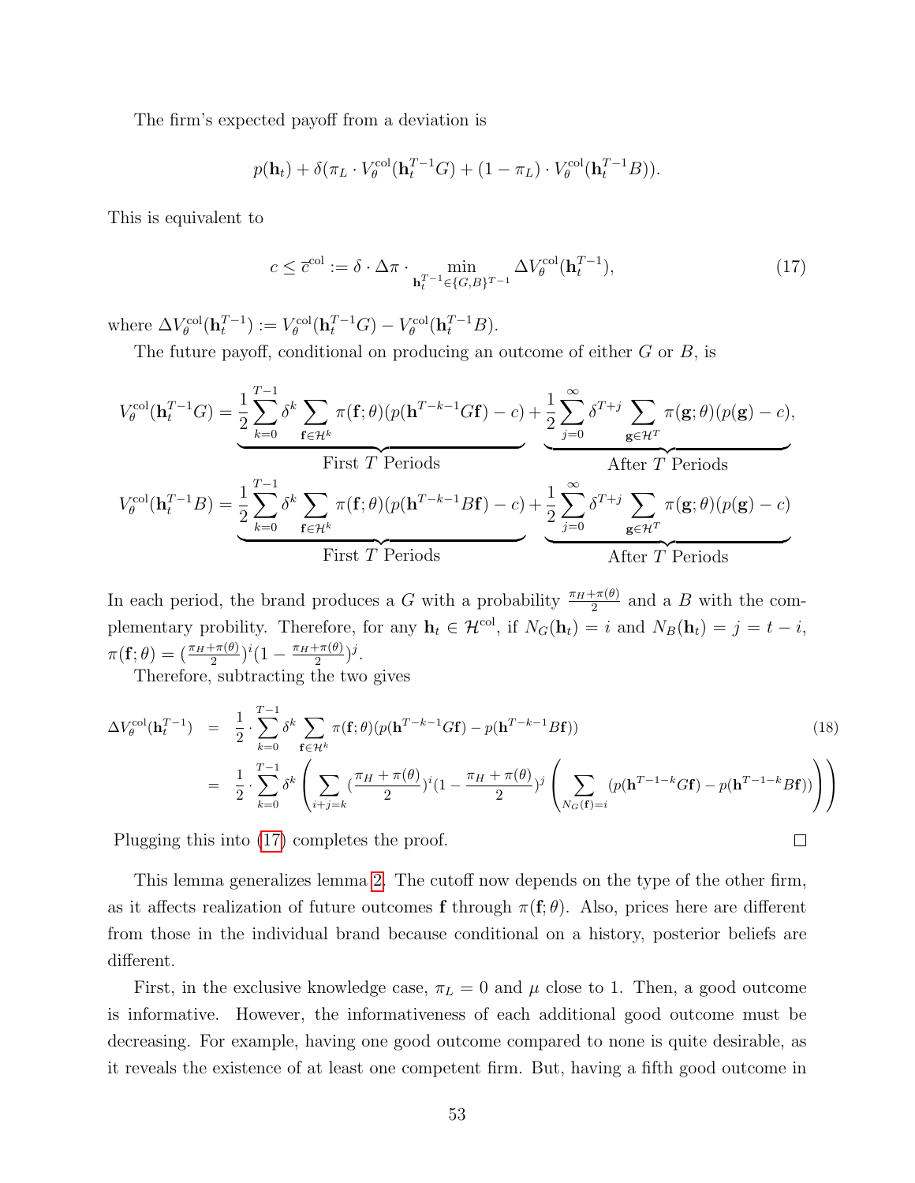The firm's expected payoff from a deviation is

$$p(\mathbf{h}_t) + \delta(\pi_L \cdot V_\theta^{\text{col}}(\mathbf{h}_t^{T-1}G) + (1-\pi_L)\cdot V_\theta^{\text{col}}(\mathbf{h}_t^{T-1}B)).$$

This is equivalent to

$$c \le \overline{c}^{\text{col}} := \delta \cdot \Delta\pi \cdot \min_{\mathbf{h}_t^{T-1}\in\{G,B\}^{T-1}} \Delta V_\theta^{\text{col}}(\mathbf{h}_t^{T-1}), \tag{17}$$

where $\Delta V_\theta^{\text{col}}(\mathbf{h}_t^{T-1}) := V_\theta^{\text{col}}(\mathbf{h}_t^{T-1}G) - V_\theta^{\text{col}}(\mathbf{h}_t^{T-1}B)$.

The future payoff, conditional on producing an outcome of either $G$ or $B$, is

$$V_\theta^{\text{col}}(\mathbf{h}_t^{T-1}G) = \underbrace{\frac{1}{2}\sum_{k=0}^{T-1}\delta^k \sum_{\mathbf{f}\in\mathcal{H}^k}\pi(\mathbf{f};\theta)(p(\mathbf{h}^{T-k-1}G\mathbf{f}) - c)}_{\text{First } T \text{ Periods}} + \underbrace{\frac{1}{2}\sum_{j=0}^{\infty}\delta^{T+j}\sum_{\mathbf{g}\in\mathcal{H}^T}\pi(\mathbf{g};\theta)(p(\mathbf{g})-c)}_{\text{After } T \text{ Periods}},$$

$$V_\theta^{\text{col}}(\mathbf{h}_t^{T-1}B) = \underbrace{\frac{1}{2}\sum_{k=0}^{T-1}\delta^k \sum_{\mathbf{f}\in\mathcal{H}^k}\pi(\mathbf{f};\theta)(p(\mathbf{h}^{T-k-1}B\mathbf{f}) - c)}_{\text{First } T \text{ Periods}} + \underbrace{\frac{1}{2}\sum_{j=0}^{\infty}\delta^{T+j}\sum_{\mathbf{g}\in\mathcal{H}^T}\pi(\mathbf{g};\theta)(p(\mathbf{g})-c)}_{\text{After } T \text{ Periods}}$$

In each period, the brand produces a $G$ with a probability $\frac{\pi_H+\pi(\theta)}{2}$ and a $B$ with the complementary probility. Therefore, for any $\mathbf{h}_t \in \mathcal{H}^{\text{col}}$, if $N_G(\mathbf{h}_t) = i$ and $N_B(\mathbf{h}_t) = j = t-i$, $\pi(\mathbf{f};\theta) = (\frac{\pi_H+\pi(\theta)}{2})^i(1-\frac{\pi_H+\pi(\theta)}{2})^j$.

Therefore, subtracting the two gives

$$\begin{aligned}
\Delta V_\theta^{\text{col}}(\mathbf{h}_t^{T-1}) &= \frac{1}{2}\cdot\sum_{k=0}^{T-1}\delta^k\sum_{\mathbf{f}\in\mathcal{H}^k}\pi(\mathbf{f};\theta)(p(\mathbf{h}^{T-k-1}G\mathbf{f}) - p(\mathbf{h}^{T-k-1}B\mathbf{f})) \\
&= \frac{1}{2}\cdot\sum_{k=0}^{T-1}\delta^k\left(\sum_{i+j=k}(\frac{\pi_H+\pi(\theta)}{2})^i(1-\frac{\pi_H+\pi(\theta)}{2})^j\left(\sum_{N_G(\mathbf{f})=i}(p(\mathbf{h}^{T-1-k}G\mathbf{f}) - p(\mathbf{h}^{T-1-k}B\mathbf{f}))\right)\right)
\end{aligned} \tag{18}$$

Plugging this into (17) completes the proof. □

This lemma generalizes lemma 2. The cutoff now depends on the type of the other firm, as it affects realization of future outcomes $\mathbf{f}$ through $\pi(\mathbf{f};\theta)$. Also, prices here are different from those in the individual brand because conditional on a history, posterior beliefs are different.

First, in the exclusive knowledge case, $\pi_L = 0$ and $\mu$ close to 1. Then, a good outcome is informative. However, the informativeness of each additional good outcome must be decreasing. For example, having one good outcome compared to none is quite desirable, as it reveals the existence of at least one competent firm. But, having a fifth good outcome in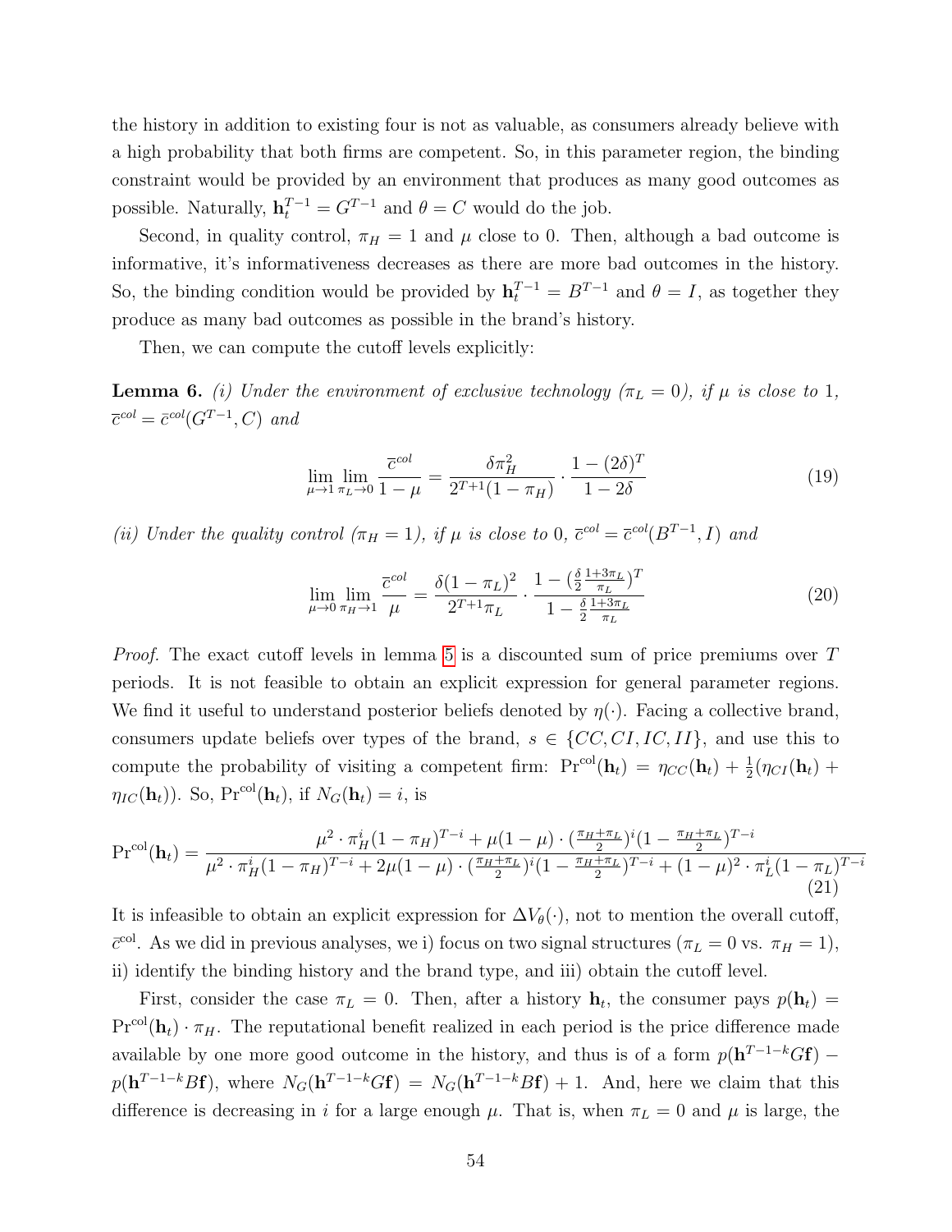the history in addition to existing four is not as valuable, as consumers already believe with a high probability that both firms are competent. So, in this parameter region, the binding constraint would be provided by an environment that produces as many good outcomes as possible. Naturally, $\mathbf{h}_t^{T-1} = G^{T-1}$ and $\theta = C$ would do the job.

Second, in quality control, $\pi_H = 1$ and $\mu$ close to 0. Then, although a bad outcome is informative, it's informativeness decreases as there are more bad outcomes in the history. So, the binding condition would be provided by $\mathbf{h}_t^{T-1} = B^{T-1}$ and $\theta = I$, as together they produce as many bad outcomes as possible in the brand's history.

Then, we can compute the cutoff levels explicitly:

**Lemma 6.** *(i) Under the environment of exclusive technology ($\pi_L = 0$), if $\mu$ is close to 1, $\bar{c}^{col} = \bar{c}^{col}(G^{T-1}, C)$ and*

$$\lim_{\mu \to 1} \lim_{\pi_L \to 0} \frac{\bar{c}^{col}}{1-\mu} = \frac{\delta \pi_H^2}{2^{T+1}(1-\pi_H)} \cdot \frac{1-(2\delta)^T}{1-2\delta} \tag{19}$$

*(ii) Under the quality control ($\pi_H = 1$), if $\mu$ is close to 0, $\bar{c}^{col} = \bar{c}^{col}(B^{T-1}, I)$ and*

$$\lim_{\mu \to 0} \lim_{\pi_H \to 1} \frac{\bar{c}^{col}}{\mu} = \frac{\delta(1-\pi_L)^2}{2^{T+1}\pi_L} \cdot \frac{1-(\frac{\delta}{2}\frac{1+3\pi_L}{\pi_L})^T}{1-\frac{\delta}{2}\frac{1+3\pi_L}{\pi_L}} \tag{20}$$

*Proof.* The exact cutoff levels in lemma 5 is a discounted sum of price premiums over $T$ periods. It is not feasible to obtain an explicit expression for general parameter regions. We find it useful to understand posterior beliefs denoted by $\eta(\cdot)$. Facing a collective brand, consumers update beliefs over types of the brand, $s \in \{CC, CI, IC, II\}$, and use this to compute the probability of visiting a competent firm: $\Pr^{\text{col}}(\mathbf{h}_t) = \eta_{CC}(\mathbf{h}_t) + \frac{1}{2}(\eta_{CI}(\mathbf{h}_t) + \eta_{IC}(\mathbf{h}_t))$. So, $\Pr^{\text{col}}(\mathbf{h}_t)$, if $N_G(\mathbf{h}_t) = i$, is

$$\Pr^{\text{col}}(\mathbf{h}_t) = \frac{\mu^2 \cdot \pi_H^i(1-\pi_H)^{T-i} + \mu(1-\mu)\cdot(\frac{\pi_H+\pi_L}{2})^i(1-\frac{\pi_H+\pi_L}{2})^{T-i}}{\mu^2 \cdot \pi_H^i(1-\pi_H)^{T-i} + 2\mu(1-\mu)\cdot(\frac{\pi_H+\pi_L}{2})^i(1-\frac{\pi_H+\pi_L}{2})^{T-i} + (1-\mu)^2 \cdot \pi_L^i(1-\pi_L)^{T-i}} \tag{21}$$

It is infeasible to obtain an explicit expression for $\Delta V_\theta(\cdot)$, not to mention the overall cutoff, $\bar{c}^{\text{col}}$. As we did in previous analyses, we i) focus on two signal structures ($\pi_L = 0$ vs. $\pi_H = 1$), ii) identify the binding history and the brand type, and iii) obtain the cutoff level.

First, consider the case $\pi_L = 0$. Then, after a history $\mathbf{h}_t$, the consumer pays $p(\mathbf{h}_t) = \Pr^{\text{col}}(\mathbf{h}_t) \cdot \pi_H$. The reputational benefit realized in each period is the price difference made available by one more good outcome in the history, and thus is of a form $p(\mathbf{h}^{T-1-k}G\mathbf{f}) - p(\mathbf{h}^{T-1-k}B\mathbf{f})$, where $N_G(\mathbf{h}^{T-1-k}G\mathbf{f}) = N_G(\mathbf{h}^{T-1-k}B\mathbf{f}) + 1$. And, here we claim that this difference is decreasing in $i$ for a large enough $\mu$. That is, when $\pi_L = 0$ and $\mu$ is large, the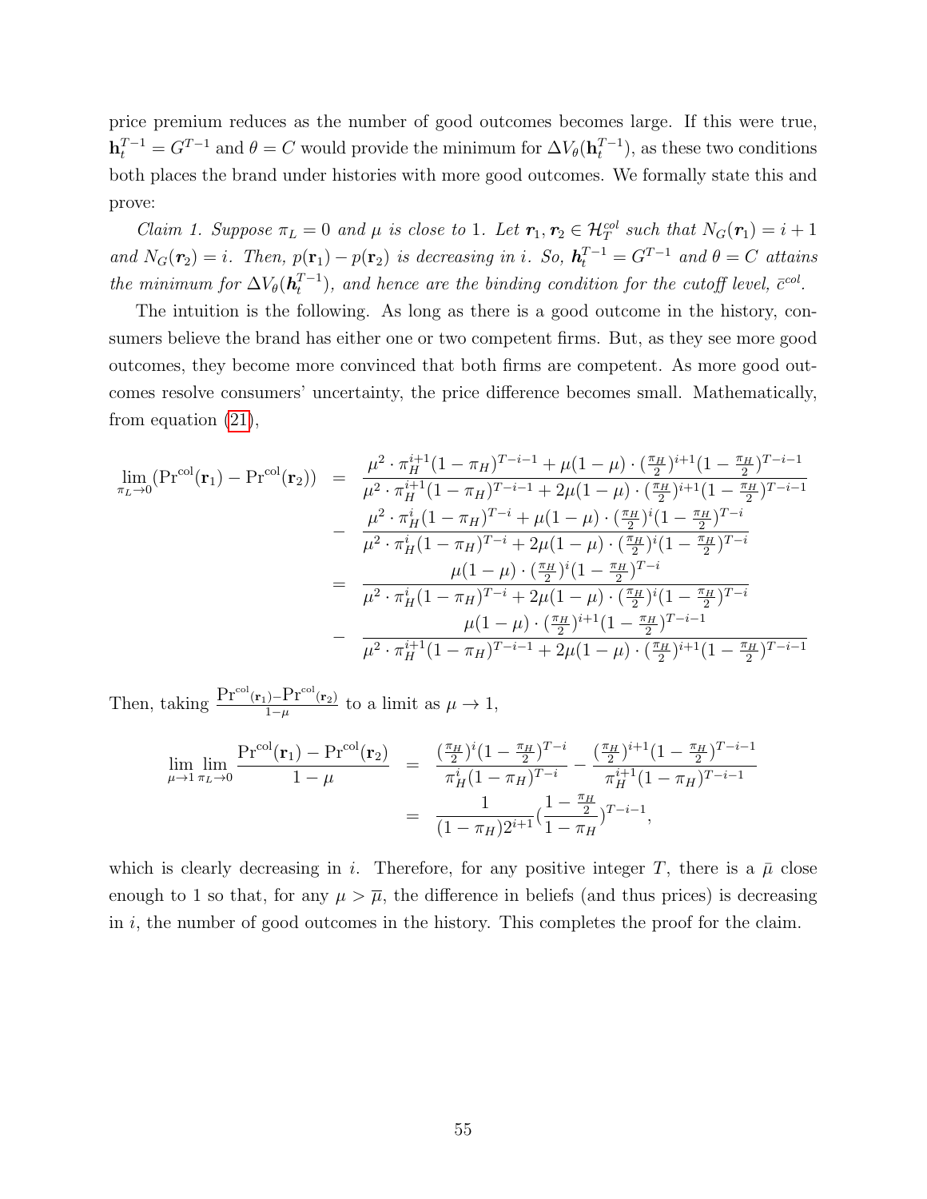price premium reduces as the number of good outcomes becomes large. If this were true, $\mathbf{h}_t^{T-1} = G^{T-1}$ and $\theta = C$ would provide the minimum for $\Delta V_\theta(\mathbf{h}_t^{T-1})$, as these two conditions both places the brand under histories with more good outcomes. We formally state this and prove:

*Claim 1. Suppose $\pi_L = 0$ and $\mu$ is close to 1. Let $\boldsymbol{r}_1, \boldsymbol{r}_2 \in \mathcal{H}_T^{col}$ such that $N_G(\boldsymbol{r}_1) = i+1$ and $N_G(\boldsymbol{r}_2) = i$. Then, $p(\mathbf{r}_1) - p(\mathbf{r}_2)$ is decreasing in $i$. So, $\boldsymbol{h}_t^{T-1} = G^{T-1}$ and $\theta = C$ attains the minimum for $\Delta V_\theta(\boldsymbol{h}_t^{T-1})$, and hence are the binding condition for the cutoff level, $\bar{c}^{col}$.*

The intuition is the following. As long as there is a good outcome in the history, consumers believe the brand has either one or two competent firms. But, as they see more good outcomes, they become more convinced that both firms are competent. As more good outcomes resolve consumers' uncertainty, the price difference becomes small. Mathematically, from equation (21),

$$
\begin{aligned}
\lim_{\pi_L \to 0}(\Pr^{col}(\mathbf{r}_1) - \Pr^{col}(\mathbf{r}_2)) &= \frac{\mu^2 \cdot \pi_H^{i+1}(1-\pi_H)^{T-i-1} + \mu(1-\mu)\cdot(\frac{\pi_H}{2})^{i+1}(1-\frac{\pi_H}{2})^{T-i-1}}{\mu^2 \cdot \pi_H^{i+1}(1-\pi_H)^{T-i-1} + 2\mu(1-\mu)\cdot(\frac{\pi_H}{2})^{i+1}(1-\frac{\pi_H}{2})^{T-i-1}} \\
&\quad - \frac{\mu^2 \cdot \pi_H^{i}(1-\pi_H)^{T-i} + \mu(1-\mu)\cdot(\frac{\pi_H}{2})^{i}(1-\frac{\pi_H}{2})^{T-i}}{\mu^2 \cdot \pi_H^{i}(1-\pi_H)^{T-i} + 2\mu(1-\mu)\cdot(\frac{\pi_H}{2})^{i}(1-\frac{\pi_H}{2})^{T-i}} \\
&= \frac{\mu(1-\mu)\cdot(\frac{\pi_H}{2})^{i}(1-\frac{\pi_H}{2})^{T-i}}{\mu^2 \cdot \pi_H^{i}(1-\pi_H)^{T-i} + 2\mu(1-\mu)\cdot(\frac{\pi_H}{2})^{i}(1-\frac{\pi_H}{2})^{T-i}} \\
&\quad - \frac{\mu(1-\mu)\cdot(\frac{\pi_H}{2})^{i+1}(1-\frac{\pi_H}{2})^{T-i-1}}{\mu^2 \cdot \pi_H^{i+1}(1-\pi_H)^{T-i-1} + 2\mu(1-\mu)\cdot(\frac{\pi_H}{2})^{i+1}(1-\frac{\pi_H}{2})^{T-i-1}}
\end{aligned}
$$

Then, taking $\frac{\Pr^{col}(\mathbf{r}_1) - \Pr^{col}(\mathbf{r}_2)}{1-\mu}$ to a limit as $\mu \to 1$,

$$
\begin{aligned}
\lim_{\mu \to 1}\lim_{\pi_L \to 0} \frac{\Pr^{col}(\mathbf{r}_1) - \Pr^{col}(\mathbf{r}_2)}{1-\mu} &= \frac{(\frac{\pi_H}{2})^{i}(1-\frac{\pi_H}{2})^{T-i}}{\pi_H^{i}(1-\pi_H)^{T-i}} - \frac{(\frac{\pi_H}{2})^{i+1}(1-\frac{\pi_H}{2})^{T-i-1}}{\pi_H^{i+1}(1-\pi_H)^{T-i-1}} \\
&= \frac{1}{(1-\pi_H)2^{i+1}}\left(\frac{1-\frac{\pi_H}{2}}{1-\pi_H}\right)^{T-i-1},
\end{aligned}
$$

which is clearly decreasing in $i$. Therefore, for any positive integer $T$, there is a $\bar{\mu}$ close enough to 1 so that, for any $\mu > \overline{\mu}$, the difference in beliefs (and thus prices) is decreasing in $i$, the number of good outcomes in the history. This completes the proof for the claim.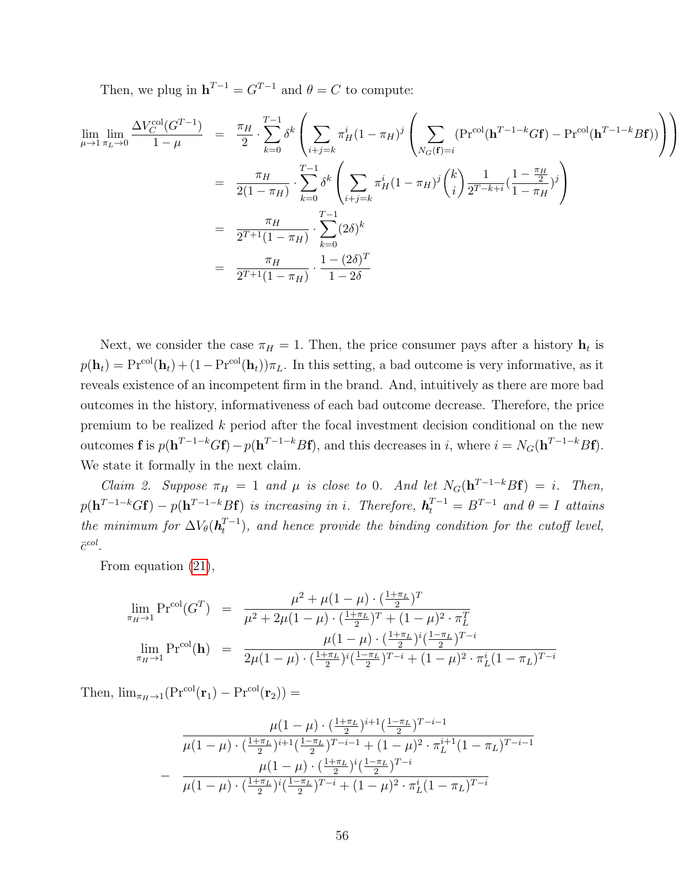Then, we plug in $\mathbf{h}^{T-1} = G^{T-1}$ and $\theta = C$ to compute:

$$
\begin{aligned}
\lim_{\mu \to 1} \lim_{\pi_L \to 0} \frac{\Delta V_C^{\text{col}}(G^{T-1})}{1-\mu} &= \frac{\pi_H}{2} \cdot \sum_{k=0}^{T-1} \delta^k \left( \sum_{i+j=k} \pi_H^i (1-\pi_H)^j \left( \sum_{N_G(\mathbf{f})=i} (\Pr^{\text{col}}(\mathbf{h}^{T-1-k} G\mathbf{f}) - \Pr^{\text{col}}(\mathbf{h}^{T-1-k} B\mathbf{f})) \right) \right) \\
&= \frac{\pi_H}{2(1-\pi_H)} \cdot \sum_{k=0}^{T-1} \delta^k \left( \sum_{i+j=k} \pi_H^i (1-\pi_H)^j \binom{k}{i} \frac{1}{2^{T-k+i}} \left(\frac{1-\frac{\pi_H}{2}}{1-\pi_H}\right)^j \right) \\
&= \frac{\pi_H}{2^{T+1}(1-\pi_H)} \cdot \sum_{k=0}^{T-1} (2\delta)^k \\
&= \frac{\pi_H}{2^{T+1}(1-\pi_H)} \cdot \frac{1-(2\delta)^T}{1-2\delta}
\end{aligned}
$$

Next, we consider the case $\pi_H = 1$. Then, the price consumer pays after a history $\mathbf{h}_t$ is $p(\mathbf{h}_t) = \Pr^{\text{col}}(\mathbf{h}_t) + (1 - \Pr^{\text{col}}(\mathbf{h}_t))\pi_L$. In this setting, a bad outcome is very informative, as it reveals existence of an incompetent firm in the brand. And, intuitively as there are more bad outcomes in the history, informativeness of each bad outcome decrease. Therefore, the price premium to be realized $k$ period after the focal investment decision conditional on the new outcomes $\mathbf{f}$ is $p(\mathbf{h}^{T-1-k}G\mathbf{f}) - p(\mathbf{h}^{T-1-k}B\mathbf{f})$, and this decreases in $i$, where $i = N_G(\mathbf{h}^{T-1-k}B\mathbf{f})$. We state it formally in the next claim.

*Claim 2. Suppose $\pi_H = 1$ and $\mu$ is close to 0. And let $N_G(\mathbf{h}^{T-1-k}B\mathbf{f}) = i$. Then, $p(\mathbf{h}^{T-1-k}G\mathbf{f}) - p(\mathbf{h}^{T-1-k}B\mathbf{f})$ is increasing in $i$. Therefore, $\boldsymbol{h}_t^{T-1} = B^{T-1}$ and $\theta = I$ attains the minimum for $\Delta V_\theta(\boldsymbol{h}_t^{T-1})$, and hence provide the binding condition for the cutoff level, $\bar{c}^{col}$.*

From equation (21),

$$
\begin{aligned}
\lim_{\pi_H \to 1} \Pr^{\text{col}}(G^T) &= \frac{\mu^2 + \mu(1-\mu) \cdot (\frac{1+\pi_L}{2})^T}{\mu^2 + 2\mu(1-\mu)\cdot(\frac{1+\pi_L}{2})^T + (1-\mu)^2 \cdot \pi_L^T} \\
\lim_{\pi_H \to 1} \Pr^{\text{col}}(\mathbf{h}) &= \frac{\mu(1-\mu)\cdot(\frac{1+\pi_L}{2})^i (\frac{1-\pi_L}{2})^{T-i}}{2\mu(1-\mu)\cdot(\frac{1+\pi_L}{2})^i(\frac{1-\pi_L}{2})^{T-i} + (1-\mu)^2 \cdot \pi_L^i (1-\pi_L)^{T-i}}
\end{aligned}
$$

Then, $\lim_{\pi_H \to 1}(\Pr^{\text{col}}(\mathbf{r}_1) - \Pr^{\text{col}}(\mathbf{r}_2)) =$

$$
\begin{aligned}
& \frac{\mu(1-\mu)\cdot(\frac{1+\pi_L}{2})^{i+1}(\frac{1-\pi_L}{2})^{T-i-1}}{\mu(1-\mu)\cdot(\frac{1+\pi_L}{2})^{i+1}(\frac{1-\pi_L}{2})^{T-i-1} + (1-\mu)^2\cdot\pi_L^{i+1}(1-\pi_L)^{T-i-1}} \\
- \; & \frac{\mu(1-\mu)\cdot(\frac{1+\pi_L}{2})^{i}(\frac{1-\pi_L}{2})^{T-i}}{\mu(1-\mu)\cdot(\frac{1+\pi_L}{2})^{i}(\frac{1-\pi_L}{2})^{T-i} + (1-\mu)^2\cdot\pi_L^{i}(1-\pi_L)^{T-i}}
\end{aligned}
$$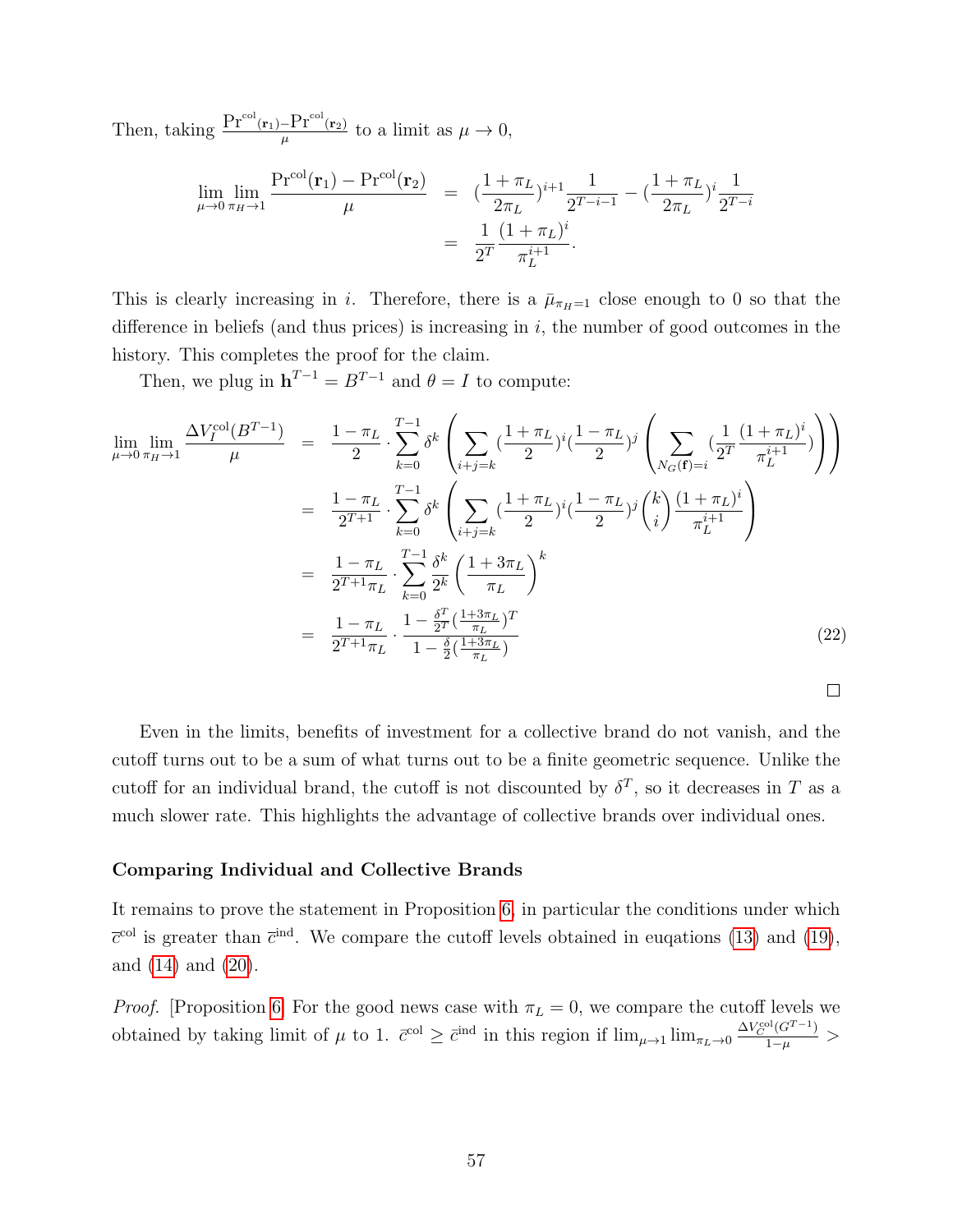Then, taking $\frac{\Pr^{col}(\mathbf{r}_1) - \Pr^{col}(\mathbf{r}_2)}{\mu}$ to a limit as $\mu \to 0$,

$$
\begin{aligned}
\lim_{\mu\to 0}\lim_{\pi_H\to 1} \frac{\Pr^{col}(\mathbf{r}_1) - \Pr^{col}(\mathbf{r}_2)}{\mu} &= (\frac{1+\pi_L}{2\pi_L})^{i+1}\frac{1}{2^{T-i-1}} - (\frac{1+\pi_L}{2\pi_L})^{i}\frac{1}{2^{T-i}} \\
&= \frac{1}{2^T}\frac{(1+\pi_L)^i}{\pi_L^{i+1}}.
\end{aligned}
$$

This is clearly increasing in $i$. Therefore, there is a $\bar{\mu}_{\pi_H=1}$ close enough to 0 so that the difference in beliefs (and thus prices) is increasing in $i$, the number of good outcomes in the history. This completes the proof for the claim.

Then, we plug in $\mathbf{h}^{T-1} = B^{T-1}$ and $\theta = I$ to compute:

$$
\begin{aligned}
\lim_{\mu\to 0}\lim_{\pi_H\to 1} \frac{\Delta V_I^{col}(B^{T-1})}{\mu} &= \frac{1-\pi_L}{2}\cdot\sum_{k=0}^{T-1}\delta^k\left(\sum_{i+j=k}(\frac{1+\pi_L}{2})^i(\frac{1-\pi_L}{2})^j\left(\sum_{N_G(\mathbf{f})=i}(\frac{1}{2^T}\frac{(1+\pi_L)^i}{\pi_L^{i+1}})\right)\right) \\
&= \frac{1-\pi_L}{2^{T+1}}\cdot\sum_{k=0}^{T-1}\delta^k\left(\sum_{i+j=k}(\frac{1+\pi_L}{2})^i(\frac{1-\pi_L}{2})^j\binom{k}{i}\frac{(1+\pi_L)^i}{\pi_L^{i+1}}\right) \\
&= \frac{1-\pi_L}{2^{T+1}\pi_L}\cdot\sum_{k=0}^{T-1}\frac{\delta^k}{2^k}\left(\frac{1+3\pi_L}{\pi_L}\right)^k \\
&= \frac{1-\pi_L}{2^{T+1}\pi_L}\cdot\frac{1-\frac{\delta^T}{2^T}(\frac{1+3\pi_L}{\pi_L})^T}{1-\frac{\delta}{2}(\frac{1+3\pi_L}{\pi_L})} \qquad (22)
\end{aligned}
$$

□

Even in the limits, benefits of investment for a collective brand do not vanish, and the cutoff turns out to be a sum of what turns out to be a finite geometric sequence. Unlike the cutoff for an individual brand, the cutoff is not discounted by $\delta^T$, so it decreases in $T$ as a much slower rate. This highlights the advantage of collective brands over individual ones.

### Comparing Individual and Collective Brands

It remains to prove the statement in Proposition 6, in particular the conditions under which $\bar{c}^{col}$ is greater than $\bar{c}^{ind}$. We compare the cutoff levels obtained in euqations (13) and (19), and (14) and (20).

*Proof.* [Proposition 6] For the good news case with $\pi_L = 0$, we compare the cutoff levels we obtained by taking limit of $\mu$ to 1. $\bar{c}^{col} \geq \bar{c}^{ind}$ in this region if $\lim_{\mu\to 1}\lim_{\pi_L\to 0}\frac{\Delta V_C^{col}(G^{T-1})}{1-\mu} >$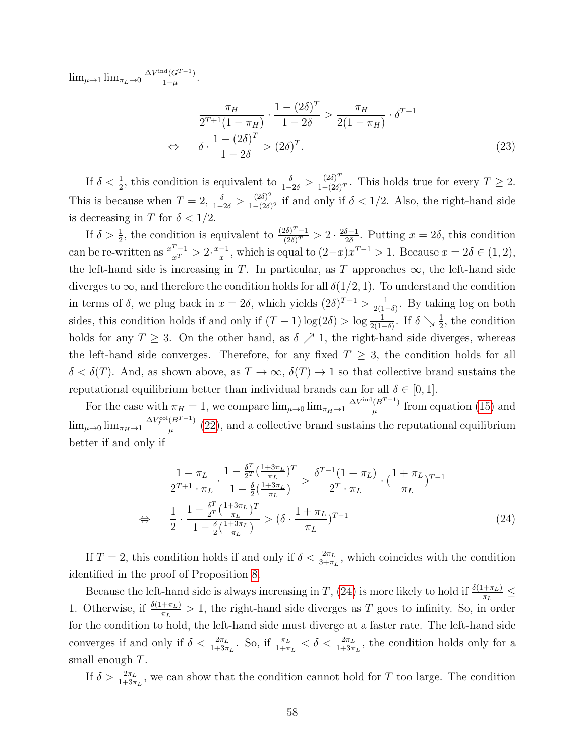$\lim_{\mu\to 1}\lim_{\pi_L\to 0}\frac{\Delta V^{\text{ind}}(G^{T-1})}{1-\mu}$.

$$
\begin{aligned}
&\frac{\pi_H}{2^{T+1}(1-\pi_H)}\cdot\frac{1-(2\delta)^T}{1-2\delta} > \frac{\pi_H}{2(1-\pi_H)}\cdot\delta^{T-1} \\
\Leftrightarrow\quad &\delta\cdot\frac{1-(2\delta)^T}{1-2\delta} > (2\delta)^T. 
\end{aligned}
\tag{23}
$$

If $\delta<\frac{1}{2}$, this condition is equivalent to $\frac{\delta}{1-2\delta}>\frac{(2\delta)^T}{1-(2\delta)^T}$. This holds true for every $T\geq 2$. This is because when $T=2$, $\frac{\delta}{1-2\delta}>\frac{(2\delta)^2}{1-(2\delta)^2}$ if and only if $\delta<1/2$. Also, the right-hand side is decreasing in $T$ for $\delta<1/2$.

If $\delta>\frac{1}{2}$, the condition is equivalent to $\frac{(2\delta)^T-1}{(2\delta)^T}>2\cdot\frac{2\delta-1}{2\delta}$. Putting $x=2\delta$, this condition can be re-written as $\frac{x^T-1}{x^T}>2\cdot\frac{x-1}{x}$, which is equal to $(2-x)x^{T-1}>1$. Because $x=2\delta\in(1,2)$, the left-hand side is increasing in $T$. In particular, as $T$ approaches $\infty$, the left-hand side diverges to $\infty$, and therefore the condition holds for all $\delta(1/2,1)$. To understand the condition in terms of $\delta$, we plug back in $x=2\delta$, which yields $(2\delta)^{T-1}>\frac{1}{2(1-\delta)}$. By taking log on both sides, this condition holds if and only if $(T-1)\log(2\delta)>\log\frac{1}{2(1-\delta)}$. If $\delta\searrow\frac{1}{2}$, the condition holds for any $T\geq 3$. On the other hand, as $\delta\nearrow 1$, the right-hand side diverges, whereas the left-hand side converges. Therefore, for any fixed $T\geq 3$, the condition holds for all $\delta<\overline{\delta}(T)$. And, as shown above, as $T\to\infty$, $\overline{\delta}(T)\to 1$ so that collective brand sustains the reputational equilibrium better than individual brands can for all $\delta\in[0,1]$.

For the case with $\pi_H=1$, we compare $\lim_{\mu\to 0}\lim_{\pi_H\to 1}\frac{\Delta V^{\text{ind}}(B^{T-1})}{\mu}$ from equation (15) and $\lim_{\mu\to 0}\lim_{\pi_H\to 1}\frac{\Delta V_I^{\text{col}}(B^{T-1})}{\mu}$ (22), and a collective brand sustains the reputational equilibrium better if and only if

$$
\begin{aligned}
&\frac{1-\pi_L}{2^{T+1}\cdot\pi_L}\cdot\frac{1-\frac{\delta^T}{2^T}(\frac{1+3\pi_L}{\pi_L})^T}{1-\frac{\delta}{2}(\frac{1+3\pi_L}{\pi_L})} > \frac{\delta^{T-1}(1-\pi_L)}{2^T\cdot\pi_L}\cdot(\frac{1+\pi_L}{\pi_L})^{T-1} \\
\Leftrightarrow\quad &\frac{1}{2}\cdot\frac{1-\frac{\delta^T}{2^T}(\frac{1+3\pi_L}{\pi_L})^T}{1-\frac{\delta}{2}(\frac{1+3\pi_L}{\pi_L})} > (\delta\cdot\frac{1+\pi_L}{\pi_L})^{T-1}
\end{aligned}
\tag{24}
$$

If $T=2$, this condition holds if and only if $\delta<\frac{2\pi_L}{3+\pi_L}$, which coincides with the condition identified in the proof of Proposition 8.

Because the left-hand side is always increasing in $T$, (24) is more likely to hold if $\frac{\delta(1+\pi_L)}{\pi_L}\leq 1$. Otherwise, if $\frac{\delta(1+\pi_L)}{\pi_L}>1$, the right-hand side diverges as $T$ goes to infinity. So, in order for the condition to hold, the left-hand side must diverge at a faster rate. The left-hand side converges if and only if $\delta<\frac{2\pi_L}{1+3\pi_L}$. So, if $\frac{\pi_L}{1+\pi_L}<\delta<\frac{2\pi_L}{1+3\pi_L}$, the condition holds only for a small enough $T$.

If $\delta>\frac{2\pi_L}{1+3\pi_L}$, we can show that the condition cannot hold for $T$ too large. The condition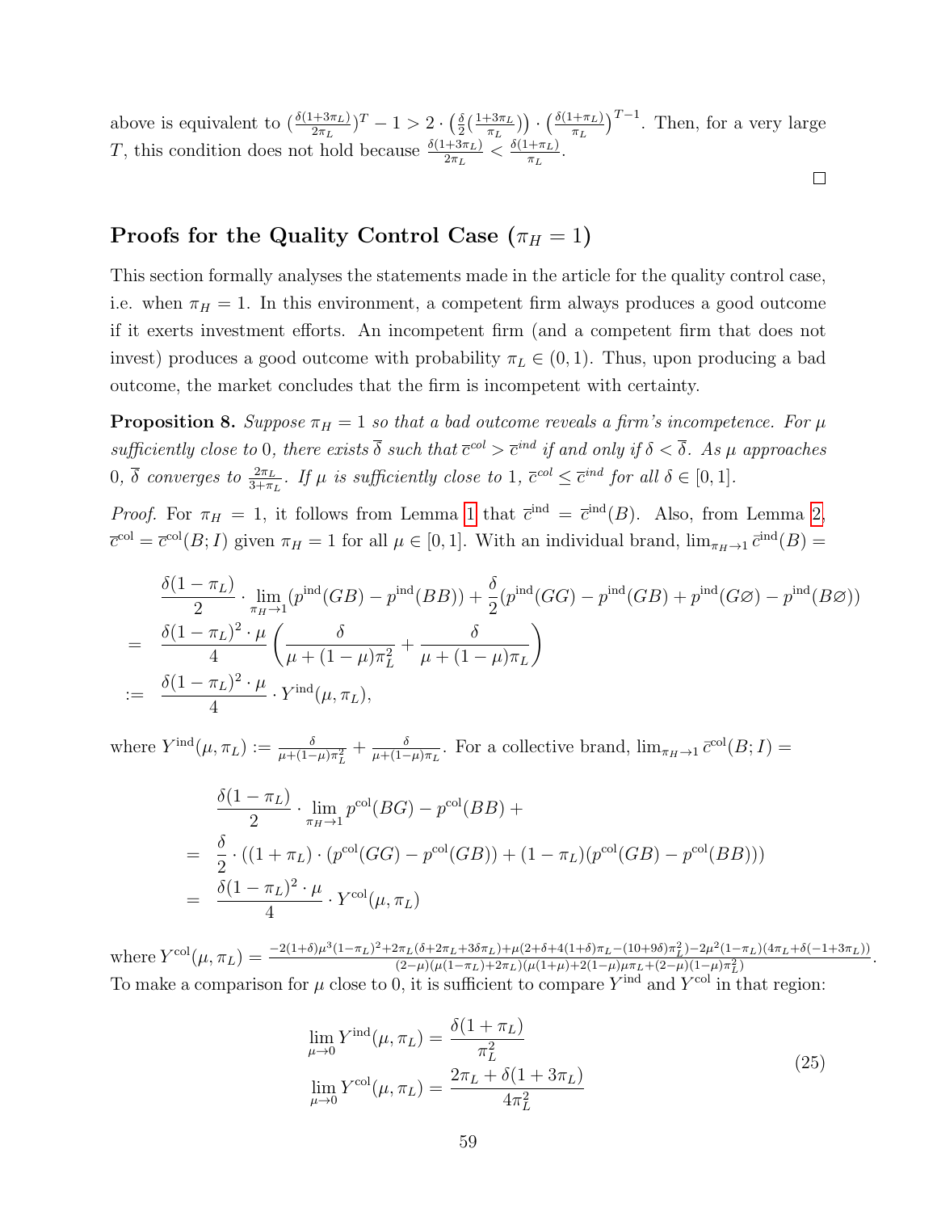above is equivalent to $(\frac{\delta(1+3\pi_L)}{2\pi_L})^T - 1 > 2 \cdot \left(\frac{\delta}{2}(\frac{1+3\pi_L}{\pi_L})\right) \cdot \left(\frac{\delta(1+\pi_L)}{\pi_L}\right)^{T-1}$. Then, for a very large $T$, this condition does not hold because $\frac{\delta(1+3\pi_L)}{2\pi_L} < \frac{\delta(1+\pi_L)}{\pi_L}$.

□

## Proofs for the Quality Control Case ($\pi_H = 1$)

This section formally analyses the statements made in the article for the quality control case, i.e. when $\pi_H = 1$. In this environment, a competent firm always produces a good outcome if it exerts investment efforts. An incompetent firm (and a competent firm that does not invest) produces a good outcome with probability $\pi_L \in (0, 1)$. Thus, upon producing a bad outcome, the market concludes that the firm is incompetent with certainty.

**Proposition 8.** *Suppose $\pi_H = 1$ so that a bad outcome reveals a firm's incompetence. For $\mu$ sufficiently close to 0, there exists $\overline{\delta}$ such that $\overline{c}^{col} > \overline{c}^{ind}$ if and only if $\delta < \overline{\delta}$. As $\mu$ approaches 0, $\overline{\delta}$ converges to $\frac{2\pi_L}{3+\pi_L}$. If $\mu$ is sufficiently close to 1, $\overline{c}^{col} \le \overline{c}^{ind}$ for all $\delta \in [0, 1]$.*

*Proof.* For $\pi_H = 1$, it follows from Lemma 1 that $\overline{c}^{\text{ind}} = \overline{c}^{\text{ind}}(B)$. Also, from Lemma 2, $\overline{c}^{\text{col}} = \overline{c}^{\text{col}}(B; I)$ given $\pi_H = 1$ for all $\mu \in [0, 1]$. With an individual brand, $\lim_{\pi_H \to 1} \overline{c}^{\text{ind}}(B) =$

$$
\begin{aligned}
& \frac{\delta(1-\pi_L)}{2} \cdot \lim_{\pi_H \to 1}(p^{\text{ind}}(GB) - p^{\text{ind}}(BB)) + \frac{\delta}{2}(p^{\text{ind}}(GG) - p^{\text{ind}}(GB) + p^{\text{ind}}(G\varnothing) - p^{\text{ind}}(B\varnothing)) \\
= \quad & \frac{\delta(1-\pi_L)^2 \cdot \mu}{4} \left( \frac{\delta}{\mu + (1-\mu)\pi_L^2} + \frac{\delta}{\mu + (1-\mu)\pi_L} \right) \\
:= \quad & \frac{\delta(1-\pi_L)^2 \cdot \mu}{4} \cdot Y^{\text{ind}}(\mu, \pi_L),
\end{aligned}
$$

where $Y^{\text{ind}}(\mu, \pi_L) := \frac{\delta}{\mu+(1-\mu)\pi_L^2} + \frac{\delta}{\mu+(1-\mu)\pi_L}$. For a collective brand, $\lim_{\pi_H \to 1} \overline{c}^{\text{col}}(B; I) =$

$$
\begin{aligned}
& \frac{\delta(1-\pi_L)}{2} \cdot \lim_{\pi_H \to 1} p^{\text{col}}(BG) - p^{\text{col}}(BB) + \\
= \quad & \frac{\delta}{2} \cdot ((1+\pi_L) \cdot (p^{\text{col}}(GG) - p^{\text{col}}(GB)) + (1-\pi_L)(p^{\text{col}}(GB) - p^{\text{col}}(BB))) \\
= \quad & \frac{\delta(1-\pi_L)^2 \cdot \mu}{4} \cdot Y^{\text{col}}(\mu, \pi_L)
\end{aligned}
$$

where $Y^{\text{col}}(\mu, \pi_L) = \frac{-2(1+\delta)\mu^3(1-\pi_L)^2 + 2\pi_L(\delta+2\pi_L+3\delta\pi_L) + \mu(2+\delta+4(1+\delta)\pi_L - (10+9\delta)\pi_L^2) - 2\mu^2(1-\pi_L)(4\pi_L+\delta(-1+3\pi_L))}{(2-\mu)(\mu(1-\pi_L)+2\pi_L)(\mu(1+\mu)+2(1-\mu)\mu\pi_L+(2-\mu)(1-\mu)\pi_L^2)}$.
To make a comparison for $\mu$ close to 0, it is sufficient to compare $Y^{\text{ind}}$ and $Y^{\text{col}}$ in that region:

$$
\begin{aligned}
\lim_{\mu \to 0} Y^{\text{ind}}(\mu, \pi_L) &= \frac{\delta(1+\pi_L)}{\pi_L^2} \\
\lim_{\mu \to 0} Y^{\text{col}}(\mu, \pi_L) &= \frac{2\pi_L + \delta(1+3\pi_L)}{4\pi_L^2}
\end{aligned}
\tag{25}
$$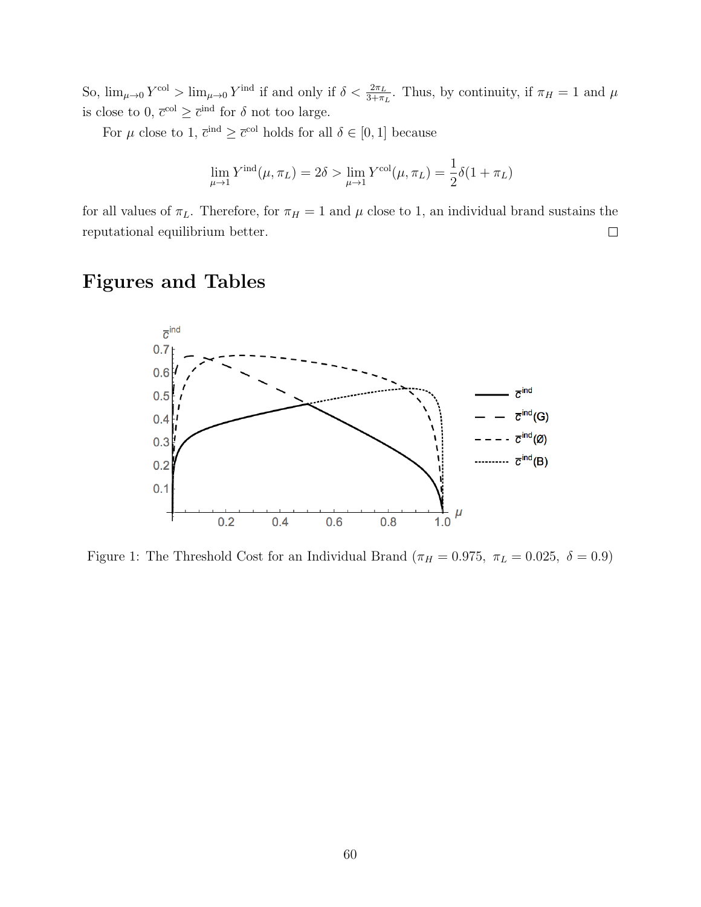So, $\lim_{\mu\to 0} Y^{\text{col}} > \lim_{\mu\to 0} Y^{\text{ind}}$ if and only if $\delta < \frac{2\pi_L}{3+\pi_L}$. Thus, by continuity, if $\pi_H = 1$ and $\mu$ is close to 0, $\overline{c}^{\text{col}} \geq \overline{c}^{\text{ind}}$ for $\delta$ not too large.

For $\mu$ close to 1, $\overline{c}^{\text{ind}} \geq \overline{c}^{\text{col}}$ holds for all $\delta \in [0,1]$ because

$$\lim_{\mu\to 1} Y^{\text{ind}}(\mu, \pi_L) = 2\delta > \lim_{\mu\to 1} Y^{\text{col}}(\mu, \pi_L) = \frac{1}{2}\delta(1+\pi_L)$$

for all values of $\pi_L$. Therefore, for $\pi_H = 1$ and $\mu$ close to 1, an individual brand sustains the reputational equilibrium better. □

# Figures and Tables

Figure 1: The Threshold Cost for an Individual Brand ($\pi_H = 0.975,\ \pi_L = 0.025,\ \delta = 0.9$)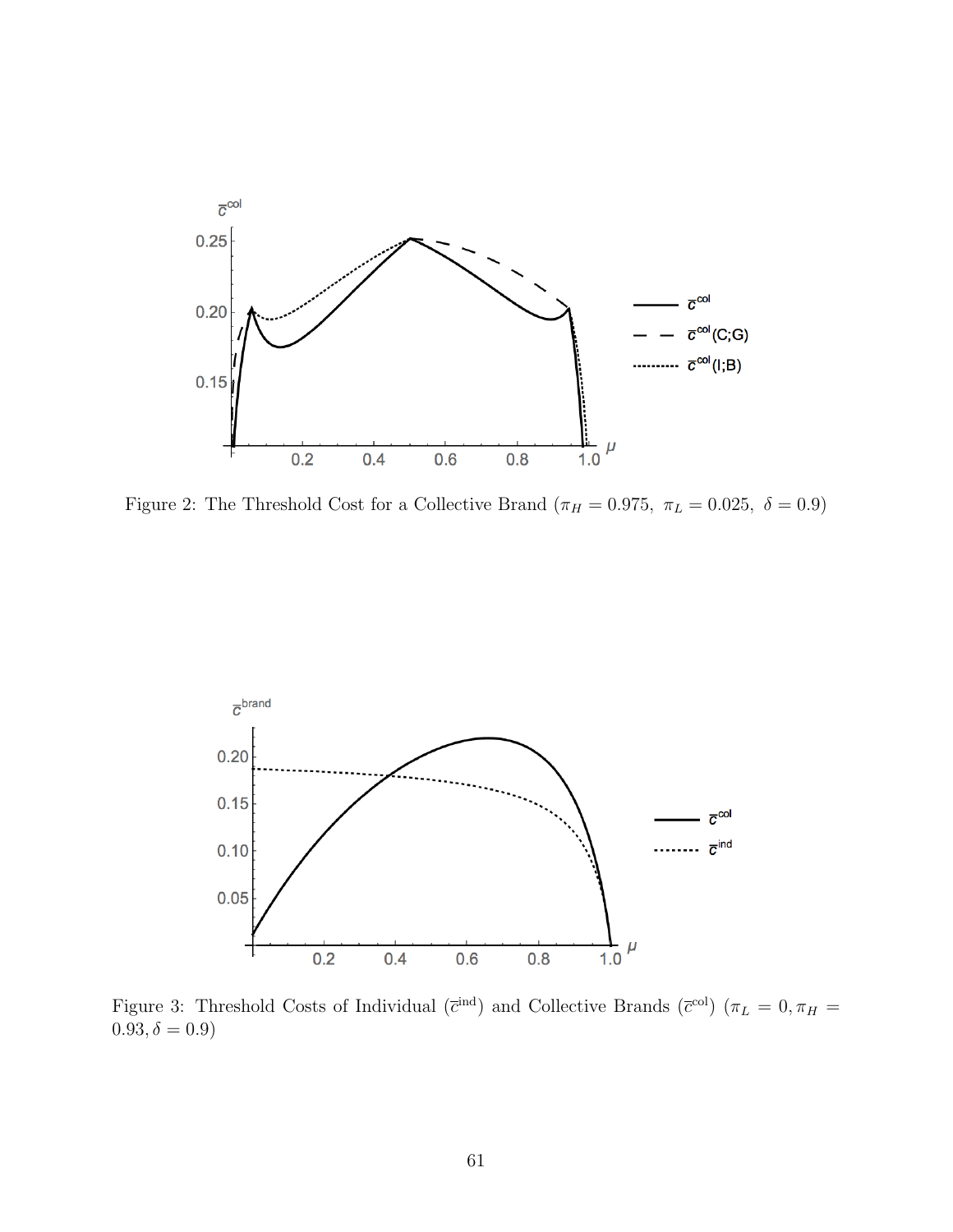Figure 2: The Threshold Cost for a Collective Brand ($\pi_H = 0.975,\ \pi_L = 0.025,\ \delta = 0.9$)

Figure 3: Threshold Costs of Individual ($\overline{c}^{\text{ind}}$) and Collective Brands ($\overline{c}^{\text{col}}$) ($\pi_L = 0, \pi_H = 0.93, \delta = 0.9$)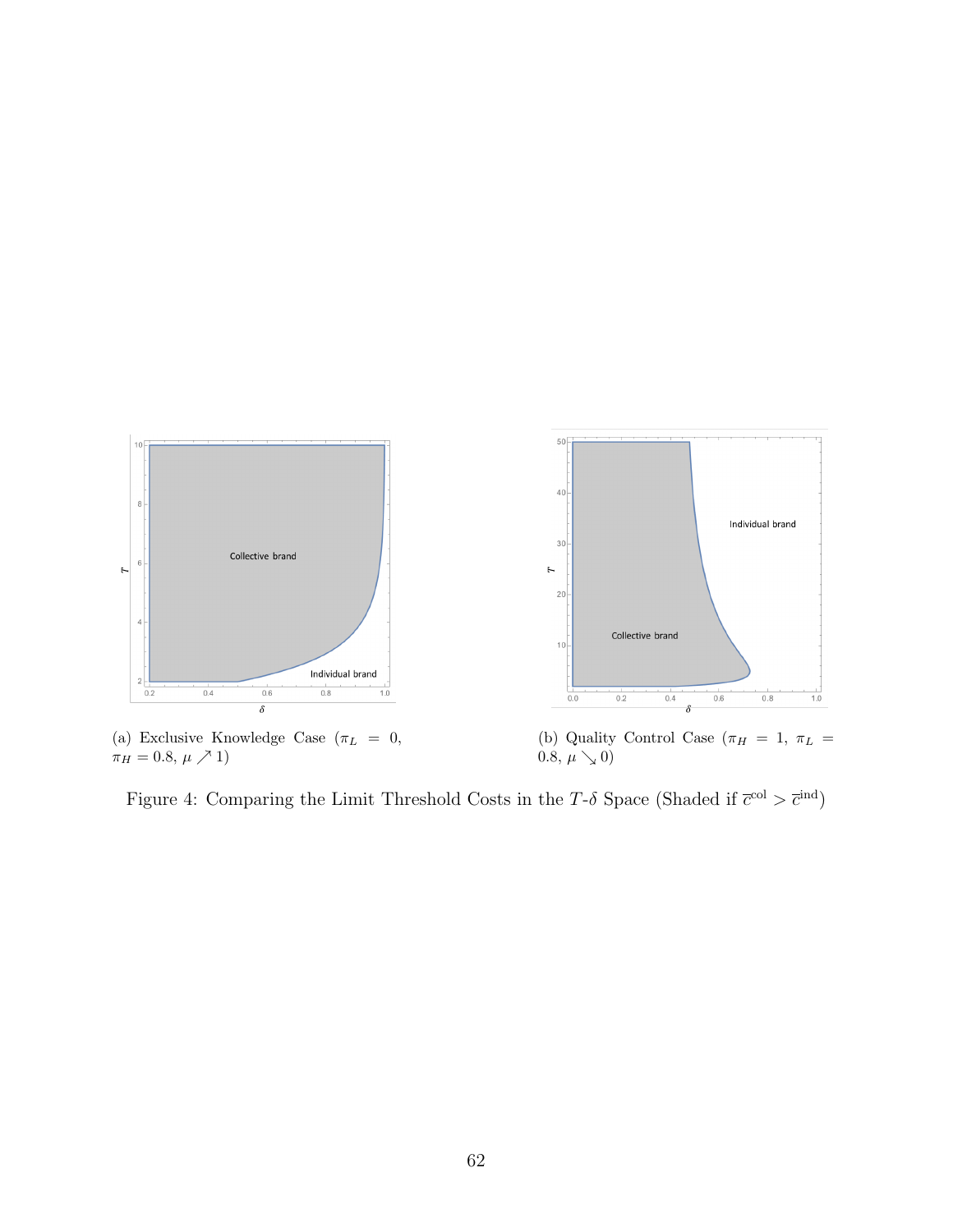Collective brand

Individual brand

10
8
6
4
2

0.2 0.4 0.6 0.8 1.0

$T$

$\delta$

(a) Exclusive Knowledge Case ($\pi_L = 0$, $\pi_H = 0.8$, $\mu \nearrow 1$)

Individual brand

Collective brand

50
40
30
20
10

0.0 0.2 0.4 0.6 0.8 1.0

$T$

$\delta$

(b) Quality Control Case ($\pi_H = 1$, $\pi_L = 0.8$, $\mu \searrow 0$)

Figure 4: Comparing the Limit Threshold Costs in the $T$-$\delta$ Space (Shaded if $\overline{c}^{\text{col}} > \overline{c}^{\text{ind}}$)